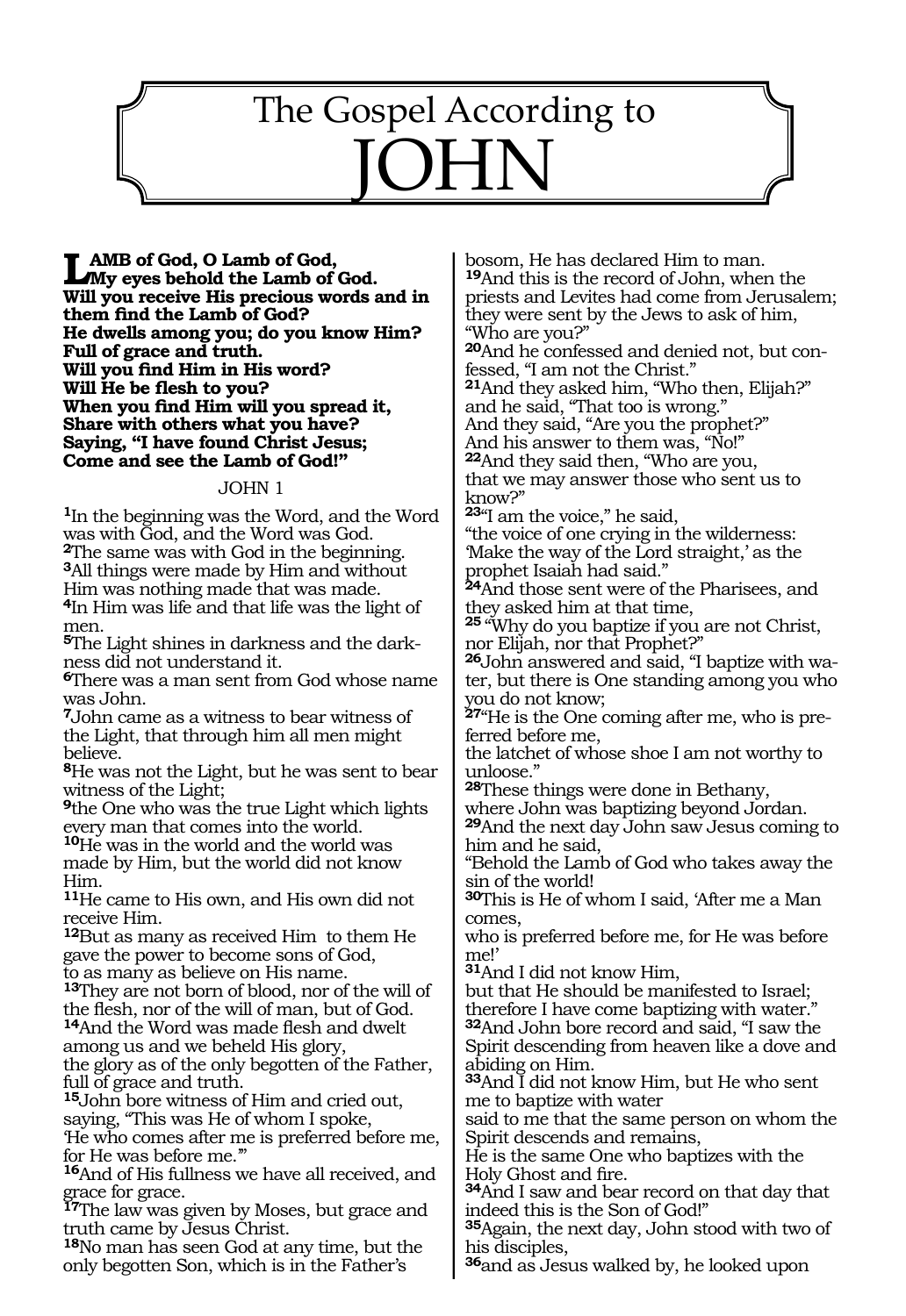# The Gospel According to JOHN

**LAMB of God, O Lamb of God,**
**My eyes behold the Lamb of God.**
**Will you receive His precious words and in them find the Lamb of God?**
**He dwells among you; do you know Him?**
**Full of grace and truth.**
**Will you find Him in His word?**
**Will He be flesh to you?**
**When you find Him will you spread it,**
**Share with others what you have?**
**Saying, "I have found Christ Jesus;**
**Come and see the Lamb of God!"**

## JOHN 1

**1**In the beginning was the Word, and the Word was with God, and the Word was God.
**2**The same was with God in the beginning.
**3**All things were made by Him and without Him was nothing made that was made.
**4**In Him was life and that life was the light of men.
**5**The Light shines in darkness and the darkness did not understand it.
**6**There was a man sent from God whose name was John.
**7**John came as a witness to bear witness of the Light, that through him all men might believe.
**8**He was not the Light, but he was sent to bear witness of the Light;
**9**the One who was the true Light which lights every man that comes into the world.
**10**He was in the world and the world was made by Him, but the world did not know Him.
**11**He came to His own, and His own did not receive Him.
**12**But as many as received Him to them He gave the power to become sons of God,
to as many as believe on His name.
**13**They are not born of blood, nor of the will of the flesh, nor of the will of man, but of God.
**14**And the Word was made flesh and dwelt among us and we beheld His glory,
the glory as of the only begotten of the Father, full of grace and truth.
**15**John bore witness of Him and cried out, saying, "This was He of whom I spoke,
'He who comes after me is preferred before me, for He was before me.'"
**16**And of His fullness we have all received, and grace for grace.
**17**The law was given by Moses, but grace and truth came by Jesus Christ.
**18**No man has seen God at any time, but the only begotten Son, which is in the Father's bosom, He has declared Him to man.
**19**And this is the record of John, when the priests and Levites had come from Jerusalem; they were sent by the Jews to ask of him, "Who are you?"
**20**And he confessed and denied not, but confessed, "I am not the Christ."
**21**And they asked him, "Who then, Elijah?" and he said, "That too is wrong."
And they said, "Are you the prophet?"
And his answer to them was, "No!"
**22**And they said then, "Who are you,
that we may answer those who sent us to know?"
**23**"I am the voice," he said,
"the voice of one crying in the wilderness: 'Make the way of the Lord straight,' as the prophet Isaiah had said."
**24**And those sent were of the Pharisees, and they asked him at that time,
**25** "Why do you baptize if you are not Christ, nor Elijah, nor that Prophet?"
**26**John answered and said, "I baptize with water, but there is One standing among you who you do not know;
**27**"He is the One coming after me, who is preferred before me,
the latchet of whose shoe I am not worthy to unloose."
**28**These things were done in Bethany,
where John was baptizing beyond Jordan.
**29**And the next day John saw Jesus coming to him and he said,
"Behold the Lamb of God who takes away the sin of the world!
**30**This is He of whom I said, 'After me a Man comes,
who is preferred before me, for He was before me!'
**31**And I did not know Him,
but that He should be manifested to Israel;
therefore I have come baptizing with water."
**32**And John bore record and said, "I saw the Spirit descending from heaven like a dove and abiding on Him.
**33**And I did not know Him, but He who sent me to baptize with water
said to me that the same person on whom the Spirit descends and remains,
He is the same One who baptizes with the Holy Ghost and fire.
**34**And I saw and bear record on that day that indeed this is the Son of God!"
**35**Again, the next day, John stood with two of his disciples,
**36**and as Jesus walked by, he looked upon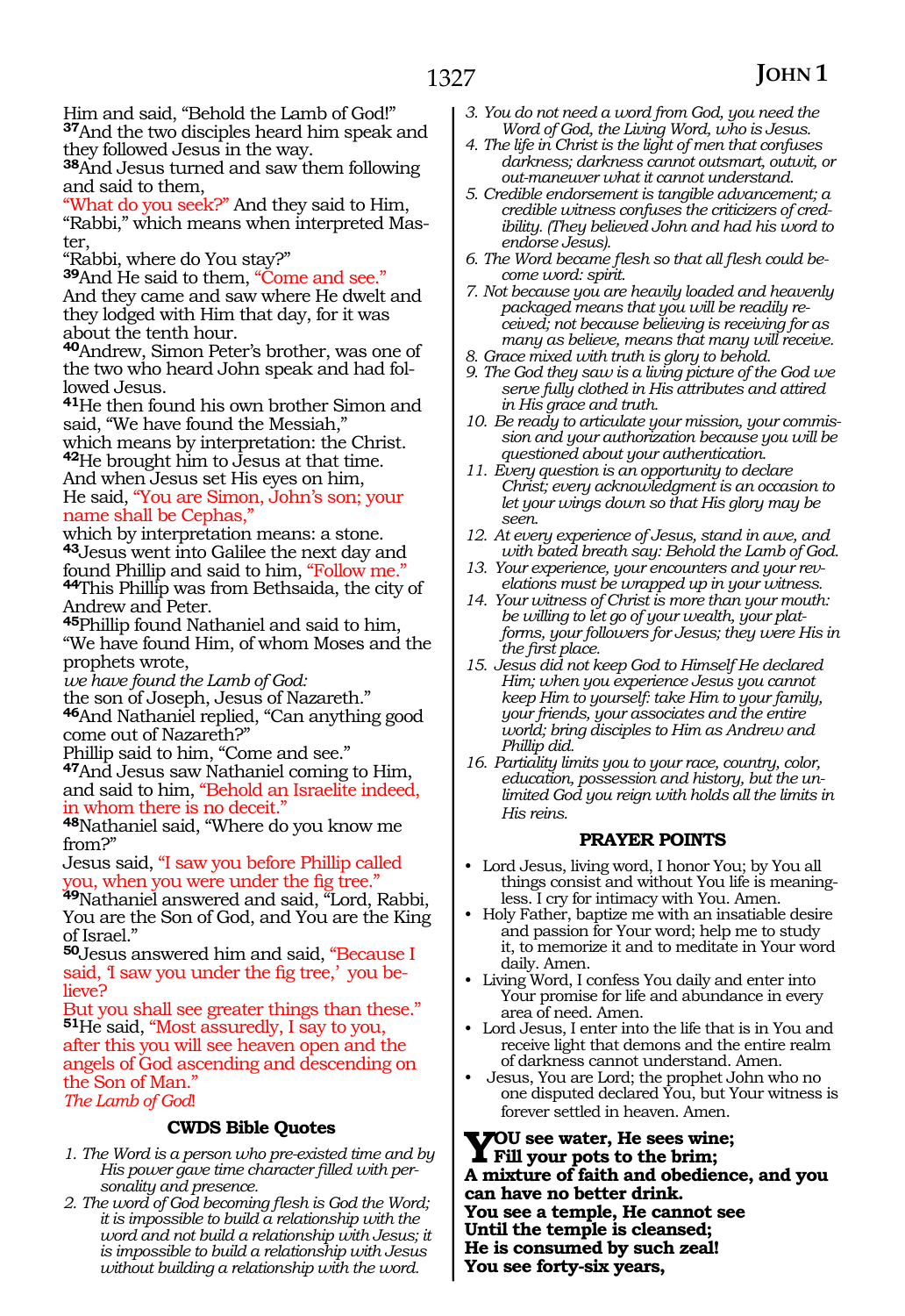Him and said, "Behold the Lamb of God!"
**37**And the two disciples heard him speak and they followed Jesus in the way.
**38**And Jesus turned and saw them following and said to them,
"What do you seek?" And they said to Him, "Rabbi," which means when interpreted Master,
"Rabbi, where do You stay?"
**39**And He said to them, "Come and see."
And they came and saw where He dwelt and they lodged with Him that day, for it was about the tenth hour.
**40**Andrew, Simon Peter's brother, was one of the two who heard John speak and had followed Jesus.
**41**He then found his own brother Simon and said, "We have found the Messiah,"
which means by interpretation: the Christ.
**42**He brought him to Jesus at that time.
And when Jesus set His eyes on him,
He said, "You are Simon, John's son; your name shall be Cephas,"
which by interpretation means: a stone.
**43**Jesus went into Galilee the next day and found Phillip and said to him, "Follow me."
**44**This Phillip was from Bethsaida, the city of Andrew and Peter.
**45**Phillip found Nathaniel and said to him, "We have found Him, of whom Moses and the prophets wrote,
*we have found the Lamb of God:*
the son of Joseph, Jesus of Nazareth."
**46**And Nathaniel replied, "Can anything good come out of Nazareth?"
Phillip said to him, "Come and see."
**47**And Jesus saw Nathaniel coming to Him, and said to him, "Behold an Israelite indeed, in whom there is no deceit."
**48**Nathaniel said, "Where do you know me from?"
Jesus said, "I saw you before Phillip called you, when you were under the fig tree."
**49**Nathaniel answered and said, "Lord, Rabbi, You are the Son of God, and You are the King of Israel."
**50**Jesus answered him and said, "Because I said, 'I saw you under the fig tree,' you believe?
But you shall see greater things than these."
**51**He said, "Most assuredly, I say to you, after this you will see heaven open and the angels of God ascending and descending on the Son of Man."
*The Lamb of God!*

### CWDS Bible Quotes

1. *The Word is a person who pre-existed time and by His power gave time character filled with personality and presence.*
2. *The word of God becoming flesh is God the Word; it is impossible to build a relationship with the word and not build a relationship with Jesus; it is impossible to build a relationship with Jesus without building a relationship with the word.*
3. *You do not need a word from God, you need the Word of God, the Living Word, who is Jesus.*
4. *The life in Christ is the light of men that confuses darkness; darkness cannot outsmart, outwit, or out-maneuver what it cannot understand.*
5. *Credible endorsement is tangible advancement; a credible witness confuses the criticizers of credibility. (They believed John and had his word to endorse Jesus).*
6. *The Word became flesh so that all flesh could become word: spirit.*
7. *Not because you are heavily loaded and heavenly packaged means that you will be readily received; not because believing is receiving for as many as believe, means that many will receive.*
8. *Grace mixed with truth is glory to behold.*
9. *The God they saw is a living picture of the God we serve fully clothed in His attributes and attired in His grace and truth.*
10. *Be ready to articulate your mission, your commission and your authorization because you will be questioned about your authentication.*
11. *Every question is an opportunity to declare Christ; every acknowledgment is an occasion to let your wings down so that His glory may be seen.*
12. *At every experience of Jesus, stand in awe, and with bated breath say: Behold the Lamb of God.*
13. *Your experience, your encounters and your revelations must be wrapped up in your witness.*
14. *Your witness of Christ is more than your mouth: be willing to let go of your wealth, your platforms, your followers for Jesus; they were His in the first place.*
15. *Jesus did not keep God to Himself He declared Him; when you experience Jesus you cannot keep Him to yourself: take Him to your family, your friends, your associates and the entire world; bring disciples to Him as Andrew and Phillip did.*
16. *Partiality limits you to your race, country, color, education, possession and history, but the unlimited God you reign with holds all the limits in His reins.*

### PRAYER POINTS

- Lord Jesus, living word, I honor You; by You all things consist and without You life is meaningless. I cry for intimacy with You. Amen.
- Holy Father, baptize me with an insatiable desire and passion for Your word; help me to study it, to memorize it and to meditate in Your word daily. Amen.
- Living Word, I confess You daily and enter into Your promise for life and abundance in every area of need. Amen.
- Lord Jesus, I enter into the life that is in You and receive light that demons and the entire realm of darkness cannot understand. Amen.
- Jesus, You are Lord; the prophet John who no one disputed declared You, but Your witness is forever settled in heaven. Amen.

**YOU see water, He sees wine;**
**Fill your pots to the brim;**
**A mixture of faith and obedience, and you can have no better drink.**
**You see a temple, He cannot see**
**Until the temple is cleansed;**
**He is consumed by such zeal!**
**You see forty-six years,**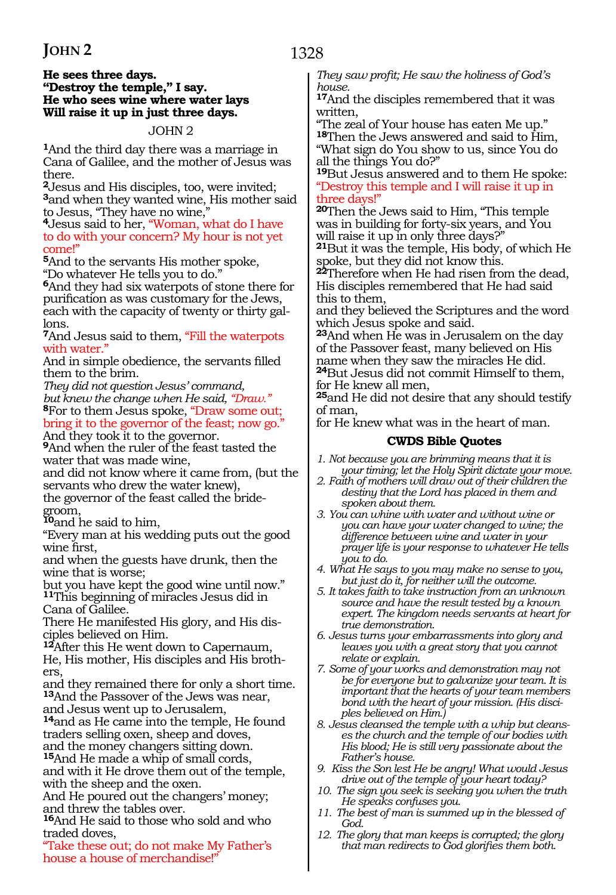**He sees three days.**
**"Destroy the temple," I say.**
**He who sees wine where water lays**
**Will raise it up in just three days.**

JOHN 2

[1]And the third day there was a marriage in Cana of Galilee, and the mother of Jesus was there.
[2]Jesus and His disciples, too, were invited;
[3]and when they wanted wine, His mother said to Jesus, "They have no wine,"
[4]Jesus said to her, "Woman, what do I have to do with your concern? My hour is not yet come!"
[5]And to the servants His mother spoke, "Do whatever He tells you to do."
[6]And they had six waterpots of stone there for purification as was customary for the Jews, each with the capacity of twenty or thirty gallons.
[7]And Jesus said to them, "Fill the waterpots with water."
And in simple obedience, the servants filled them to the brim.
*They did not question Jesus' command,*
*but knew the change when He said, "Draw."*
[8]For to them Jesus spoke, "Draw some out; bring it to the governor of the feast; now go."
And they took it to the governor.
[9]And when the ruler of the feast tasted the water that was made wine,
and did not know where it came from, (but the servants who drew the water knew),
the governor of the feast called the bridegroom,
[10]and he said to him,
"Every man at his wedding puts out the good wine first,
and when the guests have drunk, then the wine that is worse;
but you have kept the good wine until now."
[11]This beginning of miracles Jesus did in Cana of Galilee.
There He manifested His glory, and His disciples believed on Him.
[12]After this He went down to Capernaum, He, His mother, His disciples and His brothers,
and they remained there for only a short time.
[13]And the Passover of the Jews was near, and Jesus went up to Jerusalem,
[14]and as He came into the temple, He found traders selling oxen, sheep and doves,
and the money changers sitting down.
[15]And He made a whip of small cords,
and with it He drove them out of the temple, with the sheep and the oxen.
And He poured out the changers' money;
and threw the tables over.
[16]And He said to those who sold and who traded doves,
"Take these out; do not make My Father's house a house of merchandise!"
*They saw profit; He saw the holiness of God's house.*
[17]And the disciples remembered that it was written,
"The zeal of Your house has eaten Me up."
[18]Then the Jews answered and said to Him, "What sign do You show to us, since You do all the things You do?"
[19]But Jesus answered and to them He spoke:
"Destroy this temple and I will raise it up in three days!"
[20]Then the Jews said to Him, "This temple was in building for forty-six years, and You will raise it up in only three days?"
[21]But it was the temple, His body, of which He spoke, but they did not know this.
[22]Therefore when He had risen from the dead, His disciples remembered that He had said this to them,
and they believed the Scriptures and the word which Jesus spoke and said.
[23]And when He was in Jerusalem on the day of the Passover feast, many believed on His name when they saw the miracles He did.
[24]But Jesus did not commit Himself to them, for He knew all men,
[25]and He did not desire that any should testify of man,
for He knew what was in the heart of man.

### CWDS Bible Quotes

1. *Not because you are brimming means that it is your timing; let the Holy Spirit dictate your move.*
2. *Faith of mothers will draw out of their children the destiny that the Lord has placed in them and spoken about them.*
3. *You can whine with water and without wine or you can have your water changed to wine; the difference between wine and water in your prayer life is your response to whatever He tells you to do.*
4. *What He says to you may make no sense to you, but just do it, for neither will the outcome.*
5. *It takes faith to take instruction from an unknown source and have the result tested by a known expert. The kingdom needs servants at heart for true demonstration.*
6. *Jesus turns your embarrassments into glory and leaves you with a great story that you cannot relate or explain.*
7. *Some of your works and demonstration may not be for everyone but to galvanize your team. It is important that the hearts of your team members bond with the heart of your mission. (His disciples believed on Him.)*
8. *Jesus cleansed the temple with a whip but cleanses the church and the temple of our bodies with His blood; He is still very passionate about the Father's house.*
9. *Kiss the Son lest He be angry! What would Jesus drive out of the temple of your heart today?*
10. *The sign you seek is seeking you when the truth He speaks confuses you.*
11. *The best of man is summed up in the blessed of God.*
12. *The glory that man keeps is corrupted; the glory that man redirects to God glorifies them both.*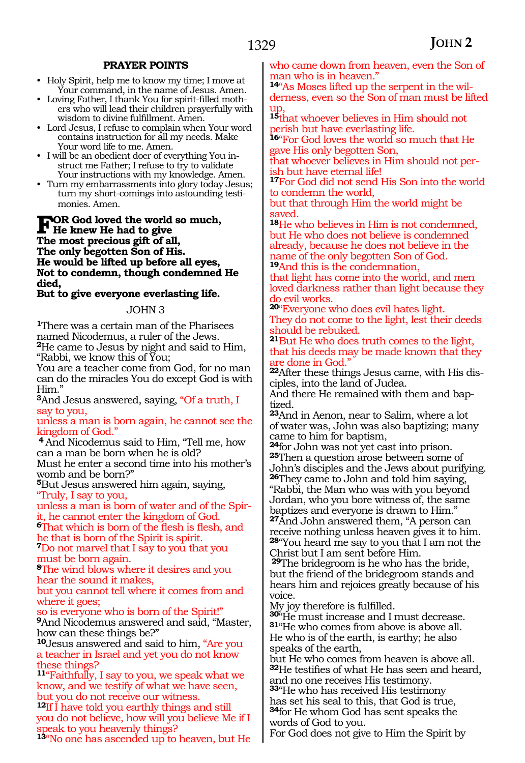### PRAYER POINTS

- Holy Spirit, help me to know my time; I move at Your command, in the name of Jesus. Amen.
- Loving Father, I thank You for spirit-filled mothers who will lead their children prayerfully with wisdom to divine fulfillment. Amen.
- Lord Jesus, I refuse to complain when Your word contains instruction for all my needs. Make Your word life to me. Amen.
- I will be an obedient doer of everything You instruct me Father; I refuse to try to validate Your instructions with my knowledge. Amen.
- Turn my embarrassments into glory today Jesus; turn my short-comings into astounding testimonies. Amen.

**FOR God loved the world so much,**
**He knew He had to give**
**The most precious gift of all,**
**The only begotten Son of His.**
**He would be lifted up before all eyes,**
**Not to condemn, though condemned He died,**
**But to give everyone everlasting life.**

## JOHN 3

**1**There was a certain man of the Pharisees named Nicodemus, a ruler of the Jews.
**2**He came to Jesus by night and said to Him, "Rabbi, we know this of You;
You are a teacher come from God, for no man can do the miracles You do except God is with Him."
**3**And Jesus answered, saying, "Of a truth, I say to you,
unless a man is born again, he cannot see the kingdom of God."
**4** And Nicodemus said to Him, "Tell me, how can a man be born when he is old?
Must he enter a second time into his mother's womb and be born?"
**5**But Jesus answered him again, saying, "Truly, I say to you,
unless a man is born of water and of the Spirit, he cannot enter the kingdom of God.
**6**That which is born of the flesh is flesh, and he that is born of the Spirit is spirit.
**7**Do not marvel that I say to you that you must be born again.
**8**The wind blows where it desires and you hear the sound it makes,
but you cannot tell where it comes from and where it goes;
so is everyone who is born of the Spirit!"
**9**And Nicodemus answered and said, "Master, how can these things be?"
**10**Jesus answered and said to him, "Are you a teacher in Israel and yet you do not know these things?
**11**"Faithfully, I say to you, we speak what we know, and we testify of what we have seen, but you do not receive our witness.
**12**If I have told you earthly things and still you do not believe, how will you believe Me if I speak to you heavenly things?
**13**"No one has ascended up to heaven, but He who came down from heaven, even the Son of man who is in heaven."
**14**"As Moses lifted up the serpent in the wilderness, even so the Son of man must be lifted up,
**15**that whoever believes in Him should not perish but have everlasting life.
**16**"For God loves the world so much that He gave His only begotten Son,
that whoever believes in Him should not perish but have eternal life!
**17**For God did not send His Son into the world to condemn the world,
but that through Him the world might be saved.
**18**He who believes in Him is not condemned, but He who does not believe is condemned already, because he does not believe in the name of the only begotten Son of God.
**19**And this is the condemnation,
that light has come into the world, and men loved darkness rather than light because they do evil works.
**20**"Everyone who does evil hates light.
They do not come to the light, lest their deeds should be rebuked.
**21**But He who does truth comes to the light, that his deeds may be made known that they are done in God."
**22**After these things Jesus came, with His disciples, into the land of Judea.
And there He remained with them and baptized.
**23**And in Aenon, near to Salim, where a lot of water was, John was also baptizing; many came to him for baptism,
**24**for John was not yet cast into prison.
**25**Then a question arose between some of John's disciples and the Jews about purifying.
**26**They came to John and told him saying, "Rabbi, the Man who was with you beyond Jordan, who you bore witness of, the same baptizes and everyone is drawn to Him."
**27**And John answered them, "A person can receive nothing unless heaven gives it to him.
**28**"You heard me say to you that I am not the Christ but I am sent before Him.
**29**The bridegroom is he who has the bride, but the friend of the bridegroom stands and hears him and rejoices greatly because of his voice.
My joy therefore is fulfilled.
**30**"He must increase and I must decrease.
**31**"He who comes from above is above all.
He who is of the earth, is earthy; he also speaks of the earth,
but He who comes from heaven is above all.
**32**He testifies of what He has seen and heard, and no one receives His testimony.
**33**"He who has received His testimony has set his seal to this, that God is true,
**34**for He whom God has sent speaks the words of God to you.
For God does not give to Him the Spirit by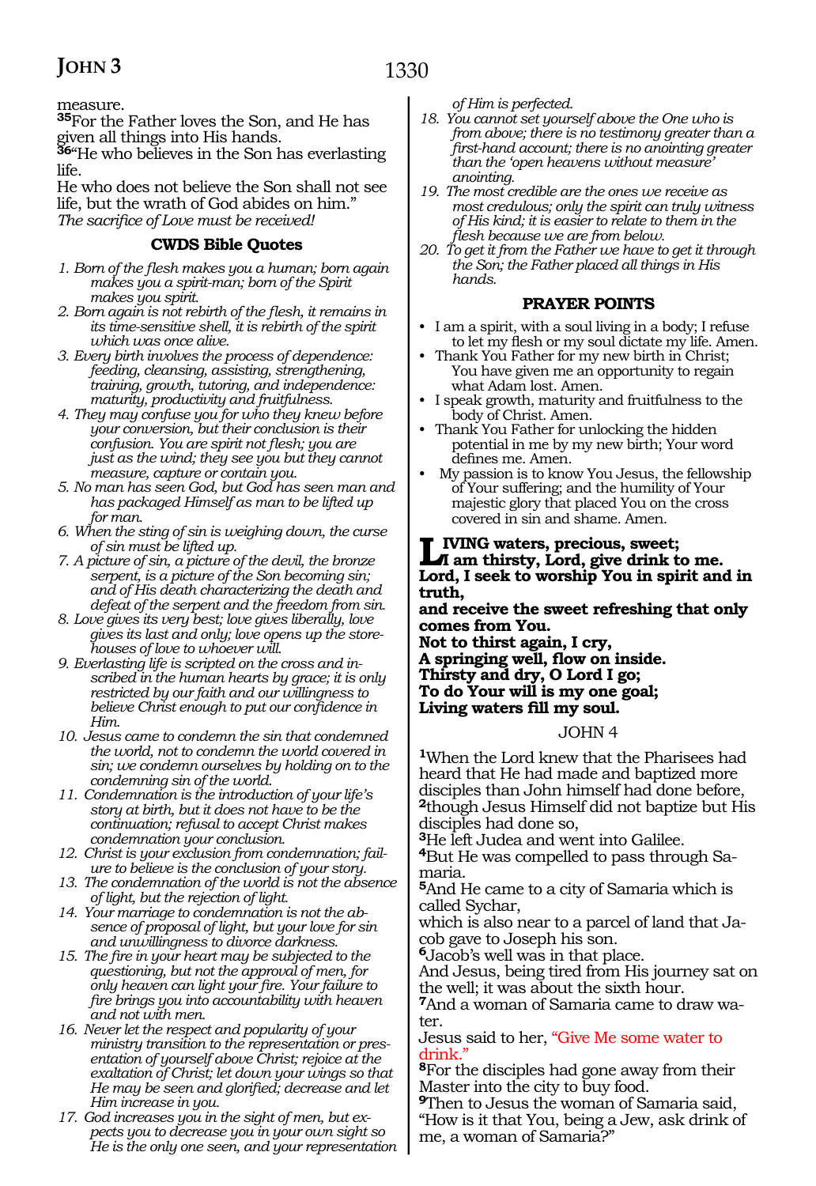measure.

**35**For the Father loves the Son, and He has given all things into His hands.

**36**"He who believes in the Son has everlasting life.

He who does not believe the Son shall not see life, but the wrath of God abides on him."

*The sacrifice of Love must be received!*

### CWDS Bible Quotes

1. *Born of the flesh makes you a human; born again makes you a spirit-man; born of the Spirit makes you spirit.*
2. *Born again is not rebirth of the flesh, it remains in its time-sensitive shell, it is rebirth of the spirit which was once alive.*
3. *Every birth involves the process of dependence: feeding, cleansing, assisting, strengthening, training, growth, tutoring, and independence: maturity, productivity and fruitfulness.*
4. *They may confuse you for who they knew before your conversion, but their conclusion is their confusion. You are spirit not flesh; you are just as the wind; they see you but they cannot measure, capture or contain you.*
5. *No man has seen God, but God has seen man and has packaged Himself as man to be lifted up for man.*
6. *When the sting of sin is weighing down, the curse of sin must be lifted up.*
7. *A picture of sin, a picture of the devil, the bronze serpent, is a picture of the Son becoming sin; and of His death characterizing the death and defeat of the serpent and the freedom from sin.*
8. *Love gives its very best; love gives liberally, love gives its last and only; love opens up the storehouses of love to whoever will.*
9. *Everlasting life is scripted on the cross and inscribed in the human hearts by grace; it is only restricted by our faith and our willingness to believe Christ enough to put our confidence in Him.*
10. *Jesus came to condemn the sin that condemned the world, not to condemn the world covered in sin; we condemn ourselves by holding on to the condemning sin of the world.*
11. *Condemnation is the introduction of your life's story at birth, but it does not have to be the continuation; refusal to accept Christ makes condemnation your conclusion.*
12. *Christ is your exclusion from condemnation; failure to believe is the conclusion of your story.*
13. *The condemnation of the world is not the absence of light, but the rejection of light.*
14. *Your marriage to condemnation is not the absence of proposal of light, but your love for sin and unwillingness to divorce darkness.*
15. *The fire in your heart may be subjected to the questioning, but not the approval of men, for only heaven can light your fire. Your failure to fire brings you into accountability with heaven and not with men.*
16. *Never let the respect and popularity of your ministry transition to the representation or presentation of yourself above Christ; rejoice at the exaltation of Christ; let down your wings so that He may be seen and glorified; decrease and let Him increase in you.*
17. *God increases you in the sight of men, but expects you to decrease in your own sight so He is the only one seen, and your representation of Him is perfected.*
18. *You cannot set yourself above the One who is from above; there is no testimony greater than a first-hand account; there is no anointing greater than the 'open heavens without measure' anointing.*
19. *The most credible are the ones we receive as most credulous; only the spirit can truly witness of His kind; it is easier to relate to them in the flesh because we are from below.*
20. *To get it from the Father we have to get it through the Son; the Father placed all things in His hands.*

### PRAYER POINTS

- I am a spirit, with a soul living in a body; I refuse to let my flesh or my soul dictate my life. Amen.
- Thank You Father for my new birth in Christ; You have given me an opportunity to regain what Adam lost. Amen.
- I speak growth, maturity and fruitfulness to the body of Christ. Amen.
- Thank You Father for unlocking the hidden potential in me by my new birth; Your word defines me. Amen.
- My passion is to know You Jesus, the fellowship of Your suffering; and the humility of Your majestic glory that placed You on the cross covered in sin and shame. Amen.

**LIVING waters, precious, sweet;**
**I am thirsty, Lord, give drink to me.**
**Lord, I seek to worship You in spirit and in truth,**
**and receive the sweet refreshing that only comes from You.**
**Not to thirst again, I cry,**
**A springing well, flow on inside.**
**Thirsty and dry, O Lord I go;**
**To do Your will is my one goal;**
**Living waters fill my soul.**

## JOHN 4

**1**When the Lord knew that the Pharisees had heard that He had made and baptized more disciples than John himself had done before,

**2**though Jesus Himself did not baptize but His disciples had done so,

**3**He left Judea and went into Galilee.

**4**But He was compelled to pass through Samaria.

**5**And He came to a city of Samaria which is called Sychar,

which is also near to a parcel of land that Jacob gave to Joseph his son.

**6**Jacob's well was in that place.

And Jesus, being tired from His journey sat on the well; it was about the sixth hour.

**7**And a woman of Samaria came to draw water.

Jesus said to her, "Give Me some water to drink."

**8**For the disciples had gone away from their Master into the city to buy food.

**9**Then to Jesus the woman of Samaria said, "How is it that You, being a Jew, ask drink of me, a woman of Samaria?"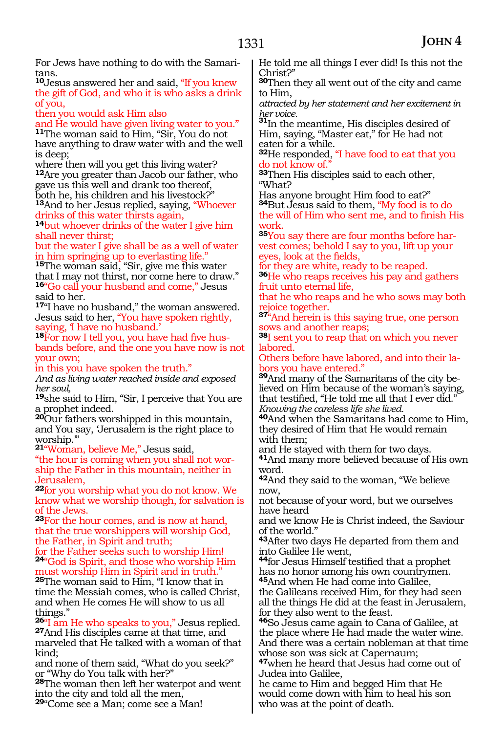For Jews have nothing to do with the Samaritans.

**10**Jesus answered her and said, "If you knew the gift of God, and who it is who asks a drink of you,
then you would ask Him also
and He would have given living water to you."

**11**The woman said to Him, "Sir, You do not have anything to draw water with and the well is deep;
where then will you get this living water?

**12**Are you greater than Jacob our father, who gave us this well and drank too thereof,
both he, his children and his livestock?"

**13**And to her Jesus replied, saying, "Whoever drinks of this water thirsts again,

**14**but whoever drinks of the water I give him shall never thirst;
but the water I give shall be as a well of water in him springing up to everlasting life."

**15**The woman said, "Sir, give me this water that I may not thirst, nor come here to draw."

**16**"Go call your husband and come," Jesus said to her.

**17**"I have no husband," the woman answered.
Jesus said to her, "You have spoken rightly, saying, 'I have no husband.'

**18**For now I tell you, you have had five husbands before, and the one you have now is not your own;
in this you have spoken the truth."

*And as living water reached inside and exposed her soul,*

**19**she said to Him, "Sir, I perceive that You are a prophet indeed.

**20**Our fathers worshipped in this mountain, and You say, 'Jerusalem is the right place to worship.'"

**21**"Woman, believe Me," Jesus said,
"the hour is coming when you shall not worship the Father in this mountain, neither in Jerusalem,

**22**for you worship what you do not know. We know what we worship though, for salvation is of the Jews.

**23**For the hour comes, and is now at hand, that the true worshippers will worship God, the Father, in Spirit and truth;
for the Father seeks such to worship Him!

**24**"God is Spirit, and those who worship Him must worship Him in Spirit and in truth."

**25**The woman said to Him, "I know that in time the Messiah comes, who is called Christ, and when He comes He will show to us all things."

**26**"I am He who speaks to you," Jesus replied.

**27**And His disciples came at that time, and marveled that He talked with a woman of that kind;
and none of them said, "What do you seek?" or "Why do You talk with her?"

**28**The woman then left her waterpot and went into the city and told all the men,

**29**"Come see a Man; come see a Man!
He told me all things I ever did! Is this not the Christ?"

**30**Then they all went out of the city and came to Him,

*attracted by her statement and her excitement in her voice.*

**31**In the meantime, His disciples desired of Him, saying, "Master eat," for He had not eaten for a while.

**32**He responded, "I have food to eat that you do not know of."

**33**Then His disciples said to each other, "What?
Has anyone brought Him food to eat?"

**34**But Jesus said to them, "My food is to do the will of Him who sent me, and to finish His work.

**35**You say there are four months before harvest comes; behold I say to you, lift up your eyes, look at the fields,
for they are white, ready to be reaped.

**36**He who reaps receives his pay and gathers fruit unto eternal life,
that he who reaps and he who sows may both rejoice together.

**37**"And herein is this saying true, one person sows and another reaps;

**38**I sent you to reap that on which you never labored.
Others before have labored, and into their labors you have entered."

**39**And many of the Samaritans of the city believed on Him because of the woman's saying, that testified, "He told me all that I ever did."

*Knowing the careless life she lived.*

**40**And when the Samaritans had come to Him, they desired of Him that He would remain with them;
and He stayed with them for two days.

**41**And many more believed because of His own word.

**42**And they said to the woman, "We believe now,
not because of your word, but we ourselves have heard
and we know He is Christ indeed, the Saviour of the world."

**43**After two days He departed from them and into Galilee He went,

**44**for Jesus Himself testified that a prophet has no honor among his own countrymen.

**45**And when He had come into Galilee,
the Galileans received Him, for they had seen all the things He did at the feast in Jerusalem, for they also went to the feast.

**46**So Jesus came again to Cana of Galilee, at the place where He had made the water wine.
And there was a certain nobleman at that time whose son was sick at Capernaum;

**47**when he heard that Jesus had come out of Judea into Galilee,
he came to Him and begged Him that He would come down with him to heal his son who was at the point of death.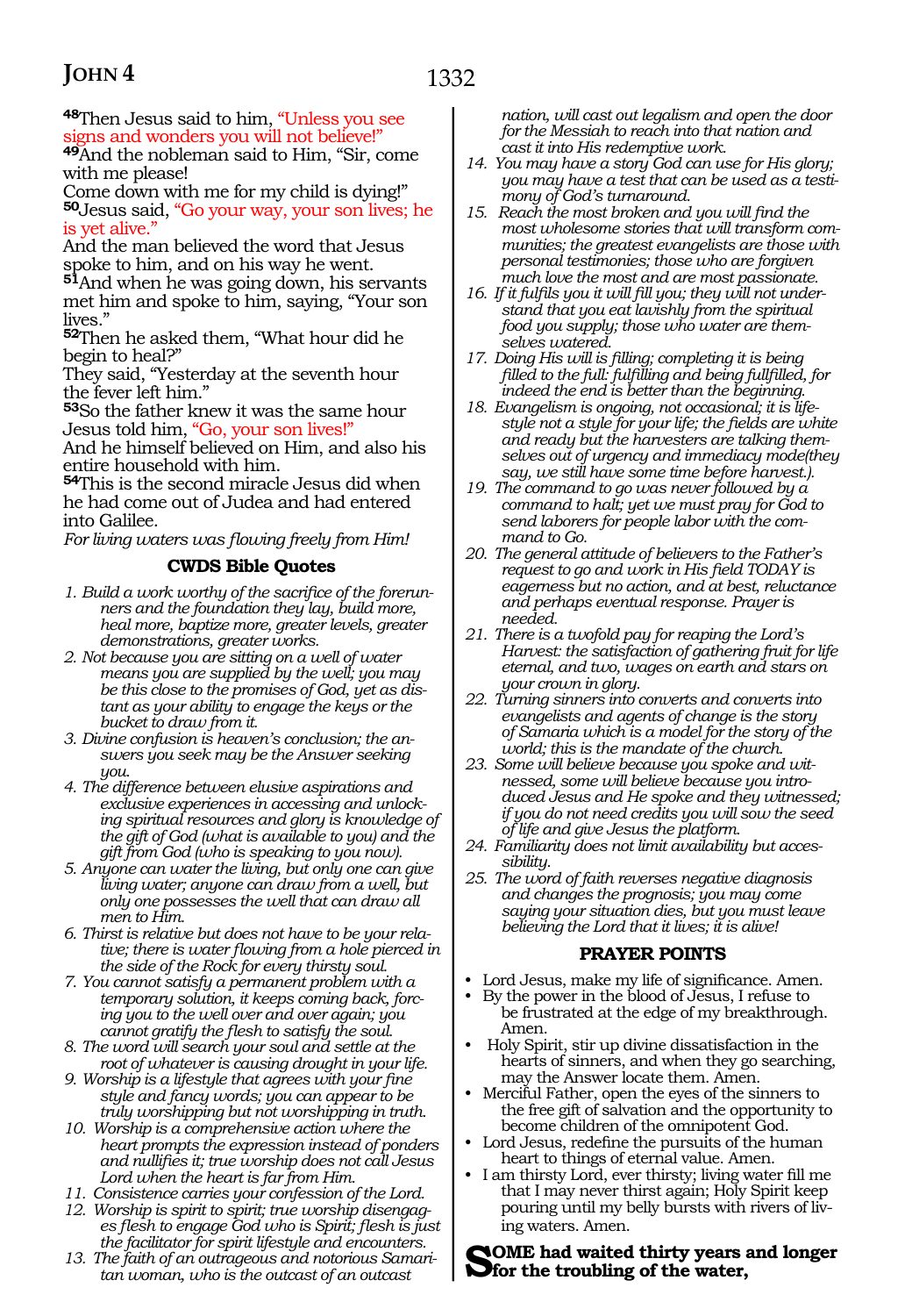**48**Then Jesus said to him, "Unless you see signs and wonders you will not believe!"
**49**And the nobleman said to Him, "Sir, come with me please!
Come down with me for my child is dying!"
**50**Jesus said, "Go your way, your son lives; he is yet alive."
And the man believed the word that Jesus spoke to him, and on his way he went.
**51**And when he was going down, his servants met him and spoke to him, saying, "Your son lives."
**52**Then he asked them, "What hour did he begin to heal?"
They said, "Yesterday at the seventh hour the fever left him."
**53**So the father knew it was the same hour Jesus told him, "Go, your son lives!"
And he himself believed on Him, and also his entire household with him.
**54**This is the second miracle Jesus did when he had come out of Judea and had entered into Galilee.
*For living waters was flowing freely from Him!*

### CWDS Bible Quotes

1. *Build a work worthy of the sacrifice of the forerunners and the foundation they lay, build more, heal more, baptize more, greater levels, greater demonstrations, greater works.*
2. *Not because you are sitting on a well of water means you are supplied by the well; you may be this close to the promises of God, yet as distant as your ability to engage the keys or the bucket to draw from it.*
3. *Divine confusion is heaven's conclusion; the answers you seek may be the Answer seeking you.*
4. *The difference between elusive aspirations and exclusive experiences in accessing and unlocking spiritual resources and glory is knowledge of the gift of God (what is available to you) and the gift from God (who is speaking to you now).*
5. *Anyone can water the living, but only one can give living water; anyone can draw from a well, but only one possesses the well that can draw all men to Him.*
6. *Thirst is relative but does not have to be your relative; there is water flowing from a hole pierced in the side of the Rock for every thirsty soul.*
7. *You cannot satisfy a permanent problem with a temporary solution, it keeps coming back, forcing you to the well over and over again; you cannot gratify the flesh to satisfy the soul.*
8. *The word will search your soul and settle at the root of whatever is causing drought in your life.*
9. *Worship is a lifestyle that agrees with your fine style and fancy words; you can appear to be truly worshipping but not worshipping in truth.*
10. *Worship is a comprehensive action where the heart prompts the expression instead of ponders and nullifies it; true worship does not call Jesus Lord when the heart is far from Him.*
11. *Consistence carries your confession of the Lord.*
12. *Worship is spirit to spirit; true worship disengages flesh to engage God who is Spirit; flesh is just the facilitator for spirit lifestyle and encounters.*
13. *The faith of an outrageous and notorious Samaritan woman, who is the outcast of an outcast nation, will cast out legalism and open the door for the Messiah to reach into that nation and cast it into His redemptive work.*
14. *You may have a story God can use for His glory; you may have a test that can be used as a testimony of God's turnaround.*
15. *Reach the most broken and you will find the most wholesome stories that will transform communities; the greatest evangelists are those with personal testimonies; those who are forgiven much love the most and are most passionate.*
16. *If it fulfils you it will fill you; they will not understand that you eat lavishly from the spiritual food you supply; those who water are themselves watered.*
17. *Doing His will is filling; completing it is being filled to the full: fulfilling and being fullfilled, for indeed the end is better than the beginning.*
18. *Evangelism is ongoing, not occasional; it is lifestyle not a style for your life; the fields are white and ready but the harvesters are talking themselves out of urgency and immediacy mode(they say, we still have some time before harvest.).*
19. *The command to go was never followed by a command to halt; yet we must pray for God to send laborers for people labor with the command to Go.*
20. *The general attitude of believers to the Father's request to go and work in His field TODAY is eagerness but no action, and at best, reluctance and perhaps eventual response. Prayer is needed.*
21. *There is a twofold pay for reaping the Lord's Harvest: the satisfaction of gathering fruit for life eternal, and two, wages on earth and stars on your crown in glory.*
22. *Turning sinners into converts and converts into evangelists and agents of change is the story of Samaria which is a model for the story of the world; this is the mandate of the church.*
23. *Some will believe because you spoke and witnessed, some will believe because you introduced Jesus and He spoke and they witnessed; if you do not need credits you will sow the seed of life and give Jesus the platform.*
24. *Familiarity does not limit availability but accessibility.*
25. *The word of faith reverses negative diagnosis and changes the prognosis; you may come saying your situation dies, but you must leave believing the Lord that it lives; it is alive!*

### PRAYER POINTS

- Lord Jesus, make my life of significance. Amen.
- By the power in the blood of Jesus, I refuse to be frustrated at the edge of my breakthrough. Amen.
- Holy Spirit, stir up divine dissatisfaction in the hearts of sinners, and when they go searching, may the Answer locate them. Amen.
- Merciful Father, open the eyes of the sinners to the free gift of salvation and the opportunity to become children of the omnipotent God.
- Lord Jesus, redefine the pursuits of the human heart to things of eternal value. Amen.
- I am thirsty Lord, ever thirsty; living water fill me that I may never thirst again; Holy Spirit keep pouring until my belly bursts with rivers of living waters. Amen.

**SOME had waited thirty years and longer for the troubling of the water,**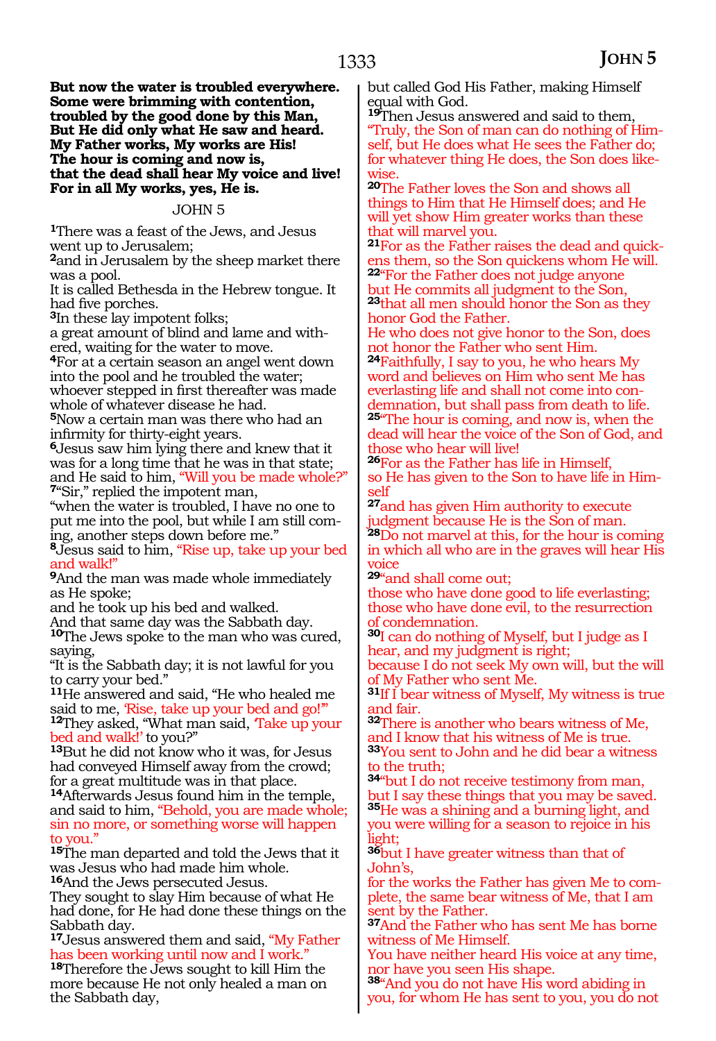**But now the water is troubled everywhere.**
**Some were brimming with contention,**
**troubled by the good done by this Man,**
**But He did only what He saw and heard.**
**My Father works, My works are His!**
**The hour is coming and now is,**
**that the dead shall hear My voice and live!**
**For in all My works, yes, He is.**

## JOHN 5

[1]There was a feast of the Jews, and Jesus went up to Jerusalem;
[2]and in Jerusalem by the sheep market there was a pool.
It is called Bethesda in the Hebrew tongue. It had five porches.
[3]In these lay impotent folks;
a great amount of blind and lame and withered, waiting for the water to move.
[4]For at a certain season an angel went down into the pool and he troubled the water;
whoever stepped in first thereafter was made whole of whatever disease he had.
[5]Now a certain man was there who had an infirmity for thirty-eight years.
[6]Jesus saw him lying there and knew that it was for a long time that he was in that state;
and He said to him, "Will you be made whole?"
[7]"Sir," replied the impotent man,
"when the water is troubled, I have no one to put me into the pool, but while I am still coming, another steps down before me."
[8]Jesus said to him, "Rise up, take up your bed and walk!"
[9]And the man was made whole immediately as He spoke;
and he took up his bed and walked.
And that same day was the Sabbath day.
[10]The Jews spoke to the man who was cured, saying,
"It is the Sabbath day; it is not lawful for you to carry your bed."
[11]He answered and said, "He who healed me said to me, 'Rise, take up your bed and go!'"
[12]They asked, "What man said, 'Take up your bed and walk!' to you?"
[13]But he did not know who it was, for Jesus had conveyed Himself away from the crowd;
for a great multitude was in that place.
[14]Afterwards Jesus found him in the temple, and said to him, "Behold, you are made whole; sin no more, or something worse will happen to you."
[15]The man departed and told the Jews that it was Jesus who had made him whole.
[16]And the Jews persecuted Jesus.
They sought to slay Him because of what He had done, for He had done these things on the Sabbath day.
[17]Jesus answered them and said, "My Father has been working until now and I work."
[18]Therefore the Jews sought to kill Him the more because He not only healed a man on the Sabbath day,
but called God His Father, making Himself equal with God.
[19]Then Jesus answered and said to them,
"Truly, the Son of man can do nothing of Himself, but He does what He sees the Father do;
for whatever thing He does, the Son does likewise.
[20]The Father loves the Son and shows all things to Him that He Himself does; and He will yet show Him greater works than these that will marvel you.
[21]For as the Father raises the dead and quickens them, so the Son quickens whom He will.
[22]"For the Father does not judge anyone
but He commits all judgment to the Son,
[23]that all men should honor the Son as they honor God the Father.
He who does not give honor to the Son, does not honor the Father who sent Him.
[24]Faithfully, I say to you, he who hears My word and believes on Him who sent Me has everlasting life and shall not come into condemnation, but shall pass from death to life.
[25]"The hour is coming, and now is, when the dead will hear the voice of the Son of God, and those who hear will live!
[26]For as the Father has life in Himself,
so He has given to the Son to have life in Himself
[27]and has given Him authority to execute judgment because He is the Son of man.
[28]Do not marvel at this, for the hour is coming in which all who are in the graves will hear His voice
[29]"and shall come out;
those who have done good to life everlasting;
those who have done evil, to the resurrection of condemnation.
[30]I can do nothing of Myself, but I judge as I hear, and my judgment is right;
because I do not seek My own will, but the will of My Father who sent Me.
[31]If I bear witness of Myself, My witness is true and fair.
[32]There is another who bears witness of Me, and I know that his witness of Me is true.
[33]You sent to John and he did bear a witness to the truth;
[34]"but I do not receive testimony from man, but I say these things that you may be saved.
[35]He was a shining and a burning light, and you were willing for a season to rejoice in his light;
[36]but I have greater witness than that of John's,
for the works the Father has given Me to complete, the same bear witness of Me, that I am sent by the Father.
[37]And the Father who has sent Me has borne witness of Me Himself.
You have neither heard His voice at any time, nor have you seen His shape.
[38]"And you do not have His word abiding in you, for whom He has sent to you, you do not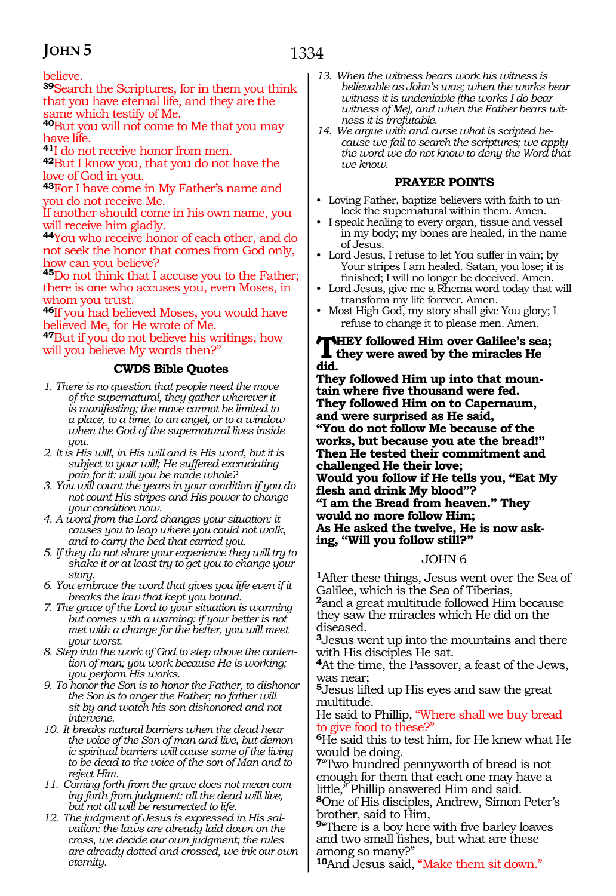believe.

[39]Search the Scriptures, for in them you think that you have eternal life, and they are the same which testify of Me.

[40]But you will not come to Me that you may have life.

[41]I do not receive honor from men.

[42]But I know you, that you do not have the love of God in you.

[43]For I have come in My Father's name and you do not receive Me.
If another should come in his own name, you will receive him gladly.

[44]You who receive honor of each other, and do not seek the honor that comes from God only, how can you believe?

[45]Do not think that I accuse you to the Father; there is one who accuses you, even Moses, in whom you trust.

[46]If you had believed Moses, you would have believed Me, for He wrote of Me.

[47]But if you do not believe his writings, how will you believe My words then?"

### CWDS Bible Quotes

1. *There is no question that people need the move of the supernatural, they gather wherever it is manifesting; the move cannot be limited to a place, to a time, to an angel, or to a window when the God of the supernatural lives inside you.*
2. *It is His will, in His will and is His word, but it is subject to your will; He suffered excruciating pain for it: will you be made whole?*
3. *You will count the years in your condition if you do not count His stripes and His power to change your condition now.*
4. *A word from the Lord changes your situation: it causes you to leap where you could not walk, and to carry the bed that carried you.*
5. *If they do not share your experience they will try to shake it or at least try to get you to change your story.*
6. *You embrace the word that gives you life even if it breaks the law that kept you bound.*
7. *The grace of the Lord to your situation is warming but comes with a warning: if your better is not met with a change for the better, you will meet your worst.*
8. *Step into the work of God to step above the contention of man; you work because He is working; you perform His works.*
9. *To honor the Son is to honor the Father, to dishonor the Son is to anger the Father; no father will sit by and watch his son dishonored and not intervene.*
10. *It breaks natural barriers when the dead hear the voice of the Son of man and live, but demonic spiritual barriers will cause some of the living to be dead to the voice of the son of Man and to reject Him.*
11. *Coming forth from the grave does not mean coming forth from judgment; all the dead will live, but not all will be resurrected to life.*
12. *The judgment of Jesus is expressed in His salvation: the laws are already laid down on the cross, we decide our own judgment; the rules are already dotted and crossed, we ink our own eternity.*
13. *When the witness bears work his witness is believable as John's was; when the works bear witness it is undeniable (the works I do bear witness of Me), and when the Father bears witness it is irrefutable.*
14. *We argue with and curse what is scripted because we fail to search the scriptures; we apply the word we do not know to deny the Word that we know.*

### PRAYER POINTS

- Loving Father, baptize believers with faith to unlock the supernatural within them. Amen.
- I speak healing to every organ, tissue and vessel in my body; my bones are healed, in the name of Jesus.
- Lord Jesus, I refuse to let You suffer in vain; by Your stripes I am healed. Satan, you lose; it is finished; I will no longer be deceived. Amen.
- Lord Jesus, give me a Rhema word today that will transform my life forever. Amen.
- Most High God, my story shall give You glory; I refuse to change it to please men. Amen.

**THEY followed Him over Galilee's sea; they were awed by the miracles He did.**
**They followed Him up into that mountain where five thousand were fed.**
**They followed Him on to Capernaum, and were surprised as He said,**
**"You do not follow Me because of the works, but because you ate the bread!"**
**Then He tested their commitment and challenged He their love;**
**Would you follow if He tells you, "Eat My flesh and drink My blood"?**
**"I am the Bread from heaven." They would no more follow Him;**
**As He asked the twelve, He is now asking, "Will you follow still?"**

## JOHN 6

[1]After these things, Jesus went over the Sea of Galilee, which is the Sea of Tiberias,

[2]and a great multitude followed Him because they saw the miracles which He did on the diseased.

[3]Jesus went up into the mountains and there with His disciples He sat.

[4]At the time, the Passover, a feast of the Jews, was near;

[5]Jesus lifted up His eyes and saw the great multitude.
He said to Phillip, "Where shall we buy bread to give food to these?"

[6]He said this to test him, for He knew what He would be doing.

[7]"Two hundred pennyworth of bread is not enough for them that each one may have a little," Phillip answered Him and said.

[8]One of His disciples, Andrew, Simon Peter's brother, said to Him,

[9]"There is a boy here with five barley loaves and two small fishes, but what are these among so many?"

[10]And Jesus said, "Make them sit down."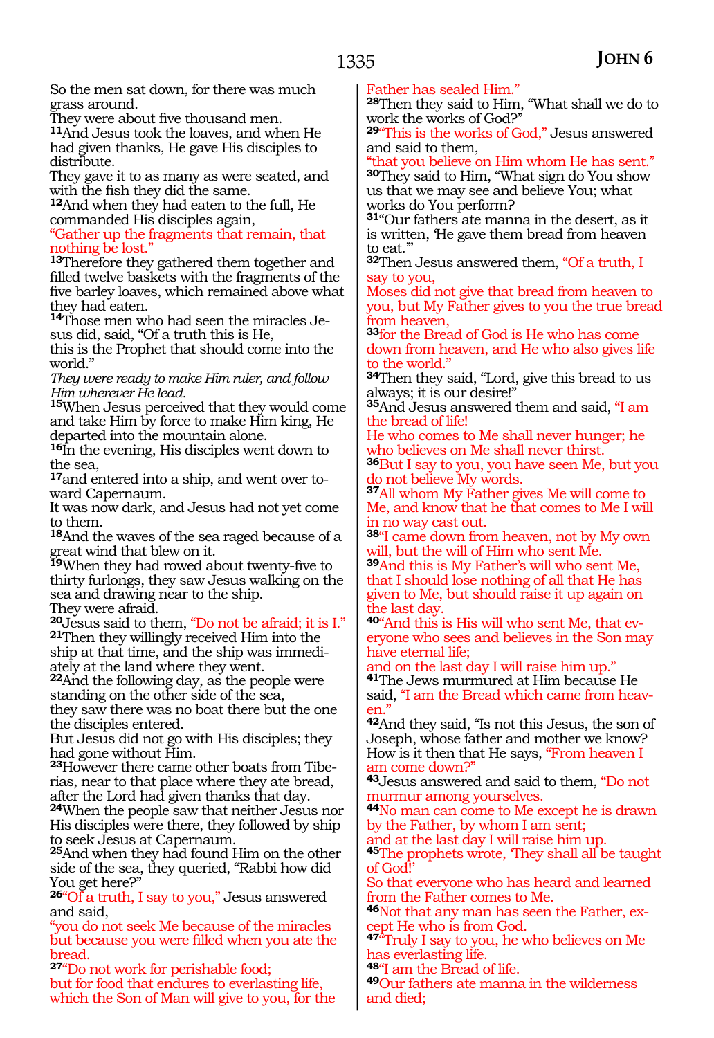So the men sat down, for there was much grass around.
They were about five thousand men.
[11]And Jesus took the loaves, and when He had given thanks, He gave His disciples to distribute.
They gave it to as many as were seated, and with the fish they did the same.
[12]And when they had eaten to the full, He commanded His disciples again,
"Gather up the fragments that remain, that nothing be lost."
[13]Therefore they gathered them together and filled twelve baskets with the fragments of the five barley loaves, which remained above what they had eaten.
[14]Those men who had seen the miracles Jesus did, said, "Of a truth this is He,
this is the Prophet that should come into the world."
*They were ready to make Him ruler, and follow Him wherever He lead.*
[15]When Jesus perceived that they would come and take Him by force to make Him king, He departed into the mountain alone.
[16]In the evening, His disciples went down to the sea,
[17]and entered into a ship, and went over toward Capernaum.
It was now dark, and Jesus had not yet come to them.
[18]And the waves of the sea raged because of a great wind that blew on it.
[19]When they had rowed about twenty-five to thirty furlongs, they saw Jesus walking on the sea and drawing near to the ship.
They were afraid.
[20]Jesus said to them, "Do not be afraid; it is I."
[21]Then they willingly received Him into the ship at that time, and the ship was immediately at the land where they went.
[22]And the following day, as the people were standing on the other side of the sea,
they saw there was no boat there but the one the disciples entered.
But Jesus did not go with His disciples; they had gone without Him.
[23]However there came other boats from Tiberias, near to that place where they ate bread, after the Lord had given thanks that day.
[24]When the people saw that neither Jesus nor His disciples were there, they followed by ship to seek Jesus at Capernaum.
[25]And when they had found Him on the other side of the sea, they queried, "Rabbi how did You get here?"
[26]"Of a truth, I say to you," Jesus answered and said,
"you do not seek Me because of the miracles but because you were filled when you ate the bread.
[27]"Do not work for perishable food;
but for food that endures to everlasting life, which the Son of Man will give to you, for the Father has sealed Him."
[28]Then they said to Him, "What shall we do to work the works of God?"
[29]"This is the works of God," Jesus answered and said to them,
"that you believe on Him whom He has sent."
[30]They said to Him, "What sign do You show us that we may see and believe You; what works do You perform?
[31]"Our fathers ate manna in the desert, as it is written, 'He gave them bread from heaven to eat.'"
[32]Then Jesus answered them, "Of a truth, I say to you,
Moses did not give that bread from heaven to you, but My Father gives to you the true bread from heaven,
[33]for the Bread of God is He who has come down from heaven, and He who also gives life to the world."
[34]Then they said, "Lord, give this bread to us always; it is our desire!"
[35]And Jesus answered them and said, "I am the bread of life!
He who comes to Me shall never hunger; he who believes on Me shall never thirst.
[36]But I say to you, you have seen Me, but you do not believe My words.
[37]All whom My Father gives Me will come to Me, and know that he that comes to Me I will in no way cast out.
[38]"I came down from heaven, not by My own will, but the will of Him who sent Me.
[39]And this is My Father's will who sent Me, that I should lose nothing of all that He has given to Me, but should raise it up again on the last day.
[40]"And this is His will who sent Me, that everyone who sees and believes in the Son may have eternal life;
and on the last day I will raise him up."
[41]The Jews murmured at Him because He said, "I am the Bread which came from heaven."
[42]And they said, "Is not this Jesus, the son of Joseph, whose father and mother we know? How is it then that He says, "From heaven I am come down?"
[43]Jesus answered and said to them, "Do not murmur among yourselves.
[44]No man can come to Me except he is drawn by the Father, by whom I am sent;
and at the last day I will raise him up.
[45]The prophets wrote, 'They shall all be taught of God!'
So that everyone who has heard and learned from the Father comes to Me.
[46]Not that any man has seen the Father, except He who is from God.
[47]"Truly I say to you, he who believes on Me has everlasting life.
[48]"I am the Bread of life.
[49]Our fathers ate manna in the wilderness and died;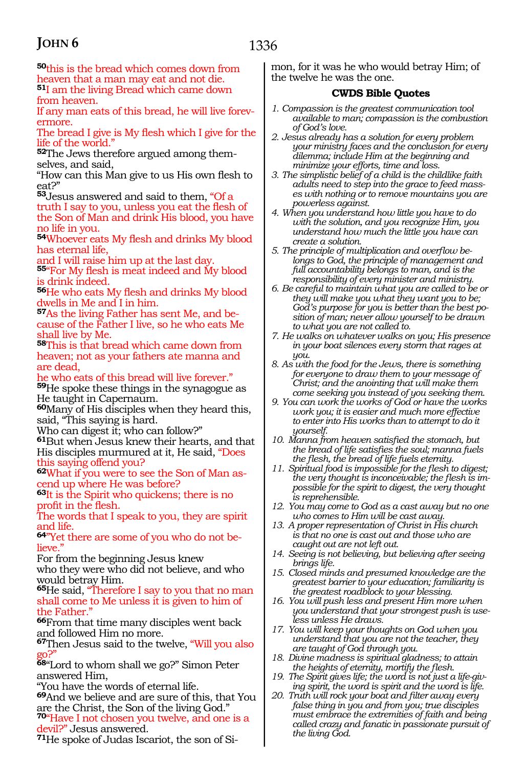**50**this is the bread which comes down from heaven that a man may eat and not die.
**51**I am the living Bread which came down from heaven.
If any man eats of this bread, he will live forevermore.
The bread I give is My flesh which I give for the life of the world."
**52**The Jews therefore argued among themselves, and said,
"How can this Man give to us His own flesh to eat?"
**53**Jesus answered and said to them, "Of a truth I say to you, unless you eat the flesh of the Son of Man and drink His blood, you have no life in you.
**54**Whoever eats My flesh and drinks My blood has eternal life,
and I will raise him up at the last day.
**55**"For My flesh is meat indeed and My blood is drink indeed.
**56**He who eats My flesh and drinks My blood dwells in Me and I in him.
**57**As the living Father has sent Me, and because of the Father I live, so he who eats Me shall live by Me.
**58**This is that bread which came down from heaven; not as your fathers ate manna and are dead,
he who eats of this bread will live forever."
**59**He spoke these things in the synagogue as He taught in Capernaum.
**60**Many of His disciples when they heard this, said, "This saying is hard.
Who can digest it; who can follow?"
**61**But when Jesus knew their hearts, and that His disciples murmured at it, He said, "Does this saying offend you?
**62**What if you were to see the Son of Man ascend up where He was before?
**63**It is the Spirit who quickens; there is no profit in the flesh.
The words that I speak to you, they are spirit and life.
**64**"Yet there are some of you who do not believe."
For from the beginning Jesus knew
who they were who did not believe, and who would betray Him.
**65**He said, "Therefore I say to you that no man shall come to Me unless it is given to him of the Father."
**66**From that time many disciples went back and followed Him no more.
**67**Then Jesus said to the twelve, "Will you also go?"
**68**"Lord to whom shall we go?" Simon Peter answered Him,
"You have the words of eternal life.
**69**And we believe and are sure of this, that You are the Christ, the Son of the living God."
**70**"Have I not chosen you twelve, and one is a devil?" Jesus answered.
**71**He spoke of Judas Iscariot, the son of Simon, for it was he who would betray Him; of the twelve he was the one.

### CWDS Bible Quotes

1. *Compassion is the greatest communication tool available to man; compassion is the combustion of God's love.*
2. *Jesus already has a solution for every problem your ministry faces and the conclusion for every dilemma; include Him at the beginning and minimize your efforts, time and loss.*
3. *The simplistic belief of a child is the childlike faith adults need to step into the grace to feed masses with nothing or to remove mountains you are powerless against.*
4. *When you understand how little you have to do with the solution, and you recognize Him, you understand how much the little you have can create a solution.*
5. *The principle of multiplication and overflow belongs to God, the principle of management and full accountability belongs to man, and is the responsibility of every minister and ministry.*
6. *Be careful to maintain what you are called to be or they will make you what they want you to be; God's purpose for you is better than the best position of man; never allow yourself to be drawn to what you are not called to.*
7. *He walks on whatever walks on you; His presence in your boat silences every storm that rages at you.*
8. *As with the food for the Jews, there is something for everyone to draw them to your message of Christ; and the anointing that will make them come seeking you instead of you seeking them.*
9. *You can work the works of God or have the works work you; it is easier and much more effective to enter into His works than to attempt to do it yourself.*
10. *Manna from heaven satisfied the stomach, but the bread of life satisfies the soul; manna fuels the flesh, the bread of life fuels eternity.*
11. *Spiritual food is impossible for the flesh to digest; the very thought is inconceivable; the flesh is impossible for the spirit to digest, the very thought is reprehensible.*
12. *You may come to God as a cast away but no one who comes to Him will be cast away.*
13. *A proper representation of Christ in His church is that no one is cast out and those who are caught out are not left out.*
14. *Seeing is not believing, but believing after seeing brings life.*
15. *Closed minds and presumed knowledge are the greatest barrier to your education; familiarity is the greatest roadblock to your blessing.*
16. *You will push less and present Him more when you understand that your strongest push is useless unless He draws.*
17. *You will keep your thoughts on God when you understand that you are not the teacher, they are taught of God through you.*
18. *Divine madness is spiritual gladness; to attain the heights of eternity, mortify the flesh.*
19. *The Spirit gives life; the word is not just a life-giving spirit, the word is spirit and the word is life.*
20. *Truth will rock your boat and filter away every false thing in you and from you; true disciples must embrace the extremities of faith and being called crazy and fanatic in passionate pursuit of the living God.*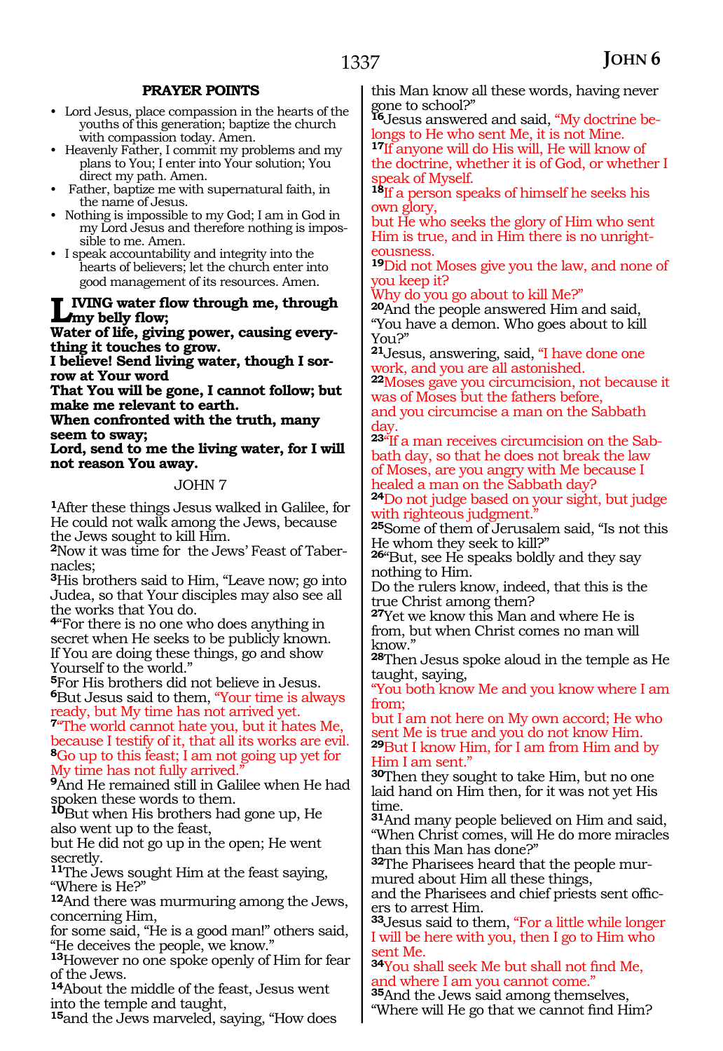### PRAYER POINTS

- Lord Jesus, place compassion in the hearts of the youths of this generation; baptize the church with compassion today. Amen.
- Heavenly Father, I commit my problems and my plans to You; I enter into Your solution; You direct my path. Amen.
- Father, baptize me with supernatural faith, in the name of Jesus.
- Nothing is impossible to my God; I am in God in my Lord Jesus and therefore nothing is impossible to me. Amen.
- I speak accountability and integrity into the hearts of believers; let the church enter into good management of its resources. Amen.

**LIVING water flow through me, through my belly flow;**
**Water of life, giving power, causing everything it touches to grow.**
**I believe! Send living water, though I sorrow at Your word**
**That You will be gone, I cannot follow; but make me relevant to earth.**
**When confronted with the truth, many seem to sway;**
**Lord, send to me the living water, for I will not reason You away.**

## JOHN 7

**1**After these things Jesus walked in Galilee, for He could not walk among the Jews, because the Jews sought to kill Him.
**2**Now it was time for the Jews' Feast of Tabernacles;
**3**His brothers said to Him, "Leave now; go into Judea, so that Your disciples may also see all the works that You do.
**4**"For there is no one who does anything in secret when He seeks to be publicly known. If You are doing these things, go and show Yourself to the world."
**5**For His brothers did not believe in Jesus.
**6**But Jesus said to them, "Your time is always ready, but My time has not arrived yet.
**7**"The world cannot hate you, but it hates Me, because I testify of it, that all its works are evil.
**8**Go up to this feast; I am not going up yet for My time has not fully arrived."
**9**And He remained still in Galilee when He had spoken these words to them.
**10**But when His brothers had gone up, He also went up to the feast,
but He did not go up in the open; He went secretly.
**11**The Jews sought Him at the feast saying, "Where is He?"
**12**And there was murmuring among the Jews, concerning Him,
for some said, "He is a good man!" others said, "He deceives the people, we know."
**13**However no one spoke openly of Him for fear of the Jews.
**14**About the middle of the feast, Jesus went into the temple and taught,
**15**and the Jews marveled, saying, "How does this Man know all these words, having never gone to school?"
**16**Jesus answered and said, "My doctrine belongs to He who sent Me, it is not Mine.
**17**If anyone will do His will, He will know of the doctrine, whether it is of God, or whether I speak of Myself.
**18**If a person speaks of himself he seeks his own glory,
but He who seeks the glory of Him who sent Him is true, and in Him there is no unrighteousness.
**19**Did not Moses give you the law, and none of you keep it?
Why do you go about to kill Me?"
**20**And the people answered Him and said, "You have a demon. Who goes about to kill You?"
**21**Jesus, answering, said, "I have done one work, and you are all astonished.
**22**Moses gave you circumcision, not because it was of Moses but the fathers before,
and you circumcise a man on the Sabbath day.
**23**"If a man receives circumcision on the Sabbath day, so that he does not break the law of Moses, are you angry with Me because I healed a man on the Sabbath day?
**24**Do not judge based on your sight, but judge with righteous judgment."
**25**Some of them of Jerusalem said, "Is not this He whom they seek to kill?"
**26**"But, see He speaks boldly and they say nothing to Him.
Do the rulers know, indeed, that this is the true Christ among them?
**27**Yet we know this Man and where He is from, but when Christ comes no man will know."
**28**Then Jesus spoke aloud in the temple as He taught, saying,
"You both know Me and you know where I am from;
but I am not here on My own accord; He who sent Me is true and you do not know Him.
**29**But I know Him, for I am from Him and by Him I am sent."
**30**Then they sought to take Him, but no one laid hand on Him then, for it was not yet His time.
**31**And many people believed on Him and said, "When Christ comes, will He do more miracles than this Man has done?"
**32**The Pharisees heard that the people murmured about Him all these things,
and the Pharisees and chief priests sent officers to arrest Him.
**33**Jesus said to them, "For a little while longer I will be here with you, then I go to Him who sent Me.
**34**You shall seek Me but shall not find Me, and where I am you cannot come."
**35**And the Jews said among themselves, "Where will He go that we cannot find Him?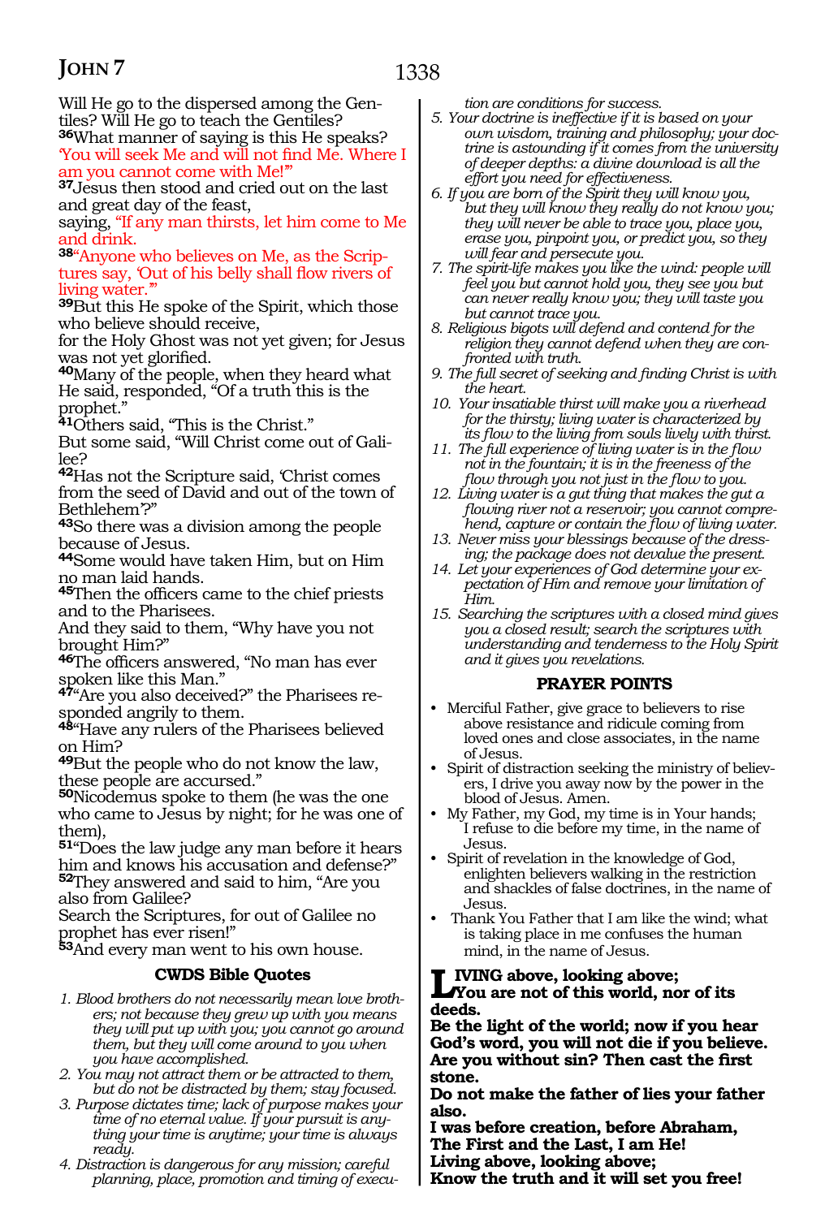Will He go to the dispersed among the Gentiles? Will He go to the teach the Gentiles?

**36**What manner of saying is this He speaks? 'You will seek Me and will not find Me. Where I am you cannot come with Me!'"

**37**Jesus then stood and cried out on the last and great day of the feast,

saying, "If any man thirsts, let him come to Me and drink.

**38**"Anyone who believes on Me, as the Scriptures say, 'Out of his belly shall flow rivers of living water.'"

**39**But this He spoke of the Spirit, which those who believe should receive,

for the Holy Ghost was not yet given; for Jesus was not yet glorified.

**40**Many of the people, when they heard what He said, responded, "Of a truth this is the prophet."

**41**Others said, "This is the Christ."

But some said, "Will Christ come out of Galilee?

**42**Has not the Scripture said, 'Christ comes from the seed of David and out of the town of Bethlehem'?"

**43**So there was a division among the people because of Jesus.

**44**Some would have taken Him, but on Him no man laid hands.

**45**Then the officers came to the chief priests and to the Pharisees.

And they said to them, "Why have you not brought Him?"

**46**The officers answered, "No man has ever spoken like this Man."

**47**"Are you also deceived?" the Pharisees responded angrily to them.

**48**"Have any rulers of the Pharisees believed on Him?

**49**But the people who do not know the law, these people are accursed."

**50**Nicodemus spoke to them (he was the one who came to Jesus by night; for he was one of them),

**51**"Does the law judge any man before it hears him and knows his accusation and defense?"

**52**They answered and said to him, "Are you also from Galilee?

Search the Scriptures, for out of Galilee no prophet has ever risen!"

**53**And every man went to his own house.

### CWDS Bible Quotes

1. *Blood brothers do not necessarily mean love brothers; not because they grew up with you means they will put up with you; you cannot go around them, but they will come around to you when you have accomplished.*
2. *You may not attract them or be attracted to them, but do not be distracted by them; stay focused.*
3. *Purpose dictates time; lack of purpose makes your time of no eternal value. If your pursuit is anything your time is anytime; your time is always ready.*
4. *Distraction is dangerous for any mission; careful planning, place, promotion and timing of execution are conditions for success.*
5. *Your doctrine is ineffective if it is based on your own wisdom, training and philosophy; your doctrine is astounding if it comes from the university of deeper depths: a divine download is all the effort you need for effectiveness.*
6. *If you are born of the Spirit they will know you, but they will know they really do not know you; they will never be able to trace you, place you, erase you, pinpoint you, or predict you, so they will fear and persecute you.*
7. *The spirit-life makes you like the wind: people will feel you but cannot hold you, they see you but can never really know you; they will taste you but cannot trace you.*
8. *Religious bigots will defend and contend for the religion they cannot defend when they are confronted with truth.*
9. *The full secret of seeking and finding Christ is with the heart.*
10. *Your insatiable thirst will make you a riverhead for the thirsty; living water is characterized by its flow to the living from souls lively with thirst.*
11. *The full experience of living water is in the flow not in the fountain; it is in the freeness of the flow through you not just in the flow to you.*
12. *Living water is a gut thing that makes the gut a flowing river not a reservoir; you cannot comprehend, capture or contain the flow of living water.*
13. *Never miss your blessings because of the dressing; the package does not devalue the present.*
14. *Let your experiences of God determine your expectation of Him and remove your limitation of Him.*
15. *Searching the scriptures with a closed mind gives you a closed result; search the scriptures with understanding and tenderness to the Holy Spirit and it gives you revelations.*

### PRAYER POINTS

- Merciful Father, give grace to believers to rise above resistance and ridicule coming from loved ones and close associates, in the name of Jesus.
- Spirit of distraction seeking the ministry of believers, I drive you away now by the power in the blood of Jesus. Amen.
- My Father, my God, my time is in Your hands; I refuse to die before my time, in the name of Jesus.
- Spirit of revelation in the knowledge of God, enlighten believers walking in the restriction and shackles of false doctrines, in the name of Jesus.
- Thank You Father that I am like the wind; what is taking place in me confuses the human mind, in the name of Jesus.

**LIVING above, looking above;**
**You are not of this world, nor of its deeds.**
**Be the light of the world; now if you hear God's word, you will not die if you believe.**
**Are you without sin? Then cast the first stone.**
**Do not make the father of lies your father also.**
**I was before creation, before Abraham,**
**The First and the Last, I am He!**
**Living above, looking above;**
**Know the truth and it will set you free!**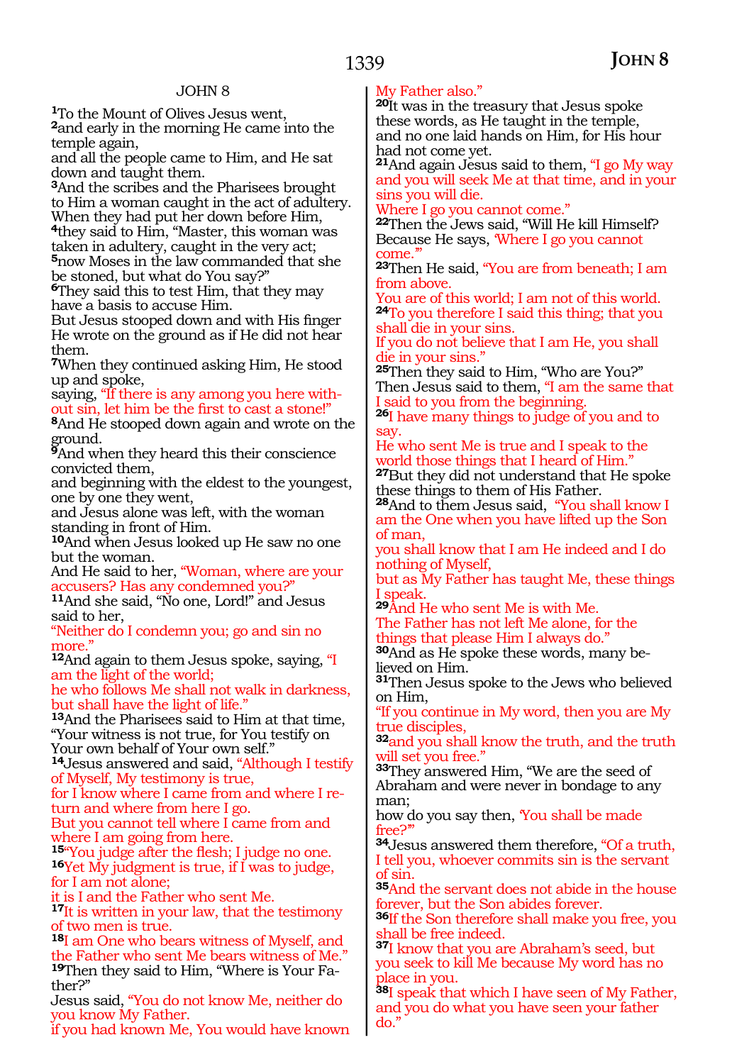JOHN 8

[1]To the Mount of Olives Jesus went,
[2]and early in the morning He came into the temple again,
and all the people came to Him, and He sat down and taught them.
[3]And the scribes and the Pharisees brought to Him a woman caught in the act of adultery.
When they had put her down before Him,
[4]they said to Him, "Master, this woman was taken in adultery, caught in the very act;
[5]now Moses in the law commanded that she be stoned, but what do You say?"
[6]They said this to test Him, that they may have a basis to accuse Him.
But Jesus stooped down and with His finger He wrote on the ground as if He did not hear them.
[7]When they continued asking Him, He stood up and spoke,
saying, "If there is any among you here without sin, let him be the first to cast a stone!"
[8]And He stooped down again and wrote on the ground.
[9]And when they heard this their conscience convicted them,
and beginning with the eldest to the youngest, one by one they went,
and Jesus alone was left, with the woman standing in front of Him.
[10]And when Jesus looked up He saw no one but the woman.
And He said to her, "Woman, where are your accusers? Has any condemned you?"
[11]And she said, "No one, Lord!" and Jesus said to her,
"Neither do I condemn you; go and sin no more."
[12]And again to them Jesus spoke, saying, "I am the light of the world;
he who follows Me shall not walk in darkness, but shall have the light of life."
[13]And the Pharisees said to Him at that time, "Your witness is not true, for You testify on Your own behalf of Your own self."
[14]Jesus answered and said, "Although I testify of Myself, My testimony is true,
for I know where I came from and where I return and where from here I go.
But you cannot tell where I came from and where I am going from here.
[15]"You judge after the flesh; I judge no one.
[16]Yet My judgment is true, if I was to judge, for I am not alone;
it is I and the Father who sent Me.
[17]It is written in your law, that the testimony of two men is true.
[18]I am One who bears witness of Myself, and the Father who sent Me bears witness of Me."
[19]Then they said to Him, "Where is Your Father?"
Jesus said, "You do not know Me, neither do you know My Father.
if you had known Me, You would have known My Father also."
[20]It was in the treasury that Jesus spoke these words, as He taught in the temple,
and no one laid hands on Him, for His hour had not come yet.
[21]And again Jesus said to them, "I go My way and you will seek Me at that time, and in your sins you will die.
Where I go you cannot come."
[22]Then the Jews said, "Will He kill Himself? Because He says, 'Where I go you cannot come.'"
[23]Then He said, "You are from beneath; I am from above.
You are of this world; I am not of this world.
[24]To you therefore I said this thing; that you shall die in your sins.
If you do not believe that I am He, you shall die in your sins."
[25]Then they said to Him, "Who are You?"
Then Jesus said to them, "I am the same that I said to you from the beginning.
[26]I have many things to judge of you and to say.
He who sent Me is true and I speak to the world those things that I heard of Him."
[27]But they did not understand that He spoke these things to them of His Father.
[28]And to them Jesus said, "You shall know I am the One when you have lifted up the Son of man,
you shall know that I am He indeed and I do nothing of Myself,
but as My Father has taught Me, these things I speak.
[29]And He who sent Me is with Me.
The Father has not left Me alone, for the things that please Him I always do."
[30]And as He spoke these words, many believed on Him.
[31]Then Jesus spoke to the Jews who believed on Him,
"If you continue in My word, then you are My true disciples,
[32]and you shall know the truth, and the truth will set you free."
[33]They answered Him, "We are the seed of Abraham and were never in bondage to any man;
how do you say then, 'You shall be made free?'"
[34]Jesus answered them therefore, "Of a truth, I tell you, whoever commits sin is the servant of sin.
[35]And the servant does not abide in the house forever, but the Son abides forever.
[36]If the Son therefore shall make you free, you shall be free indeed.
[37]I know that you are Abraham's seed, but you seek to kill Me because My word has no place in you.
[38]I speak that which I have seen of My Father, and you do what you have seen your father do."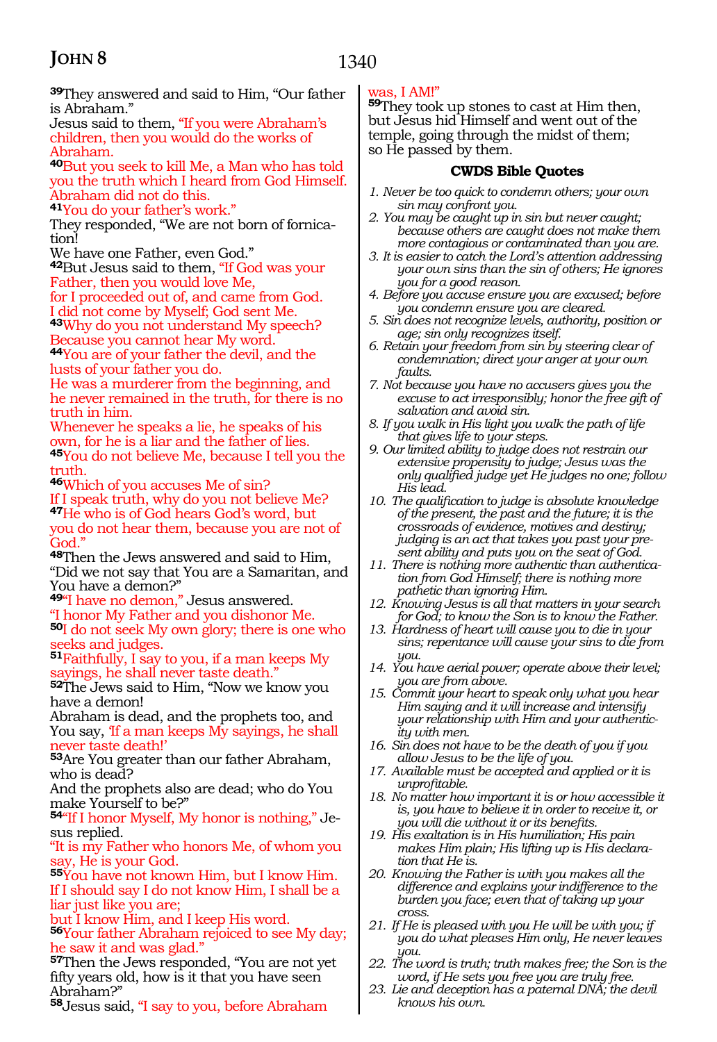[39]They answered and said to Him, "Our father is Abraham."
Jesus said to them, "If you were Abraham's children, then you would do the works of Abraham.
[40]But you seek to kill Me, a Man who has told you the truth which I heard from God Himself. Abraham did not do this.
[41]You do your father's work."
They responded, "We are not born of fornication!
We have one Father, even God."
[42]But Jesus said to them, "If God was your Father, then you would love Me,
for I proceeded out of, and came from God.
I did not come by Myself; God sent Me.
[43]Why do you not understand My speech?
Because you cannot hear My word.
[44]You are of your father the devil, and the lusts of your father you do.
He was a murderer from the beginning, and he never remained in the truth, for there is no truth in him.
Whenever he speaks a lie, he speaks of his own, for he is a liar and the father of lies.
[45]You do not believe Me, because I tell you the truth.
[46]Which of you accuses Me of sin?
If I speak truth, why do you not believe Me?
[47]He who is of God hears God's word, but you do not hear them, because you are not of God."
[48]Then the Jews answered and said to Him, "Did we not say that You are a Samaritan, and You have a demon?"
[49]"I have no demon," Jesus answered.
"I honor My Father and you dishonor Me.
[50]I do not seek My own glory; there is one who seeks and judges.
[51]Faithfully, I say to you, if a man keeps My sayings, he shall never taste death."
[52]The Jews said to Him, "Now we know you have a demon!
Abraham is dead, and the prophets too, and You say, 'If a man keeps My sayings, he shall never taste death!'
[53]Are You greater than our father Abraham, who is dead?
And the prophets also are dead; who do You make Yourself to be?"
[54]"If I honor Myself, My honor is nothing," Jesus replied.
"It is my Father who honors Me, of whom you say, He is your God.
[55]You have not known Him, but I know Him.
If I should say I do not know Him, I shall be a liar just like you are;
but I know Him, and I keep His word.
[56]Your father Abraham rejoiced to see My day; he saw it and was glad."
[57]Then the Jews responded, "You are not yet fifty years old, how is it that you have seen Abraham?"
[58]Jesus said, "I say to you, before Abraham was, I AM!"
[59]They took up stones to cast at Him then, but Jesus hid Himself and went out of the temple, going through the midst of them; so He passed by them.

### CWDS Bible Quotes

1. *Never be too quick to condemn others; your own sin may confront you.*
2. *You may be caught up in sin but never caught; because others are caught does not make them more contagious or contaminated than you are.*
3. *It is easier to catch the Lord's attention addressing your own sins than the sin of others; He ignores you for a good reason.*
4. *Before you accuse ensure you are excused; before you condemn ensure you are cleared.*
5. *Sin does not recognize levels, authority, position or age; sin only recognizes itself.*
6. *Retain your freedom from sin by steering clear of condemnation; direct your anger at your own faults.*
7. *Not because you have no accusers gives you the excuse to act irresponsibly; honor the free gift of salvation and avoid sin.*
8. *If you walk in His light you walk the path of life that gives life to your steps.*
9. *Our limited ability to judge does not restrain our extensive propensity to judge; Jesus was the only qualified judge yet He judges no one; follow His lead.*
10. *The qualification to judge is absolute knowledge of the present, the past and the future; it is the crossroads of evidence, motives and destiny; judging is an act that takes you past your present ability and puts you on the seat of God.*
11. *There is nothing more authentic than authentication from God Himself; there is nothing more pathetic than ignoring Him.*
12. *Knowing Jesus is all that matters in your search for God; to know the Son is to know the Father.*
13. *Hardness of heart will cause you to die in your sins; repentance will cause your sins to die from you.*
14. *You have aerial power; operate above their level; you are from above.*
15. *Commit your heart to speak only what you hear Him saying and it will increase and intensify your relationship with Him and your authenticity with men.*
16. *Sin does not have to be the death of you if you allow Jesus to be the life of you.*
17. *Available must be accepted and applied or it is unprofitable.*
18. *No matter how important it is or how accessible it is, you have to believe it in order to receive it, or you will die without it or its benefits.*
19. *His exaltation is in His humiliation; His pain makes Him plain; His lifting up is His declaration that He is.*
20. *Knowing the Father is with you makes all the difference and explains your indifference to the burden you face; even that of taking up your cross.*
21. *If He is pleased with you He will be with you; if you do what pleases Him only, He never leaves you.*
22. *The word is truth; truth makes free; the Son is the word, if He sets you free you are truly free.*
23. *Lie and deception has a paternal DNA; the devil knows his own.*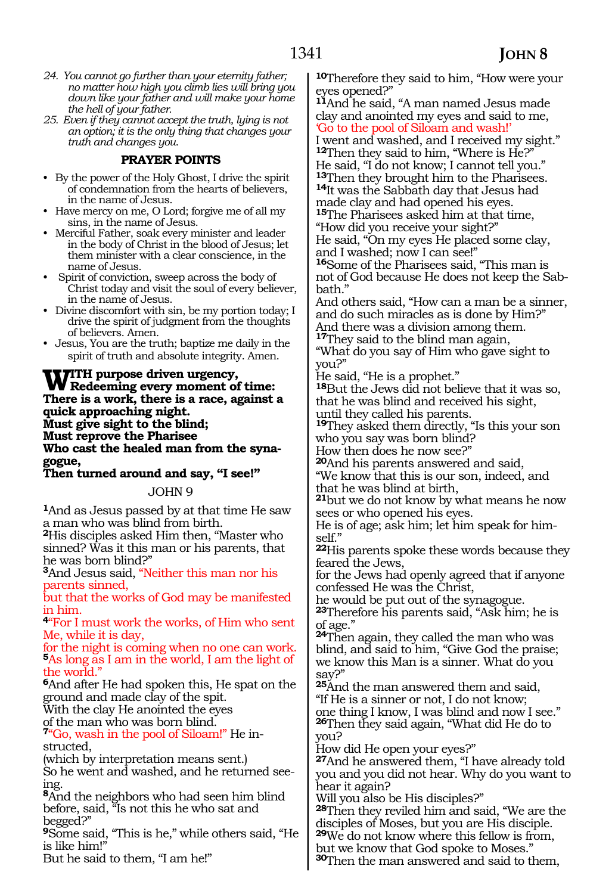24. *You cannot go further than your eternity father; no matter how high you climb lies will bring you down like your father and will make your home the hell of your father.*
25. *Even if they cannot accept the truth, lying is not an option; it is the only thing that changes your truth and changes you.*

**PRAYER POINTS**

- By the power of the Holy Ghost, I drive the spirit of condemnation from the hearts of believers, in the name of Jesus.
- Have mercy on me, O Lord; forgive me of all my sins, in the name of Jesus.
- Merciful Father, soak every minister and leader in the body of Christ in the blood of Jesus; let them minister with a clear conscience, in the name of Jesus.
- Spirit of conviction, sweep across the body of Christ today and visit the soul of every believer, in the name of Jesus.
- Divine discomfort with sin, be my portion today; I drive the spirit of judgment from the thoughts of believers. Amen.
- Jesus, You are the truth; baptize me daily in the spirit of truth and absolute integrity. Amen.

**WITH purpose driven urgency,**
**Redeeming every moment of time:**
**There is a work, there is a race, against a quick approaching night.**
**Must give sight to the blind;**
**Must reprove the Pharisee**
**Who cast the healed man from the synagogue,**
**Then turned around and say, "I see!"**

JOHN 9

1And as Jesus passed by at that time He saw a man who was blind from birth.
2His disciples asked Him then, "Master who sinned? Was it this man or his parents, that he was born blind?"
3And Jesus said, "Neither this man nor his parents sinned,
but that the works of God may be manifested in him.
4"For I must work the works, of Him who sent Me, while it is day,
for the night is coming when no one can work.
5As long as I am in the world, I am the light of the world."
6And after He had spoken this, He spat on the ground and made clay of the spit.
With the clay He anointed the eyes
of the man who was born blind.
7"Go, wash in the pool of Siloam!" He instructed,
(which by interpretation means sent.)
So he went and washed, and he returned seeing.
8And the neighbors who had seen him blind before, said, "Is not this he who sat and begged?"
9Some said, "This is he," while others said, "He is like him!"
But he said to them, "I am he!"
10Therefore they said to him, "How were your eyes opened?"
11And he said, "A man named Jesus made clay and anointed my eyes and said to me,
'Go to the pool of Siloam and wash!'
I went and washed, and I received my sight."
12Then they said to him, "Where is He?"
He said, "I do not know; I cannot tell you."
13Then they brought him to the Pharisees.
14It was the Sabbath day that Jesus had made clay and had opened his eyes.
15The Pharisees asked him at that time,
"How did you receive your sight?"
He said, "On my eyes He placed some clay,
and I washed; now I can see!"
16Some of the Pharisees said, "This man is not of God because He does not keep the Sabbath."
And others said, "How can a man be a sinner, and do such miracles as is done by Him?"
And there was a division among them.
17They said to the blind man again,
"What do you say of Him who gave sight to you?"
He said, "He is a prophet."
18But the Jews did not believe that it was so, that he was blind and received his sight,
until they called his parents.
19They asked them directly, "Is this your son who you say was born blind?
How then does he now see?"
20And his parents answered and said,
"We know that this is our son, indeed, and that he was blind at birth,
21but we do not know by what means he now sees or who opened his eyes.
He is of age; ask him; let him speak for himself."
22His parents spoke these words because they feared the Jews,
for the Jews had openly agreed that if anyone confessed He was the Christ,
he would be put out of the synagogue.
23Therefore his parents said, "Ask him; he is of age."
24Then again, they called the man who was blind, and said to him, "Give God the praise; we know this Man is a sinner. What do you say?"
25And the man answered them and said,
"If He is a sinner or not, I do not know;
one thing I know, I was blind and now I see."
26Then they said again, "What did He do to you?
How did He open your eyes?"
27And he answered them, "I have already told you and you did not hear. Why do you want to hear it again?
Will you also be His disciples?"
28Then they reviled him and said, "We are the disciples of Moses, but you are His disciple.
29We do not know where this fellow is from, but we know that God spoke to Moses."
30Then the man answered and said to them,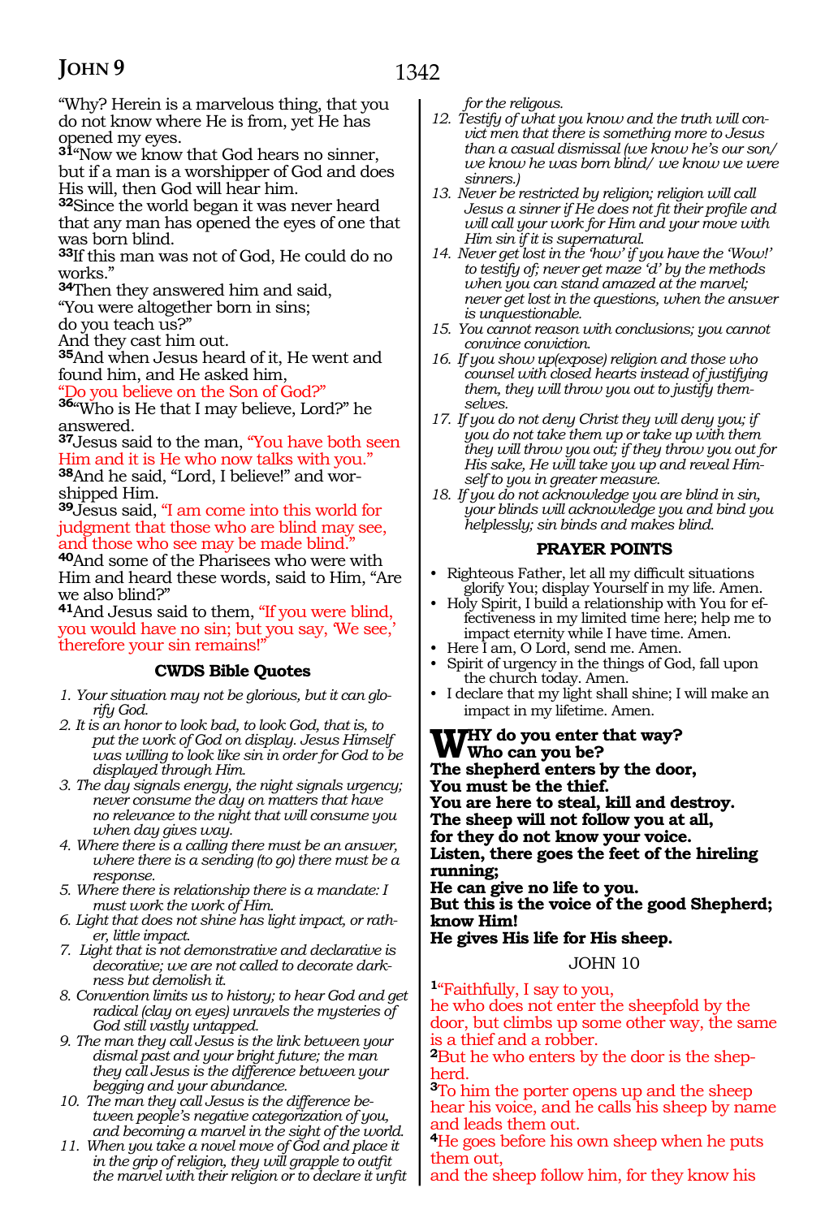"Why? Herein is a marvelous thing, that you do not know where He is from, yet He has opened my eyes.
[31]"Now we know that God hears no sinner, but if a man is a worshipper of God and does His will, then God will hear him.
[32]Since the world began it was never heard that any man has opened the eyes of one that was born blind.
[33]If this man was not of God, He could do no works."
[34]Then they answered him and said,
"You were altogether born in sins;
do you teach us?"
And they cast him out.
[35]And when Jesus heard of it, He went and found him, and He asked him,
"Do you believe on the Son of God?"
[36]"Who is He that I may believe, Lord?" he answered.
[37]Jesus said to the man, "You have both seen Him and it is He who now talks with you."
[38]And he said, "Lord, I believe!" and worshipped Him.
[39]Jesus said, "I am come into this world for judgment that those who are blind may see, and those who see may be made blind."
[40]And some of the Pharisees who were with Him and heard these words, said to Him, "Are we also blind?"
[41]And Jesus said to them, "If you were blind, you would have no sin; but you say, 'We see,' therefore your sin remains!"

### CWDS Bible Quotes

1. *Your situation may not be glorious, but it can glorify God.*
2. *It is an honor to look bad, to look God, that is, to put the work of God on display. Jesus Himself was willing to look like sin in order for God to be displayed through Him.*
3. *The day signals energy, the night signals urgency; never consume the day on matters that have no relevance to the night that will consume you when day gives way.*
4. *Where there is a calling there must be an answer, where there is a sending (to go) there must be a response.*
5. *Where there is relationship there is a mandate: I must work the work of Him.*
6. *Light that does not shine has light impact, or rather, little impact.*
7. *Light that is not demonstrative and declarative is decorative; we are not called to decorate darkness but demolish it.*
8. *Convention limits us to history; to hear God and get radical (clay on eyes) unravels the mysteries of God still vastly untapped.*
9. *The man they call Jesus is the link between your dismal past and your bright future; the man they call Jesus is the difference between your begging and your abundance.*
10. *The man they call Jesus is the difference between people's negative categorization of you, and becoming a marvel in the sight of the world.*
11. *When you take a novel move of God and place it in the grip of religion, they will grapple to outfit the marvel with their religion or to declare it unfit for the religous.*
12. *Testify of what you know and the truth will convict men that there is something more to Jesus than a casual dismissal (we know he's our son/ we know he was born blind/ we know we were sinners.)*
13. *Never be restricted by religion; religion will call Jesus a sinner if He does not fit their profile and will call your work for Him and your move with Him sin if it is supernatural.*
14. *Never get lost in the 'how' if you have the 'Wow!' to testify of; never get maze 'd' by the methods when you can stand amazed at the marvel; never get lost in the questions, when the answer is unquestionable.*
15. *You cannot reason with conclusions; you cannot convince conviction.*
16. *If you show up(expose) religion and those who counsel with closed hearts instead of justifying them, they will throw you out to justify themselves.*
17. *If you do not deny Christ they will deny you; if you do not take them up or take up with them they will throw you out; if they throw you out for His sake, He will take you up and reveal Himself to you in greater measure.*
18. *If you do not acknowledge you are blind in sin, your blinds will acknowledge you and bind you helplessly; sin binds and makes blind.*

### PRAYER POINTS

- Righteous Father, let all my difficult situations glorify You; display Yourself in my life. Amen.
- Holy Spirit, I build a relationship with You for effectiveness in my limited time here; help me to impact eternity while I have time. Amen.
- Here I am, O Lord, send me. Amen.
- Spirit of urgency in the things of God, fall upon the church today. Amen.
- I declare that my light shall shine; I will make an impact in my lifetime. Amen.

**WHY do you enter that way?**
**Who can you be?**
**The shepherd enters by the door,**
**You must be the thief.**
**You are here to steal, kill and destroy.**
**The sheep will not follow you at all,**
**for they do not know your voice.**
**Listen, there goes the feet of the hireling running;**
**He can give no life to you.**
**But this is the voice of the good Shepherd; know Him!**
**He gives His life for His sheep.**

## JOHN 10

[1]"Faithfully, I say to you,
he who does not enter the sheepfold by the door, but climbs up some other way, the same is a thief and a robber.
[2]But he who enters by the door is the shepherd.
[3]To him the porter opens up and the sheep hear his voice, and he calls his sheep by name and leads them out.
[4]He goes before his own sheep when he puts them out,
and the sheep follow him, for they know his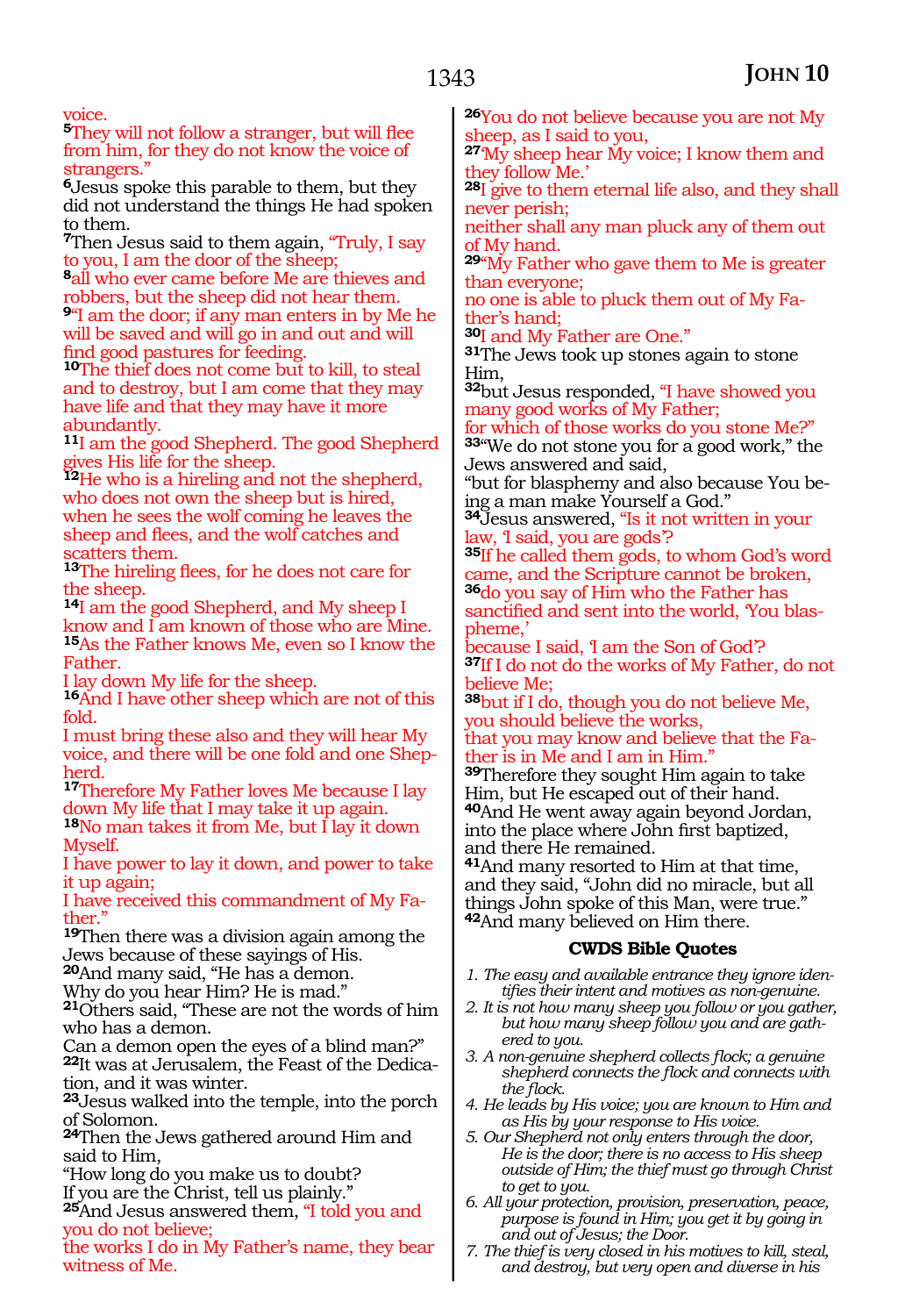voice.

**5**They will not follow a stranger, but will flee from him, for they do not know the voice of strangers."

**6**Jesus spoke this parable to them, but they did not understand the things He had spoken to them.

**7**Then Jesus said to them again, "Truly, I say to you, I am the door of the sheep;

**8**all who ever came before Me are thieves and robbers, but the sheep did not hear them.

**9**"I am the door; if any man enters in by Me he will be saved and will go in and out and will find good pastures for feeding.

**10**The thief does not come but to kill, to steal and to destroy, but I am come that they may have life and that they may have it more abundantly.

**11**I am the good Shepherd. The good Shepherd gives His life for the sheep.

**12**He who is a hireling and not the shepherd, who does not own the sheep but is hired, when he sees the wolf coming he leaves the sheep and flees, and the wolf catches and scatters them.

**13**The hireling flees, for he does not care for the sheep.

**14**I am the good Shepherd, and My sheep I know and I am known of those who are Mine.

**15**As the Father knows Me, even so I know the Father.
I lay down My life for the sheep.

**16**And I have other sheep which are not of this fold.
I must bring these also and they will hear My voice, and there will be one fold and one Shepherd.

**17**Therefore My Father loves Me because I lay down My life that I may take it up again.

**18**No man takes it from Me, but I lay it down Myself.
I have power to lay it down, and power to take it up again;
I have received this commandment of My Father."

**19**Then there was a division again among the Jews because of these sayings of His.

**20**And many said, "He has a demon.
Why do you hear Him? He is mad."

**21**Others said, "These are not the words of him who has a demon.
Can a demon open the eyes of a blind man?"

**22**It was at Jerusalem, the Feast of the Dedication, and it was winter.

**23**Jesus walked into the temple, into the porch of Solomon.

**24**Then the Jews gathered around Him and said to Him,
"How long do you make us to doubt?
If you are the Christ, tell us plainly."

**25**And Jesus answered them, "I told you and you do not believe;
the works I do in My Father's name, they bear witness of Me.

**26**You do not believe because you are not My sheep, as I said to you,

**27**'My sheep hear My voice; I know them and they follow Me.'

**28**I give to them eternal life also, and they shall never perish;
neither shall any man pluck any of them out of My hand.

**29**"My Father who gave them to Me is greater than everyone;
no one is able to pluck them out of My Father's hand;

**30**I and My Father are One."

**31**The Jews took up stones again to stone Him,

**32**but Jesus responded, "I have showed you many good works of My Father;
for which of those works do you stone Me?"

**33**"We do not stone you for a good work," the Jews answered and said,
"but for blasphemy and also because You being a man make Yourself a God."

**34**Jesus answered, "Is it not written in your law, 'I said, you are gods'?

**35**If he called them gods, to whom God's word came, and the Scripture cannot be broken,

**36**do you say of Him who the Father has sanctified and sent into the world, 'You blaspheme,'
because I said, 'I am the Son of God'?

**37**If I do not do the works of My Father, do not believe Me;

**38**but if I do, though you do not believe Me, you should believe the works,
that you may know and believe that the Father is in Me and I am in Him."

**39**Therefore they sought Him again to take Him, but He escaped out of their hand.

**40**And He went away again beyond Jordan, into the place where John first baptized, and there He remained.

**41**And many resorted to Him at that time, and they said, "John did no miracle, but all things John spoke of this Man, were true."

**42**And many believed on Him there.

### CWDS Bible Quotes

1. *The easy and available entrance they ignore identifies their intent and motives as non-genuine.*
2. *It is not how many sheep you follow or you gather, but how many sheep follow you and are gathered to you.*
3. *A non-genuine shepherd collects flock; a genuine shepherd connects the flock and connects with the flock.*
4. *He leads by His voice; you are known to Him and as His by your response to His voice.*
5. *Our Shepherd not only enters through the door, He is the door; there is no access to His sheep outside of Him; the thief must go through Christ to get to you.*
6. *All your protection, provision, preservation, peace, purpose is found in Him; you get it by going in and out of Jesus; the Door.*
7. *The thief is very closed in his motives to kill, steal, and destroy, but very open and diverse in his*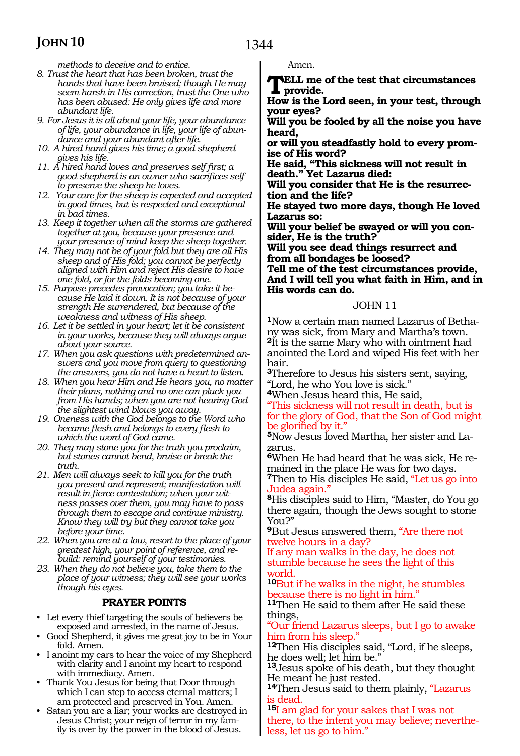*methods to deceive and to entice.*

8. *Trust the heart that has been broken, trust the hands that have been bruised; though He may seem harsh in His correction, trust the One who has been abused: He only gives life and more abundant life.*
9. *For Jesus it is all about your life, your abundance of life, your abundance in life, your life of abundance and your abundant after-life.*
10. *A hired hand gives his time; a good shepherd gives his life.*
11. *A hired hand loves and preserves self first; a good shepherd is an owner who sacrifices self to preserve the sheep he loves.*
12. *Your care for the sheep is expected and accepted in good times, but is respected and exceptional in bad times.*
13. *Keep it together when all the storms are gathered together at you, because your presence and your presence of mind keep the sheep together.*
14. *They may not be of your fold but they are all His sheep and of His fold; you cannot be perfectly aligned with Him and reject His desire to have one fold, or for the folds becoming one.*
15. *Purpose precedes provocation; you take it because He laid it down. It is not because of your strength He surrendered, but because of the weakness and witness of His sheep.*
16. *Let it be settled in your heart; let it be consistent in your works, because they will always argue about your source.*
17. *When you ask questions with predetermined answers and you move from query to questioning the answers, you do not have a heart to listen.*
18. *When you hear Him and He hears you, no matter their plans, nothing and no one can pluck you from His hands; when you are not hearing God the slightest wind blows you away.*
19. *Oneness with the God belongs to the Word who became flesh and belongs to every flesh to which the word of God came.*
20. *They may stone you for the truth you proclaim, but stones cannot bend, bruise or break the truth.*
21. *Men will always seek to kill you for the truth you present and represent; manifestation will result in fierce contestation; when your witness passes over them, you may have to pass through them to escape and continue ministry. Know they will try but they cannot take you before your time.*
22. *When you are at a low, resort to the place of your greatest high, your point of reference, and rebuild: remind yourself of your testimonies.*
23. *When they do not believe you, take them to the place of your witness; they will see your works though his eyes.*

### PRAYER POINTS

- Let every thief targeting the souls of believers be exposed and arrested, in the name of Jesus.
- Good Shepherd, it gives me great joy to be in Your fold. Amen.
- I anoint my ears to hear the voice of my Shepherd with clarity and I anoint my heart to respond with immediacy. Amen.
- Thank You Jesus for being that Door through which I can step to access eternal matters; I am protected and preserved in You. Amen.
- Satan you are a liar; your works are destroyed in Jesus Christ; your reign of terror in my family is over by the power in the blood of Jesus. Amen.

**TELL me of the test that circumstances provide.**
**How is the Lord seen, in your test, through your eyes?**
**Will you be fooled by all the noise you have heard,**
**or will you steadfastly hold to every promise of His word?**
**He said, "This sickness will not result in death." Yet Lazarus died:**
**Will you consider that He is the resurrection and the life?**
**He stayed two more days, though He loved Lazarus so:**
**Will your belief be swayed or will you consider, He is the truth?**
**Will you see dead things resurrect and from all bondages be loosed?**
**Tell me of the test circumstances provide,**
**And I will tell you what faith in Him, and in His words can do.**

## JOHN 11

[1]Now a certain man named Lazarus of Bethany was sick, from Mary and Martha's town. [2]It is the same Mary who with ointment had anointed the Lord and wiped His feet with her hair.
[3]Therefore to Jesus his sisters sent, saying, "Lord, he who You love is sick."
[4]When Jesus heard this, He said,
"This sickness will not result in death, but is for the glory of God, that the Son of God might be glorified by it."
[5]Now Jesus loved Martha, her sister and Lazarus.
[6]When He had heard that he was sick, He remained in the place He was for two days.
[7]Then to His disciples He said, "Let us go into Judea again."
[8]His disciples said to Him, "Master, do You go there again, though the Jews sought to stone You?"
[9]But Jesus answered them, "Are there not twelve hours in a day?
If any man walks in the day, he does not stumble because he sees the light of this world.
[10]But if he walks in the night, he stumbles because there is no light in him."
[11]Then He said to them after He said these things,
"Our friend Lazarus sleeps, but I go to awake him from his sleep."
[12]Then His disciples said, "Lord, if he sleeps, he does well; let him be."
[13]Jesus spoke of his death, but they thought He meant he just rested.
[14]Then Jesus said to them plainly, "Lazarus is dead.
[15]I am glad for your sakes that I was not there, to the intent you may believe; nevertheless, let us go to him."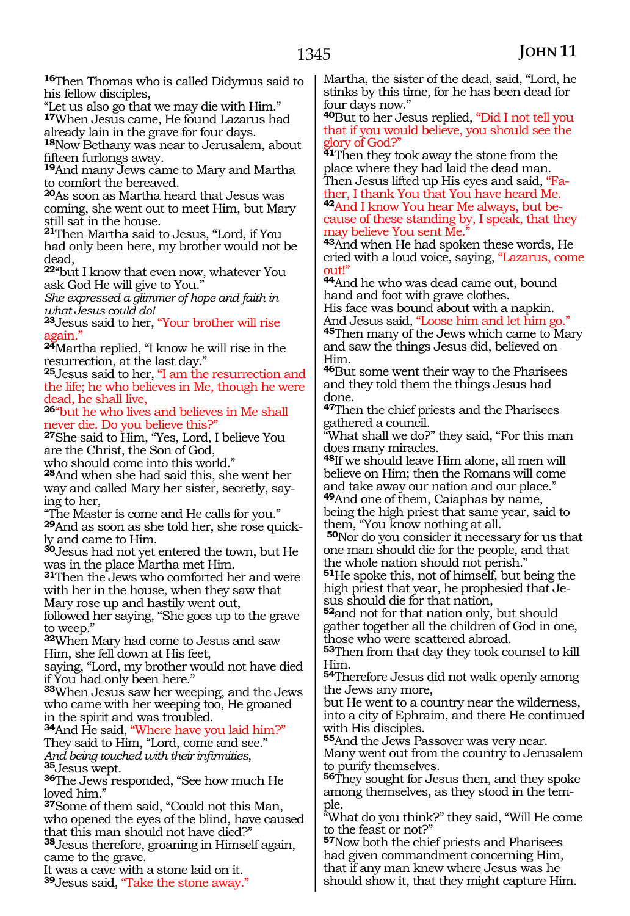**16**Then Thomas who is called Didymus said to his fellow disciples,
"Let us also go that we may die with Him."
**17**When Jesus came, He found Lazarus had already lain in the grave for four days.
**18**Now Bethany was near to Jerusalem, about fifteen furlongs away.
**19**And many Jews came to Mary and Martha to comfort the bereaved.
**20**As soon as Martha heard that Jesus was coming, she went out to meet Him, but Mary still sat in the house.
**21**Then Martha said to Jesus, "Lord, if You had only been here, my brother would not be dead,
**22**"but I know that even now, whatever You ask God He will give to You."
*She expressed a glimmer of hope and faith in what Jesus could do!*
**23**Jesus said to her, "Your brother will rise again."
**24**Martha replied, "I know he will rise in the resurrection, at the last day."
**25**Jesus said to her, "I am the resurrection and the life; he who believes in Me, though he were dead, he shall live,
**26**"but he who lives and believes in Me shall never die. Do you believe this?"
**27**She said to Him, "Yes, Lord, I believe You are the Christ, the Son of God,
who should come into this world."
**28**And when she had said this, she went her way and called Mary her sister, secretly, saying to her,
"The Master is come and He calls for you."
**29**And as soon as she told her, she rose quickly and came to Him.
**30**Jesus had not yet entered the town, but He was in the place Martha met Him.
**31**Then the Jews who comforted her and were with her in the house, when they saw that Mary rose up and hastily went out,
followed her saying, "She goes up to the grave to weep."
**32**When Mary had come to Jesus and saw Him, she fell down at His feet,
saying, "Lord, my brother would not have died if You had only been here."
**33**When Jesus saw her weeping, and the Jews who came with her weeping too, He groaned in the spirit and was troubled.
**34**And He said, "Where have you laid him?"
They said to Him, "Lord, come and see."
*And being touched with their infirmities,*
**35**Jesus wept.
**36**The Jews responded, "See how much He loved him."
**37**Some of them said, "Could not this Man, who opened the eyes of the blind, have caused that this man should not have died?"
**38**Jesus therefore, groaning in Himself again, came to the grave.
It was a cave with a stone laid on it.
**39**Jesus said, "Take the stone away."
Martha, the sister of the dead, said, "Lord, he stinks by this time, for he has been dead for four days now."
**40**But to her Jesus replied, "Did I not tell you that if you would believe, you should see the glory of God?"
**41**Then they took away the stone from the place where they had laid the dead man.
Then Jesus lifted up His eyes and said, "Father, I thank You that You have heard Me.
**42**And I know You hear Me always, but because of these standing by, I speak, that they may believe You sent Me."
**43**And when He had spoken these words, He cried with a loud voice, saying, "Lazarus, come out!"
**44**And he who was dead came out, bound hand and foot with grave clothes.
His face was bound about with a napkin.
And Jesus said, "Loose him and let him go."
**45**Then many of the Jews which came to Mary and saw the things Jesus did, believed on Him.
**46**But some went their way to the Pharisees and they told them the things Jesus had done.
**47**Then the chief priests and the Pharisees gathered a council.
"What shall we do?" they said, "For this man does many miracles.
**48**If we should leave Him alone, all men will believe on Him; then the Romans will come and take away our nation and our place."
**49**And one of them, Caiaphas by name, being the high priest that same year, said to them, "You know nothing at all.
**50**Nor do you consider it necessary for us that one man should die for the people, and that the whole nation should not perish."
**51**He spoke this, not of himself, but being the high priest that year, he prophesied that Jesus should die for that nation,
**52**and not for that nation only, but should gather together all the children of God in one, those who were scattered abroad.
**53**Then from that day they took counsel to kill Him.
**54**Therefore Jesus did not walk openly among the Jews any more,
but He went to a country near the wilderness, into a city of Ephraim, and there He continued with His disciples.
**55**And the Jews Passover was very near.
Many went out from the country to Jerusalem to purify themselves.
**56**They sought for Jesus then, and they spoke among themselves, as they stood in the temple.
"What do you think?" they said, "Will He come to the feast or not?"
**57**Now both the chief priests and Pharisees had given commandment concerning Him, that if any man knew where Jesus was he should show it, that they might capture Him.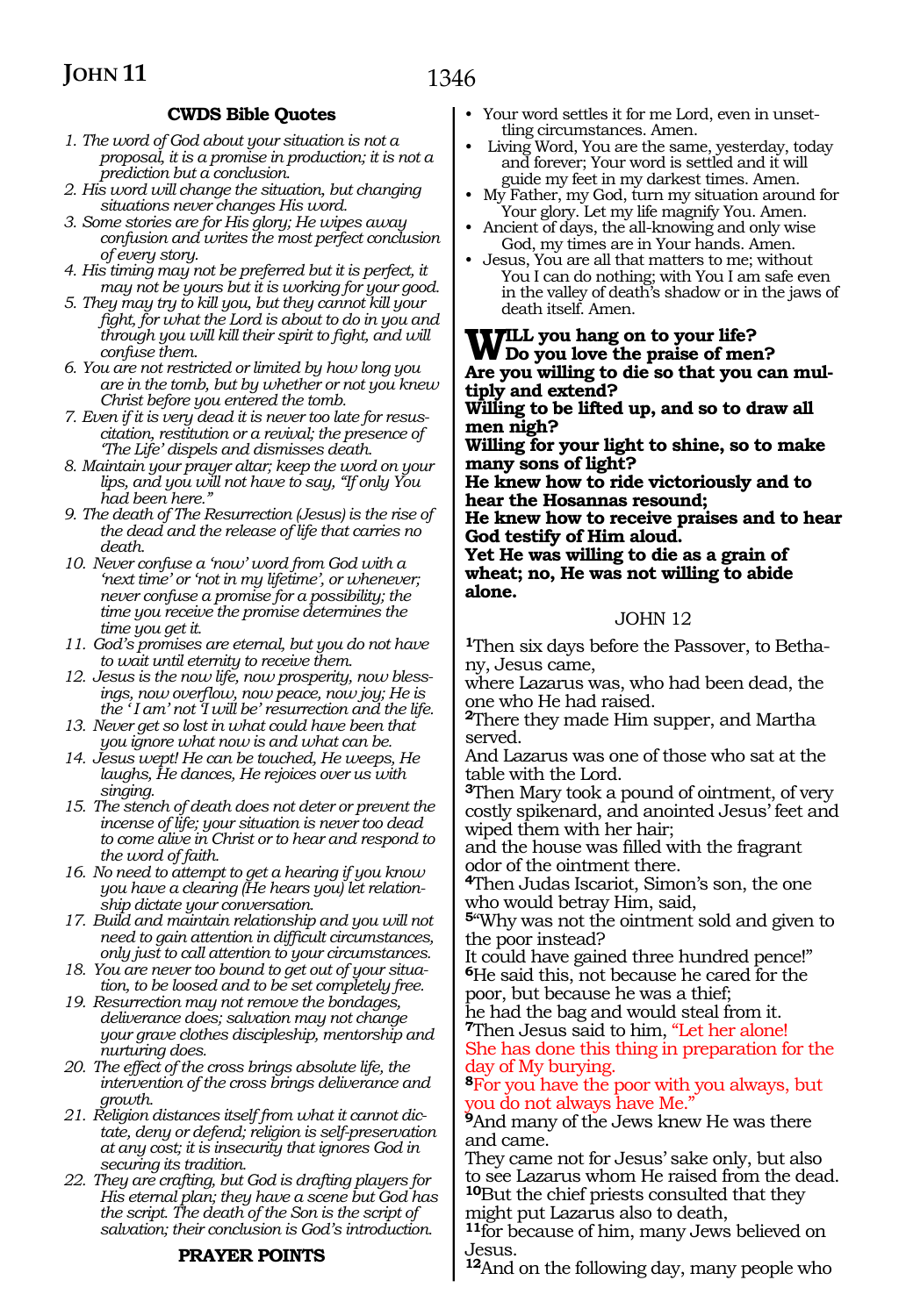## CWDS Bible Quotes

1. *The word of God about your situation is not a proposal, it is a promise in production; it is not a prediction but a conclusion.*
2. *His word will change the situation, but changing situations never changes His word.*
3. *Some stories are for His glory; He wipes away confusion and writes the most perfect conclusion of every story.*
4. *His timing may not be preferred but it is perfect, it may not be yours but it is working for your good.*
5. *They may try to kill you, but they cannot kill your fight, for what the Lord is about to do in you and through you will kill their spirit to fight, and will confuse them.*
6. *You are not restricted or limited by how long you are in the tomb, but by whether or not you knew Christ before you entered the tomb.*
7. *Even if it is very dead it is never too late for resuscitation, restitution or a revival; the presence of 'The Life' dispels and dismisses death.*
8. *Maintain your prayer altar; keep the word on your lips, and you will not have to say, "If only You had been here."*
9. *The death of The Resurrection (Jesus) is the rise of the dead and the release of life that carries no death.*
10. *Never confuse a 'now' word from God with a 'next time' or 'not in my lifetime', or whenever; never confuse a promise for a possibility; the time you receive the promise determines the time you get it.*
11. *God's promises are eternal, but you do not have to wait until eternity to receive them.*
12. *Jesus is the now life, now prosperity, now blessings, now overflow, now peace, now joy; He is the 'I am' not 'I will be' resurrection and the life.*
13. *Never get so lost in what could have been that you ignore what now is and what can be.*
14. *Jesus wept! He can be touched, He weeps, He laughs, He dances, He rejoices over us with singing.*
15. *The stench of death does not deter or prevent the incense of life; your situation is never too dead to come alive in Christ or to hear and respond to the word of faith.*
16. *No need to attempt to get a hearing if you know you have a clearing (He hears you) let relationship dictate your conversation.*
17. *Build and maintain relationship and you will not need to gain attention in difficult circumstances, only just to call attention to your circumstances.*
18. *You are never too bound to get out of your situation, to be loosed and to be set completely free.*
19. *Resurrection may not remove the bondages, deliverance does; salvation may not change your grave clothes discipleship, mentorship and nurturing does.*
20. *The effect of the cross brings absolute life, the intervention of the cross brings deliverance and growth.*
21. *Religion distances itself from what it cannot dictate, deny or defend; religion is self-preservation at any cost; it is insecurity that ignores God in securing its tradition.*
22. *They are crafting, but God is drafting players for His eternal plan; they have a scene but God has the script. The death of the Son is the script of salvation; their conclusion is God's introduction.*

## PRAYER POINTS

- Your word settles it for me Lord, even in unsettling circumstances. Amen.
- Living Word, You are the same, yesterday, today and forever; Your word is settled and it will guide my feet in my darkest times. Amen.
- My Father, my God, turn my situation around for Your glory. Let my life magnify You. Amen.
- Ancient of days, the all-knowing and only wise God, my times are in Your hands. Amen.
- Jesus, You are all that matters to me; without You I can do nothing; with You I am safe even in the valley of death's shadow or in the jaws of death itself. Amen.

**WILL you hang on to your life?**
**Do you love the praise of men?**
**Are you willing to die so that you can multiply and extend?**
**Willing to be lifted up, and so to draw all men nigh?**
**Willing for your light to shine, so to make many sons of light?**
**He knew how to ride victoriously and to hear the Hosannas resound;**
**He knew how to receive praises and to hear God testify of Him aloud.**
**Yet He was willing to die as a grain of wheat; no, He was not willing to abide alone.**

## JOHN 12

**1**Then six days before the Passover, to Bethany, Jesus came,
where Lazarus was, who had been dead, the one who He had raised.
**2**There they made Him supper, and Martha served.
And Lazarus was one of those who sat at the table with the Lord.
**3**Then Mary took a pound of ointment, of very costly spikenard, and anointed Jesus' feet and wiped them with her hair;
and the house was filled with the fragrant odor of the ointment there.
**4**Then Judas Iscariot, Simon's son, the one who would betray Him, said,
**5**"Why was not the ointment sold and given to the poor instead?
It could have gained three hundred pence!"
**6**He said this, not because he cared for the poor, but because he was a thief;
he had the bag and would steal from it.
**7**Then Jesus said to him, "Let her alone!
She has done this thing in preparation for the day of My burying.
**8**For you have the poor with you always, but you do not always have Me."
**9**And many of the Jews knew He was there and came.
They came not for Jesus' sake only, but also to see Lazarus whom He raised from the dead.
**10**But the chief priests consulted that they might put Lazarus also to death,
**11**for because of him, many Jews believed on Jesus.
**12**And on the following day, many people who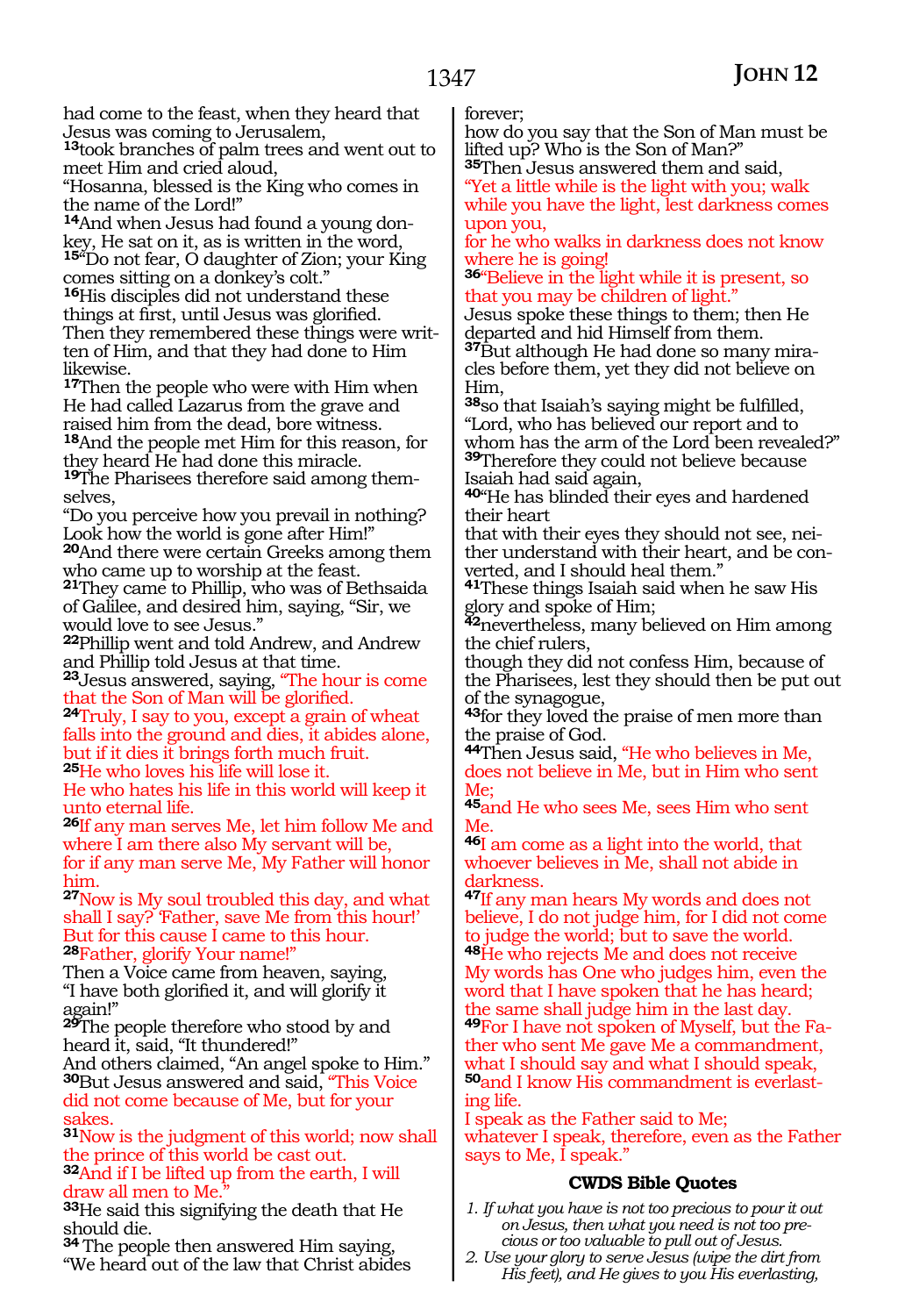had come to the feast, when they heard that Jesus was coming to Jerusalem,

[13]took branches of palm trees and went out to meet Him and cried aloud,
"Hosanna, blessed is the King who comes in the name of the Lord!"

[14]And when Jesus had found a young donkey, He sat on it, as is written in the word,

[15]"Do not fear, O daughter of Zion; your King comes sitting on a donkey's colt."

[16]His disciples did not understand these things at first, until Jesus was glorified. Then they remembered these things were written of Him, and that they had done to Him likewise.

[17]Then the people who were with Him when He had called Lazarus from the grave and raised him from the dead, bore witness.

[18]And the people met Him for this reason, for they heard He had done this miracle.

[19]The Pharisees therefore said among themselves,
"Do you perceive how you prevail in nothing? Look how the world is gone after Him!"

[20]And there were certain Greeks among them who came up to worship at the feast.

[21]They came to Phillip, who was of Bethsaida of Galilee, and desired him, saying, "Sir, we would love to see Jesus."

[22]Phillip went and told Andrew, and Andrew and Phillip told Jesus at that time.

[23]Jesus answered, saying, "The hour is come that the Son of Man will be glorified.

[24]Truly, I say to you, except a grain of wheat falls into the ground and dies, it abides alone, but if it dies it brings forth much fruit.

[25]He who loves his life will lose it.
He who hates his life in this world will keep it unto eternal life.

[26]If any man serves Me, let him follow Me and where I am there also My servant will be,
for if any man serve Me, My Father will honor him.

[27]Now is My soul troubled this day, and what shall I say? 'Father, save Me from this hour!'
But for this cause I came to this hour.

[28]Father, glorify Your name!"
Then a Voice came from heaven, saying,
"I have both glorified it, and will glorify it again!"

[29]The people therefore who stood by and heard it, said, "It thundered!"
And others claimed, "An angel spoke to Him."

[30]But Jesus answered and said, "This Voice did not come because of Me, but for your sakes.

[31]Now is the judgment of this world; now shall the prince of this world be cast out.

[32]And if I be lifted up from the earth, I will draw all men to Me."

[33]He said this signifying the death that He should die.

[34] The people then answered Him saying,
"We heard out of the law that Christ abides forever;
how do you say that the Son of Man must be lifted up? Who is the Son of Man?"

[35]Then Jesus answered them and said,
"Yet a little while is the light with you; walk while you have the light, lest darkness comes upon you,
for he who walks in darkness does not know where he is going!

[36]"Believe in the light while it is present, so that you may be children of light."
Jesus spoke these things to them; then He departed and hid Himself from them.

[37]But although He had done so many miracles before them, yet they did not believe on Him,

[38]so that Isaiah's saying might be fulfilled,
"Lord, who has believed our report and to whom has the arm of the Lord been revealed?"

[39]Therefore they could not believe because Isaiah had said again,

[40]"He has blinded their eyes and hardened their heart
that with their eyes they should not see, neither understand with their heart, and be converted, and I should heal them."

[41]These things Isaiah said when he saw His glory and spoke of Him;

[42]nevertheless, many believed on Him among the chief rulers,
though they did not confess Him, because of the Pharisees, lest they should then be put out of the synagogue,

[43]for they loved the praise of men more than the praise of God.

[44]Then Jesus said, "He who believes in Me, does not believe in Me, but in Him who sent Me;

[45]and He who sees Me, sees Him who sent Me.

[46]I am come as a light into the world, that whoever believes in Me, shall not abide in darkness.

[47]If any man hears My words and does not believe, I do not judge him, for I did not come to judge the world; but to save the world.

[48]He who rejects Me and does not receive My words has One who judges him, even the word that I have spoken that he has heard;
the same shall judge him in the last day.

[49]For I have not spoken of Myself, but the Father who sent Me gave Me a commandment, what I should say and what I should speak,

[50]and I know His commandment is everlasting life.
I speak as the Father said to Me;
whatever I speak, therefore, even as the Father says to Me, I speak."

### CWDS Bible Quotes

1. *If what you have is not too precious to pour it out on Jesus, then what you need is not too precious or too valuable to pull out of Jesus.*
2. *Use your glory to serve Jesus (wipe the dirt from His feet), and He gives to you His everlasting,*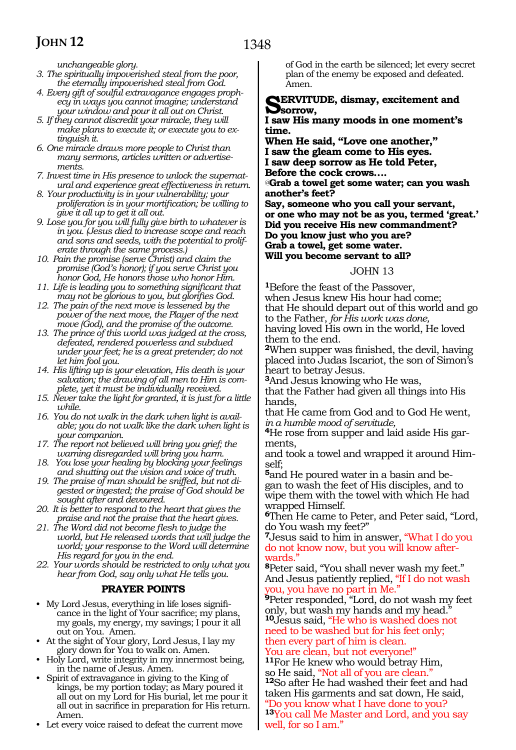*unchangeable glory.*

3. *The spiritually impoverished steal from the poor, the eternally impoverished steal from God.*
4. *Every gift of soulful extravagance engages prophecy in ways you cannot imagine; understand your window and pour it all out on Christ.*
5. *If they cannot discredit your miracle, they will make plans to execute it; or execute you to extinguish it.*
6. *One miracle draws more people to Christ than many sermons, articles written or advertisements.*
7. *Invest time in His presence to unlock the supernatural and experience great effectiveness in return.*
8. *Your productivity is in your vulnerability; your proliferation is in your mortification; be willing to give it all up to get it all out.*
9. *Lose you for you will fully give birth to whatever is in you. (Jesus died to increase scope and reach and sons and seeds, with the potential to proliferate through the same process.)*
10. *Pain the promise (serve Christ) and claim the promise (God's honor); if you serve Christ you honor God, He honors those who honor Him.*
11. *Life is leading you to something significant that may not be glorious to you, but glorifies God.*
12. *The pain of the next move is lessened by the power of the next move, the Player of the next move (God), and the promise of the outcome.*
13. *The prince of this world was judged at the cross, defeated, rendered powerless and subdued under your feet; he is a great pretender; do not let him fool you.*
14. *His lifting up is your elevation, His death is your salvation; the drawing of all men to Him is complete, yet it must be individually received.*
15. *Never take the light for granted, it is just for a little while.*
16. *You do not walk in the dark when light is available; you do not walk like the dark when light is your companion.*
17. *The report not believed will bring you grief; the warning disregarded will bring you harm.*
18. *You lose your healing by blocking your feelings and shutting out the vision and voice of truth.*
19. *The praise of man should be sniffed, but not digested or ingested; the praise of God should be sought after and devoured.*
20. *It is better to respond to the heart that gives the praise and not the praise that the heart gives.*
21. *The Word did not become flesh to judge the world, but He released words that will judge the world; your response to the Word will determine His regard for you in the end.*
22. *Your words should be restricted to only what you hear from God, say only what He tells you.*

### PRAYER POINTS

- My Lord Jesus, everything in life loses significance in the light of Your sacrifice; my plans, my goals, my energy, my savings; I pour it all out on You. Amen.
- At the sight of Your glory, Lord Jesus, I lay my glory down for You to walk on. Amen.
- Holy Spirit, write integrity in my innermost being, in the name of Jesus. Amen.
- Spirit of extravagance in giving to the King of kings, be my portion today; as Mary poured it all out on my Lord for His burial, let me pour it all out in sacrifice in preparation for His return. Amen.
- Let every voice raised to defeat the current move of God in the earth be silenced; let every secret plan of the enemy be exposed and defeated. Amen.

**SERVITUDE, dismay, excitement and sorrow,**
**I saw His many moods in one moment's time.**
**When He said, "Love one another,"**
**I saw the gleam come to His eyes.**
**I saw deep sorrow as He told Peter,**
**Before the cock crows....**
**@Grab a towel get some water; can you wash another's feet?**
**Say, someone who you call your servant,**
**or one who may not be as you, termed 'great.'**
**Did you receive His new commandment?**
**Do you know just who you are?**
**Grab a towel, get some water.**
**Will you become servant to all?**

## JOHN 13

[1]Before the feast of the Passover,
when Jesus knew His hour had come;
that He should depart out of this world and go to the Father, *for His work was done,*
having loved His own in the world, He loved them to the end.
[2]When supper was finished, the devil, having placed into Judas Iscariot, the son of Simon's heart to betray Jesus.
[3]And Jesus knowing who He was,
that the Father had given all things into His hands,
that He came from God and to God He went,
*in a humble mood of servitude,*
[4]He rose from supper and laid aside His garments,
and took a towel and wrapped it around Himself;
[5]and He poured water in a basin and began to wash the feet of His disciples, and to wipe them with the towel with which He had wrapped Himself.
[6]Then He came to Peter, and Peter said, "Lord, do You wash my feet?"
[7]Jesus said to him in answer, "What I do you do not know now, but you will know afterwards."
[8]Peter said, "You shall never wash my feet."
And Jesus patiently replied, "If I do not wash you, you have no part in Me."
[9]Peter responded, "Lord, do not wash my feet only, but wash my hands and my head."
[10]Jesus said, "He who is washed does not need to be washed but for his feet only;
then every part of him is clean.
You are clean, but not everyone!"
[11]For He knew who would betray Him,
so He said, "Not all of you are clean."
[12]So after He had washed their feet and had taken His garments and sat down, He said,
"Do you know what I have done to you?
[13]You call Me Master and Lord, and you say well, for so I am."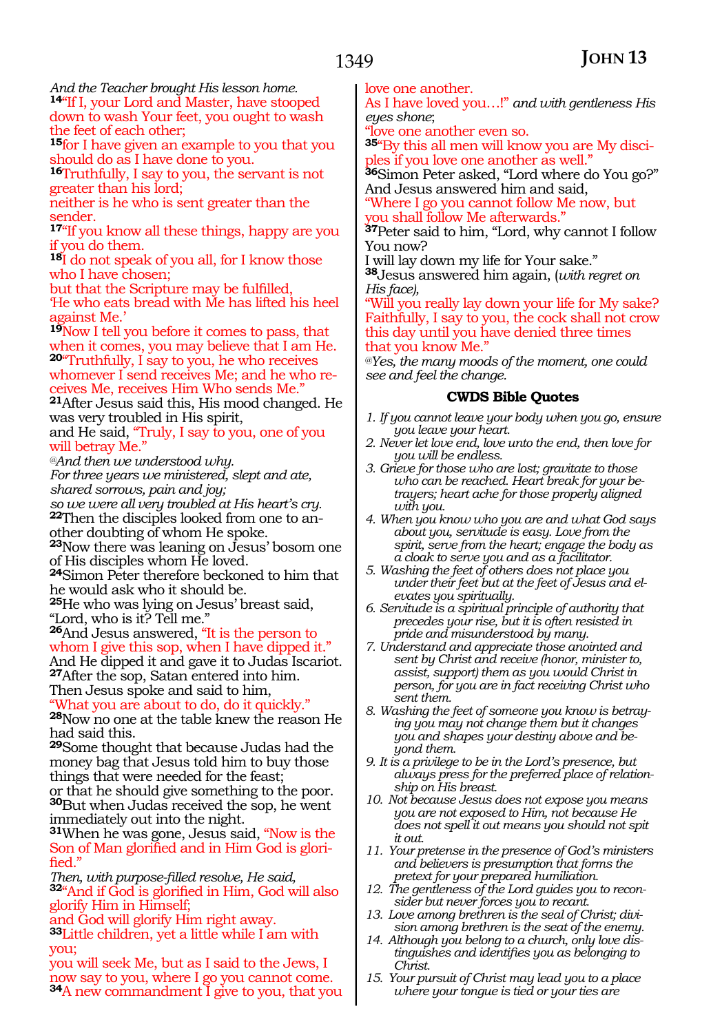*And the Teacher brought His lesson home.*
**14**"If I, your Lord and Master, have stooped down to wash Your feet, you ought to wash the feet of each other;
**15**for I have given an example to you that you should do as I have done to you.
**16**Truthfully, I say to you, the servant is not greater than his lord;
neither is he who is sent greater than the sender.
**17**"If you know all these things, happy are you if you do them.
**18**I do not speak of you all, for I know those who I have chosen;
but that the Scripture may be fulfilled,
'He who eats bread with Me has lifted his heel against Me.'
**19**Now I tell you before it comes to pass, that when it comes, you may believe that I am He.
**20**"Truthfully, I say to you, he who receives whomever I send receives Me; and he who receives Me, receives Him Who sends Me."
**21**After Jesus said this, His mood changed. He was very troubled in His spirit,
and He said, "Truly, I say to you, one of you will betray Me."
*@And then we understood why.*
*For three years we ministered, slept and ate, shared sorrows, pain and joy;*
*so we were all very troubled at His heart's cry.*
**22**Then the disciples looked from one to another doubting of whom He spoke.
**23**Now there was leaning on Jesus' bosom one of His disciples whom He loved.
**24**Simon Peter therefore beckoned to him that he would ask who it should be.
**25**He who was lying on Jesus' breast said, "Lord, who is it? Tell me."
**26**And Jesus answered, "It is the person to whom I give this sop, when I have dipped it."
And He dipped it and gave it to Judas Iscariot.
**27**After the sop, Satan entered into him.
Then Jesus spoke and said to him,
"What you are about to do, do it quickly."
**28**Now no one at the table knew the reason He had said this.
**29**Some thought that because Judas had the money bag that Jesus told him to buy those things that were needed for the feast;
or that he should give something to the poor.
**30**But when Judas received the sop, he went immediately out into the night.
**31**When he was gone, Jesus said, "Now is the Son of Man glorified and in Him God is glorified."
*Then, with purpose-filled resolve, He said,*
**32**"And if God is glorified in Him, God will also glorify Him in Himself;
and God will glorify Him right away.
**33**Little children, yet a little while I am with you;
you will seek Me, but as I said to the Jews, I now say to you, where I go you cannot come.
**34**A new commandment I give to you, that you love one another.
As I have loved you…!" *and with gentleness His eyes shone*;
"love one another even so.
**35**"By this all men will know you are My disciples if you love one another as well."
**36**Simon Peter asked, "Lord where do You go?"
And Jesus answered him and said,
"Where I go you cannot follow Me now, but you shall follow Me afterwards."
**37**Peter said to him, "Lord, why cannot I follow You now?
I will lay down my life for Your sake."
**38**Jesus answered him again, (*with regret on His face),*
"Will you really lay down your life for My sake? Faithfully, I say to you, the cock shall not crow this day until you have denied three times that you know Me."
*@Yes, the many moods of the moment, one could see and feel the change.*

### CWDS Bible Quotes

1. *If you cannot leave your body when you go, ensure you leave your heart.*
2. *Never let love end, love unto the end, then love for you will be endless.*
3. *Grieve for those who are lost; gravitate to those who can be reached. Heart break for your betrayers; heart ache for those properly aligned with you.*
4. *When you know who you are and what God says about you, servitude is easy. Love from the spirit, serve from the heart; engage the body as a cloak to serve you and as a facilitator.*
5. *Washing the feet of others does not place you under their feet but at the feet of Jesus and elevates you spiritually.*
6. *Servitude is a spiritual principle of authority that precedes your rise, but it is often resisted in pride and misunderstood by many.*
7. *Understand and appreciate those anointed and sent by Christ and receive (honor, minister to, assist, support) them as you would Christ in person, for you are in fact receiving Christ who sent them.*
8. *Washing the feet of someone you know is betraying you may not change them but it changes you and shapes your destiny above and beyond them.*
9. *It is a privilege to be in the Lord's presence, but always press for the preferred place of relationship on His breast.*
10. *Not because Jesus does not expose you means you are not exposed to Him, not because He does not spell it out means you should not spit it out.*
11. *Your pretense in the presence of God's ministers and believers is presumption that forms the pretext for your prepared humiliation.*
12. *The gentleness of the Lord guides you to reconsider but never forces you to recant.*
13. *Love among brethren is the seal of Christ; division among brethren is the seat of the enemy.*
14. *Although you belong to a church, only love distinguishes and identifies you as belonging to Christ.*
15. *Your pursuit of Christ may lead you to a place where your tongue is tied or your ties are*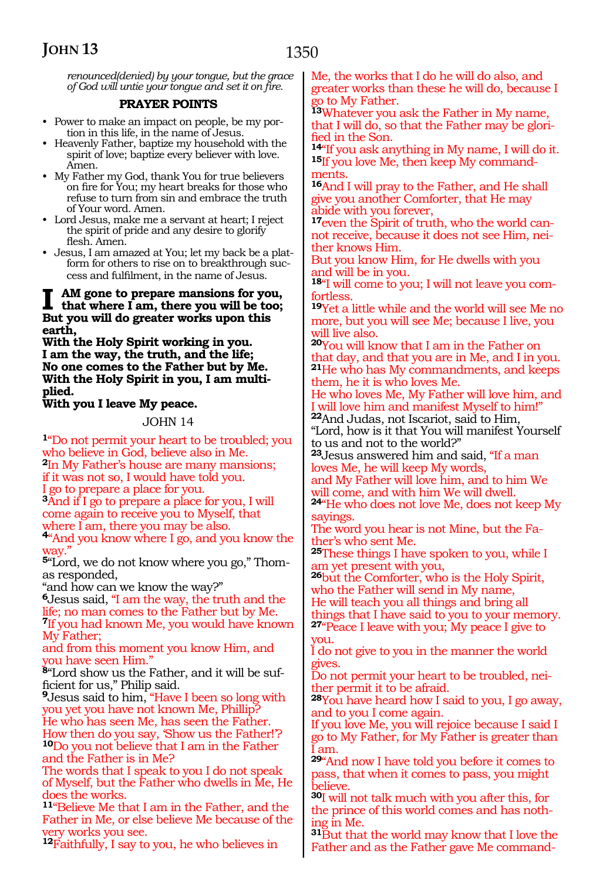*renounced(denied) by your tongue, but the grace of God will untie your tongue and set it on fire.*

### PRAYER POINTS

- Power to make an impact on people, be my portion in this life, in the name of Jesus.
- Heavenly Father, baptize my household with the spirit of love; baptize every believer with love. Amen.
- My Father my God, thank You for true believers on fire for You; my heart breaks for those who refuse to turn from sin and embrace the truth of Your word. Amen.
- Lord Jesus, make me a servant at heart; I reject the spirit of pride and any desire to glorify flesh. Amen.
- Jesus, I am amazed at You; let my back be a platform for others to rise on to breakthrough success and fulfilment, in the name of Jesus.

**I AM gone to prepare mansions for you, that where I am, there you will be too; But you will do greater works upon this earth,**
**With the Holy Spirit working in you.**
**I am the way, the truth, and the life;**
**No one comes to the Father but by Me.**
**With the Holy Spirit in you, I am multiplied.**
**With you I leave My peace.**

## JOHN 14

**1**"Do not permit your heart to be troubled; you who believe in God, believe also in Me.
**2**In My Father's house are many mansions; if it was not so, I would have told you.
I go to prepare a place for you.
**3**And if I go to prepare a place for you, I will come again to receive you to Myself, that where I am, there you may be also.
**4**"And you know where I go, and you know the way."
**5**"Lord, we do not know where you go," Thomas responded,
"and how can we know the way?"
**6**Jesus said, "I am the way, the truth and the life; no man comes to the Father but by Me.
**7**If you had known Me, you would have known My Father;
and from this moment you know Him, and you have seen Him."
**8**"Lord show us the Father, and it will be sufficient for us," Philip said.
**9**Jesus said to him, "Have I been so long with you yet you have not known Me, Phillip?
He who has seen Me, has seen the Father.
How then do you say, 'Show us the Father!'?
**10**Do you not believe that I am in the Father and the Father is in Me?
The words that I speak to you I do not speak of Myself, but the Father who dwells in Me, He does the works.
**11**"Believe Me that I am in the Father, and the Father in Me, or else believe Me because of the very works you see.
**12**Faithfully, I say to you, he who believes in Me, the works that I do he will do also, and greater works than these he will do, because I go to My Father.
**13**Whatever you ask the Father in My name, that I will do, so that the Father may be glorified in the Son.
**14**"If you ask anything in My name, I will do it.
**15**If you love Me, then keep My commandments.
**16**And I will pray to the Father, and He shall give you another Comforter, that He may abide with you forever,
**17**even the Spirit of truth, who the world cannot receive, because it does not see Him, neither knows Him.
But you know Him, for He dwells with you and will be in you.
**18**"I will come to you; I will not leave you comfortless.
**19**Yet a little while and the world will see Me no more, but you will see Me; because I live, you will live also.
**20**You will know that I am in the Father on that day, and that you are in Me, and I in you.
**21**He who has My commandments, and keeps them, he it is who loves Me.
He who loves Me, My Father will love him, and I will love him and manifest Myself to him!"
**22**And Judas, not Iscariot, said to Him, "Lord, how is it that You will manifest Yourself to us and not to the world?"
**23**Jesus answered him and said, "If a man loves Me, he will keep My words,
and My Father will love him, and to him We will come, and with him We will dwell.
**24**"He who does not love Me, does not keep My sayings.
The word you hear is not Mine, but the Father's who sent Me.
**25**These things I have spoken to you, while I am yet present with you,
**26**but the Comforter, who is the Holy Spirit, who the Father will send in My name,
He will teach you all things and bring all things that I have said to you to your memory.
**27**"Peace I leave with you; My peace I give to you.
I do not give to you in the manner the world gives.
Do not permit your heart to be troubled, neither permit it to be afraid.
**28**You have heard how I said to you, I go away, and to you I come again.
If you love Me, you will rejoice because I said I go to My Father, for My Father is greater than I am.
**29**"And now I have told you before it comes to pass, that when it comes to pass, you might believe.
**30**I will not talk much with you after this, for the prince of this world comes and has nothing in Me.
**31**But that the world may know that I love the Father and as the Father gave Me command-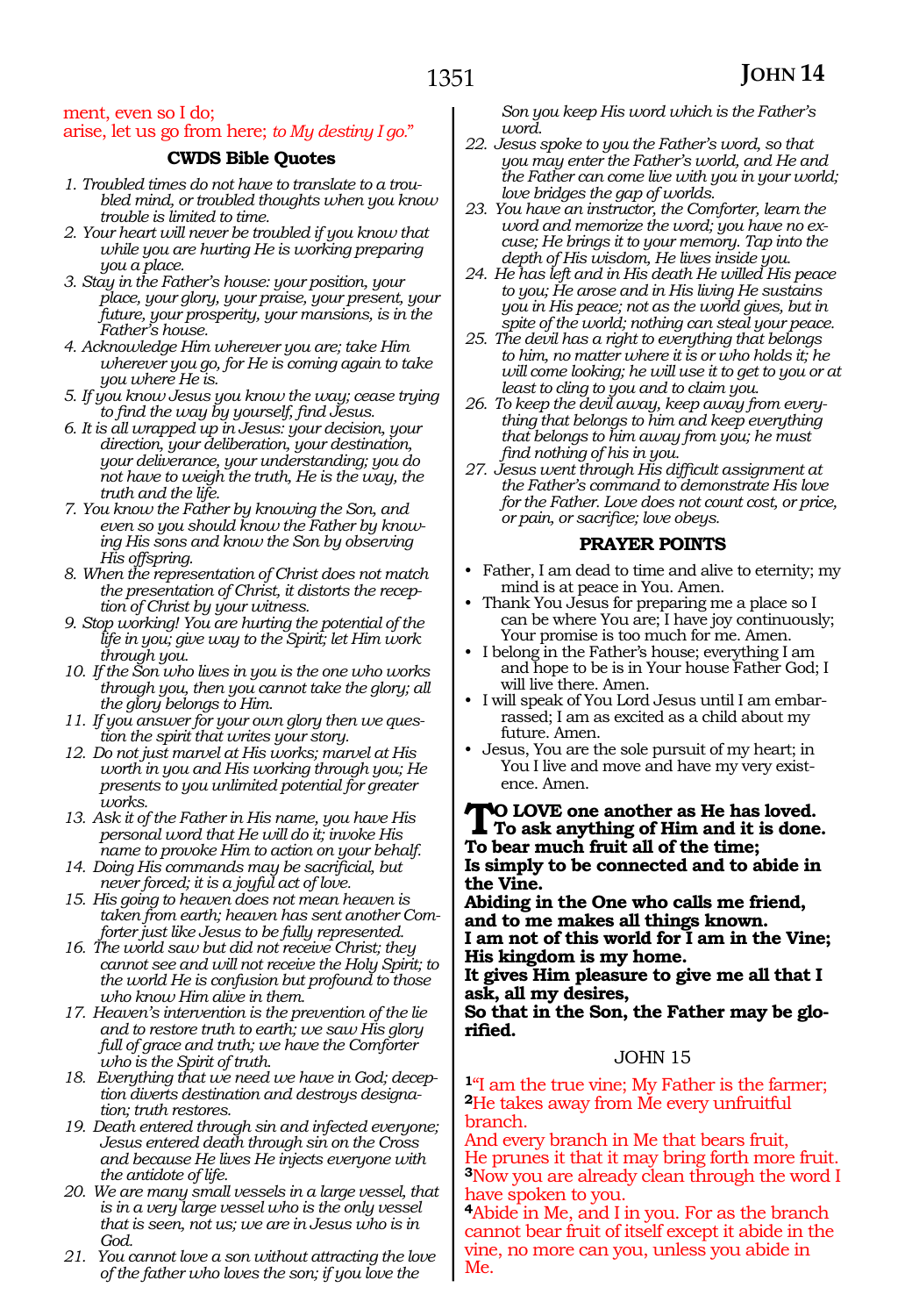ment, even so I do;
arise, let us go from here; *to My destiny I go.*"

### CWDS Bible Quotes

1. *Troubled times do not have to translate to a troubled mind, or troubled thoughts when you know trouble is limited to time.*
2. *Your heart will never be troubled if you know that while you are hurting He is working preparing you a place.*
3. *Stay in the Father's house: your position, your place, your glory, your praise, your present, your future, your prosperity, your mansions, is in the Father's house.*
4. *Acknowledge Him wherever you are; take Him wherever you go, for He is coming again to take you where He is.*
5. *If you know Jesus you know the way; cease trying to find the way by yourself, find Jesus.*
6. *It is all wrapped up in Jesus: your decision, your direction, your deliberation, your destination, your deliverance, your understanding; you do not have to weigh the truth, He is the way, the truth and the life.*
7. *You know the Father by knowing the Son, and even so you should know the Father by knowing His sons and know the Son by observing His offspring.*
8. *When the representation of Christ does not match the presentation of Christ, it distorts the reception of Christ by your witness.*
9. *Stop working! You are hurting the potential of the life in you; give way to the Spirit; let Him work through you.*
10. *If the Son who lives in you is the one who works through you, then you cannot take the glory; all the glory belongs to Him.*
11. *If you answer for your own glory then we question the spirit that writes your story.*
12. *Do not just marvel at His works; marvel at His worth in you and His working through you; He presents to you unlimited potential for greater works.*
13. *Ask it of the Father in His name, you have His personal word that He will do it; invoke His name to provoke Him to action on your behalf.*
14. *Doing His commands may be sacrificial, but never forced; it is a joyful act of love.*
15. *His going to heaven does not mean heaven is taken from earth; heaven has sent another Comforter just like Jesus to be fully represented.*
16. *The world saw but did not receive Christ; they cannot see and will not receive the Holy Spirit; to the world He is confusion but profound to those who know Him alive in them.*
17. *Heaven's intervention is the prevention of the lie and to restore truth to earth; we saw His glory full of grace and truth; we have the Comforter who is the Spirit of truth.*
18. *Everything that we need we have in God; deception diverts destination and destroys designation; truth restores.*
19. *Death entered through sin and infected everyone; Jesus entered death through sin on the Cross and because He lives He injects everyone with the antidote of life.*
20. *We are many small vessels in a large vessel, that is in a very large vessel who is the only vessel that is seen, not us; we are in Jesus who is in God.*
21. *You cannot love a son without attracting the love of the father who loves the son; if you love the Son you keep His word which is the Father's word.*
22. *Jesus spoke to you the Father's word, so that you may enter the Father's world, and He and the Father can come live with you in your world; love bridges the gap of worlds.*
23. *You have an instructor, the Comforter, learn the word and memorize the word; you have no excuse; He brings it to your memory. Tap into the depth of His wisdom, He lives inside you.*
24. *He has left and in His death He willed His peace to you; He arose and in His living He sustains you in His peace; not as the world gives, but in spite of the world; nothing can steal your peace.*
25. *The devil has a right to everything that belongs to him, no matter where it is or who holds it; he will come looking; he will use it to get to you or at least to cling to you and to claim you.*
26. *To keep the devil away, keep away from everything that belongs to him and keep everything that belongs to him away from you; he must find nothing of his in you.*
27. *Jesus went through His difficult assignment at the Father's command to demonstrate His love for the Father. Love does not count cost, or price, or pain, or sacrifice; love obeys.*

### PRAYER POINTS

- Father, I am dead to time and alive to eternity; my mind is at peace in You. Amen.
- Thank You Jesus for preparing me a place so I can be where You are; I have joy continuously; Your promise is too much for me. Amen.
- I belong in the Father's house; everything I am and hope to be is in Your house Father God; I will live there. Amen.
- I will speak of You Lord Jesus until I am embarrassed; I am as excited as a child about my future. Amen.
- Jesus, You are the sole pursuit of my heart; in You I live and move and have my very existence. Amen.

**TO LOVE one another as He has loved.**
**To ask anything of Him and it is done.**
**To bear much fruit all of the time;**
**Is simply to be connected and to abide in the Vine.**
**Abiding in the One who calls me friend,**
**and to me makes all things known.**
**I am not of this world for I am in the Vine;**
**His kingdom is my home.**
**It gives Him pleasure to give me all that I ask, all my desires,**
**So that in the Son, the Father may be glorified.**

## JOHN 15

1 "I am the true vine; My Father is the farmer;
2 He takes away from Me every unfruitful branch.
And every branch in Me that bears fruit,
He prunes it that it may bring forth more fruit.
3 Now you are already clean through the word I have spoken to you.
4 Abide in Me, and I in you. For as the branch cannot bear fruit of itself except it abide in the vine, no more can you, unless you abide in Me.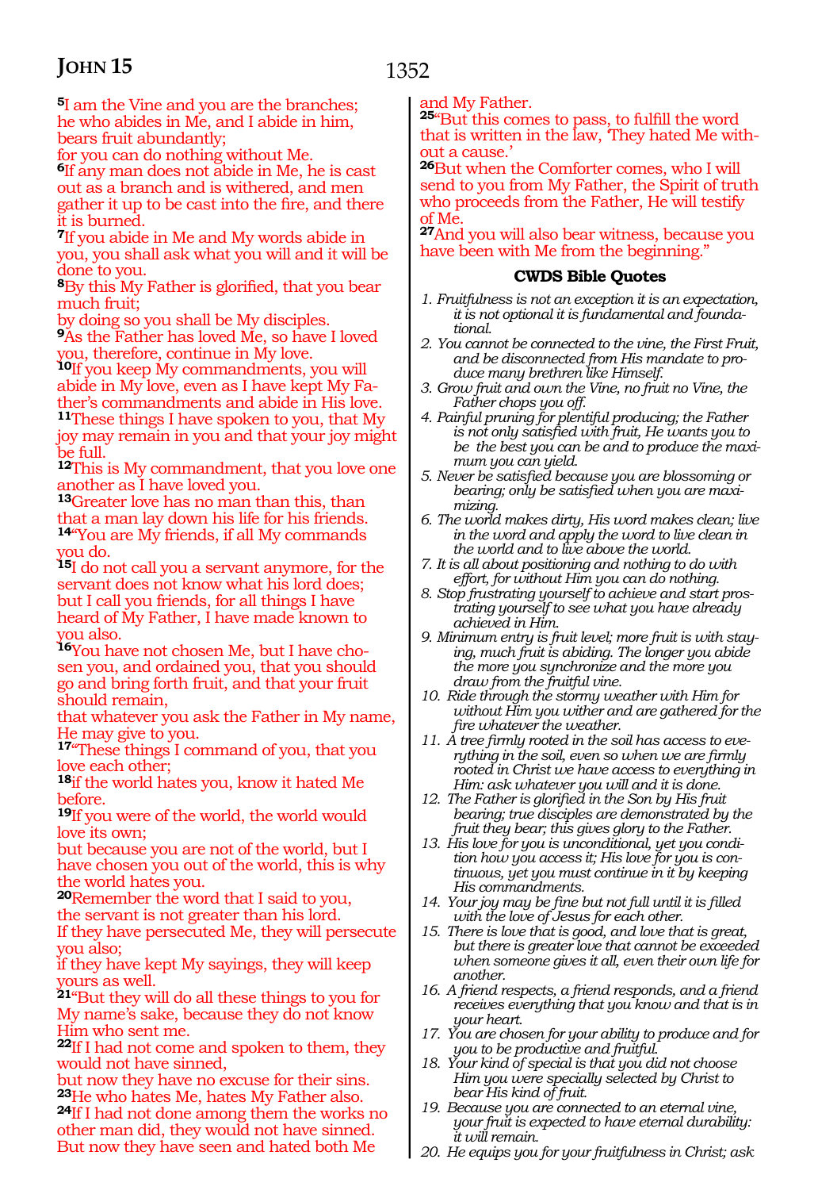[5]I am the Vine and you are the branches;
he who abides in Me, and I abide in him,
bears fruit abundantly;
for you can do nothing without Me.
[6]If any man does not abide in Me, he is cast out as a branch and is withered, and men gather it up to be cast into the fire, and there it is burned.
[7]If you abide in Me and My words abide in you, you shall ask what you will and it will be done to you.
[8]By this My Father is glorified, that you bear much fruit;
by doing so you shall be My disciples.
[9]As the Father has loved Me, so have I loved you, therefore, continue in My love.
[10]If you keep My commandments, you will abide in My love, even as I have kept My Father's commandments and abide in His love.
[11]These things I have spoken to you, that My joy may remain in you and that your joy might be full.
[12]This is My commandment, that you love one another as I have loved you.
[13]Greater love has no man than this, than that a man lay down his life for his friends.
[14]"You are My friends, if all My commands you do.
[15]I do not call you a servant anymore, for the servant does not know what his lord does; but I call you friends, for all things I have heard of My Father, I have made known to you also.
[16]You have not chosen Me, but I have chosen you, and ordained you, that you should go and bring forth fruit, and that your fruit should remain,
that whatever you ask the Father in My name, He may give to you.
[17]"These things I command of you, that you love each other;
[18]if the world hates you, know it hated Me before.
[19]If you were of the world, the world would love its own;
but because you are not of the world, but I have chosen you out of the world, this is why the world hates you.
[20]Remember the word that I said to you,
the servant is not greater than his lord.
If they have persecuted Me, they will persecute you also;
if they have kept My sayings, they will keep yours as well.
[21]"But they will do all these things to you for My name's sake, because they do not know Him who sent me.
[22]If I had not come and spoken to them, they would not have sinned,
but now they have no excuse for their sins.
[23]He who hates Me, hates My Father also.
[24]If I had not done among them the works no other man did, they would not have sinned. But now they have seen and hated both Me and My Father.
[25]"But this comes to pass, to fulfill the word that is written in the law, 'They hated Me without a cause.'
[26]But when the Comforter comes, who I will send to you from My Father, the Spirit of truth who proceeds from the Father, He will testify of Me.
[27]And you will also bear witness, because you have been with Me from the beginning."

### CWDS Bible Quotes

1. *Fruitfulness is not an exception it is an expectation, it is not optional it is fundamental and foundational.*
2. *You cannot be connected to the vine, the First Fruit, and be disconnected from His mandate to produce many brethren like Himself.*
3. *Grow fruit and own the Vine, no fruit no Vine, the Father chops you off.*
4. *Painful pruning for plentiful producing; the Father is not only satisfied with fruit, He wants you to be the best you can be and to produce the maximum you can yield.*
5. *Never be satisfied because you are blossoming or bearing; only be satisfied when you are maximizing.*
6. *The world makes dirty, His word makes clean; live in the word and apply the word to live clean in the world and to live above the world.*
7. *It is all about positioning and nothing to do with effort, for without Him you can do nothing.*
8. *Stop frustrating yourself to achieve and start prostrating yourself to see what you have already achieved in Him.*
9. *Minimum entry is fruit level; more fruit is with staying, much fruit is abiding. The longer you abide the more you synchronize and the more you draw from the fruitful vine.*
10. *Ride through the stormy weather with Him for without Him you wither and are gathered for the fire whatever the weather.*
11. *A tree firmly rooted in the soil has access to everything in the soil, even so when we are firmly rooted in Christ we have access to everything in Him: ask whatever you will and it is done.*
12. *The Father is glorified in the Son by His fruit bearing; true disciples are demonstrated by the fruit they bear; this gives glory to the Father.*
13. *His love for you is unconditional, yet you condition how you access it; His love for you is continuous, yet you must continue in it by keeping His commandments.*
14. *Your joy may be fine but not full until it is filled with the love of Jesus for each other.*
15. *There is love that is good, and love that is great, but there is greater love that cannot be exceeded when someone gives it all, even their own life for another.*
16. *A friend respects, a friend responds, and a friend receives everything that you know and that is in your heart.*
17. *You are chosen for your ability to produce and for you to be productive and fruitful.*
18. *Your kind of special is that you did not choose Him you were specially selected by Christ to bear His kind of fruit.*
19. *Because you are connected to an eternal vine, your fruit is expected to have eternal durability: it will remain.*
20. *He equips you for your fruitfulness in Christ; ask*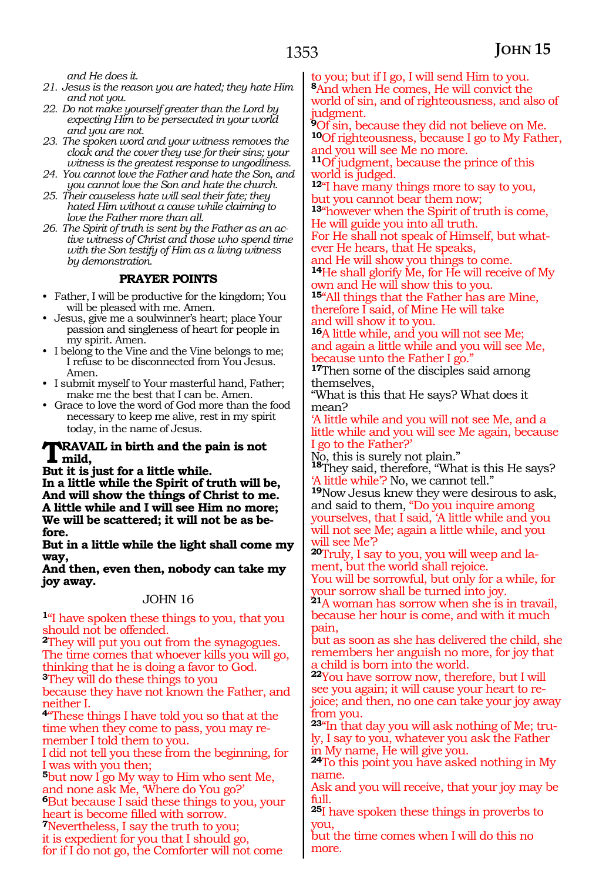*and He does it.*

21. *Jesus is the reason you are hated; they hate Him and not you.*
22. *Do not make yourself greater than the Lord by expecting Him to be persecuted in your world and you are not.*
23. *The spoken word and your witness removes the cloak and the cover they use for their sins; your witness is the greatest response to ungodliness.*
24. *You cannot love the Father and hate the Son, and you cannot love the Son and hate the church.*
25. *Their causeless hate will seal their fate; they hated Him without a cause while claiming to love the Father more than all.*
26. *The Spirit of truth is sent by the Father as an active witness of Christ and those who spend time with the Son testify of Him as a living witness by demonstration.*

### PRAYER POINTS

- Father, I will be productive for the kingdom; You will be pleased with me. Amen.
- Jesus, give me a soulwinner's heart; place Your passion and singleness of heart for people in my spirit. Amen.
- I belong to the Vine and the Vine belongs to me; I refuse to be disconnected from You Jesus. Amen.
- I submit myself to Your masterful hand, Father; make me the best that I can be. Amen.
- Grace to love the word of God more than the food necessary to keep me alive, rest in my spirit today, in the name of Jesus.

**TRAVAIL in birth and the pain is not mild,**
**But it is just for a little while.**
**In a little while the Spirit of truth will be,**
**And will show the things of Christ to me.**
**A little while and I will see Him no more;**
**We will be scattered; it will not be as before.**
**But in a little while the light shall come my way,**
**And then, even then, nobody can take my joy away.**

## JOHN 16

[1]"I have spoken these things to you, that you should not be offended.
[2]They will put you out from the synagogues. The time comes that whoever kills you will go, thinking that he is doing a favor to God.
[3]They will do these things to you
because they have not known the Father, and neither I.
[4]"These things I have told you so that at the time when they come to pass, you may remember I told them to you.
I did not tell you these from the beginning, for I was with you then;
[5]but now I go My way to Him who sent Me, and none ask Me, 'Where do You go?'
[6]But because I said these things to you, your heart is become filled with sorrow.
[7]Nevertheless, I say the truth to you;
it is expedient for you that I should go,
for if I do not go, the Comforter will not come to you; but if I go, I will send Him to you.
[8]And when He comes, He will convict the world of sin, and of righteousness, and also of judgment.
[9]Of sin, because they did not believe on Me.
[10]Of righteousness, because I go to My Father, and you will see Me no more.
[11]Of judgment, because the prince of this world is judged.
[12]"I have many things more to say to you, but you cannot bear them now;
[13]"however when the Spirit of truth is come, He will guide you into all truth.
For He shall not speak of Himself, but whatever He hears, that He speaks,
and He will show you things to come.
[14]He shall glorify Me, for He will receive of My own and He will show this to you.
[15]"All things that the Father has are Mine, therefore I said, of Mine He will take
and will show it to you.
[16]A little while, and you will not see Me;
and again a little while and you will see Me, because unto the Father I go."
[17]Then some of the disciples said among themselves,
"What is this that He says? What does it mean?
'A little while and you will not see Me, and a little while and you will see Me again, because I go to the Father?'
No, this is surely not plain."
[18]They said, therefore, "What is this He says?
'A little while'? No, we cannot tell."
[19]Now Jesus knew they were desirous to ask, and said to them, "Do you inquire among yourselves, that I said, 'A little while and you will not see Me; again a little while, and you will see Me'?
[20]Truly, I say to you, you will weep and lament, but the world shall rejoice.
You will be sorrowful, but only for a while, for your sorrow shall be turned into joy.
[21]A woman has sorrow when she is in travail, because her hour is come, and with it much pain,
but as soon as she has delivered the child, she remembers her anguish no more, for joy that a child is born into the world.
[22]You have sorrow now, therefore, but I will see you again; it will cause your heart to rejoice; and then, no one can take your joy away from you.
[23]"In that day you will ask nothing of Me; truly, I say to you, whatever you ask the Father in My name, He will give you.
[24]To this point you have asked nothing in My name.
Ask and you will receive, that your joy may be full.
[25]I have spoken these things in proverbs to you,
but the time comes when I will do this no more.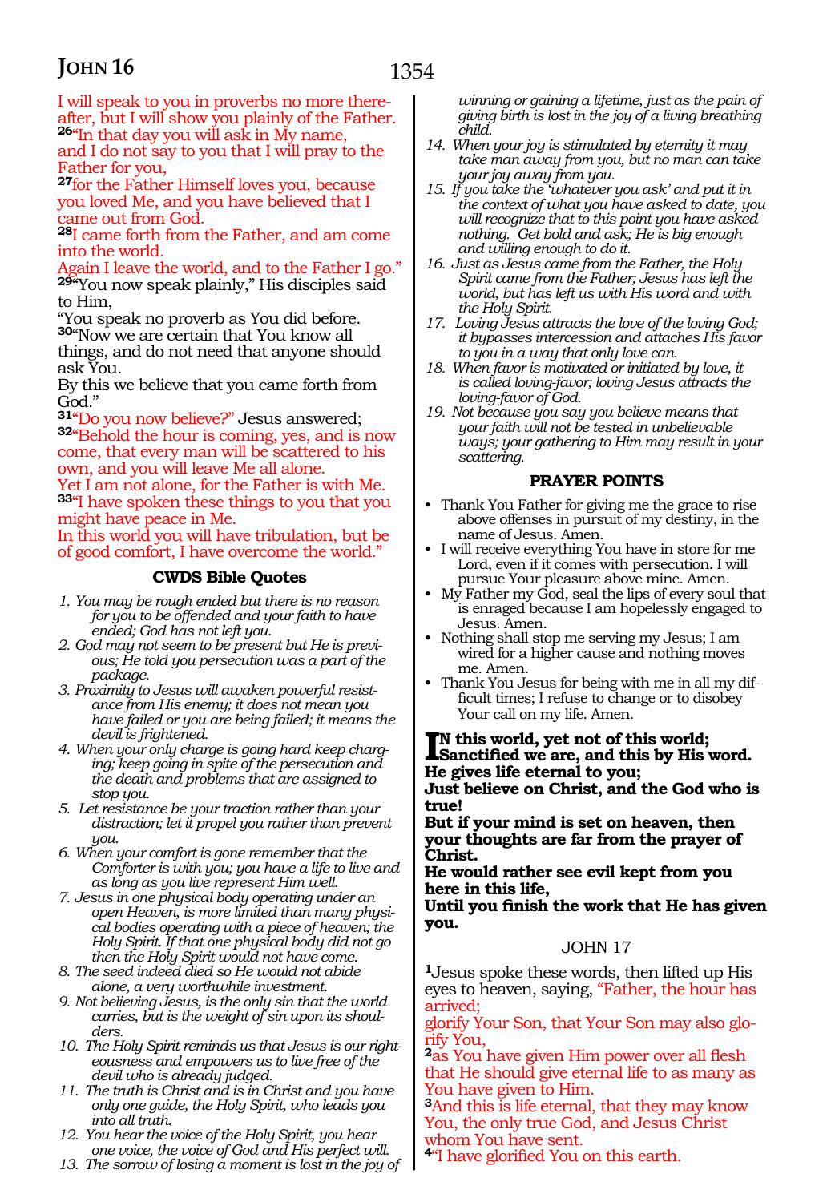I will speak to you in proverbs no more thereafter, but I will show you plainly of the Father.

[26]"In that day you will ask in My name, and I do not say to you that I will pray to the Father for you,

[27]for the Father Himself loves you, because you loved Me, and you have believed that I came out from God.

[28]I came forth from the Father, and am come into the world.

Again I leave the world, and to the Father I go."

[29]"You now speak plainly," His disciples said to Him,

"You speak no proverb as You did before.

[30]"Now we are certain that You know all things, and do not need that anyone should ask You.

By this we believe that you came forth from God."

[31]"Do you now believe?" Jesus answered;

[32]"Behold the hour is coming, yes, and is now come, that every man will be scattered to his own, and you will leave Me all alone.

Yet I am not alone, for the Father is with Me.

[33]"I have spoken these things to you that you might have peace in Me.

In this world you will have tribulation, but be of good comfort, I have overcome the world."

### CWDS Bible Quotes

1. *You may be rough ended but there is no reason for you to be offended and your faith to have ended; God has not left you.*
2. *God may not seem to be present but He is previous; He told you persecution was a part of the package.*
3. *Proximity to Jesus will awaken powerful resistance from His enemy; it does not mean you have failed or you are being failed; it means the devil is frightened.*
4. *When your only charge is going hard keep charging; keep going in spite of the persecution and the death and problems that are assigned to stop you.*
5. *Let resistance be your traction rather than your distraction; let it propel you rather than prevent you.*
6. *When your comfort is gone remember that the Comforter is with you; you have a life to live and as long as you live represent Him well.*
7. *Jesus in one physical body operating under an open Heaven, is more limited than many physical bodies operating with a piece of heaven; the Holy Spirit. If that one physical body did not go then the Holy Spirit would not have come.*
8. *The seed indeed died so He would not abide alone, a very worthwhile investment.*
9. *Not believing Jesus, is the only sin that the world carries, but is the weight of sin upon its shoulders.*
10. *The Holy Spirit reminds us that Jesus is our righteousness and empowers us to live free of the devil who is already judged.*
11. *The truth is Christ and is in Christ and you have only one guide, the Holy Spirit, who leads you into all truth.*
12. *You hear the voice of the Holy Spirit, you hear one voice, the voice of God and His perfect will.*
13. *The sorrow of losing a moment is lost in the joy of winning or gaining a lifetime, just as the pain of giving birth is lost in the joy of a living breathing child.*
14. *When your joy is stimulated by eternity it may take man away from you, but no man can take your joy away from you.*
15. *If you take the 'whatever you ask' and put it in the context of what you have asked to date, you will recognize that to this point you have asked nothing. Get bold and ask; He is big enough and willing enough to do it.*
16. *Just as Jesus came from the Father, the Holy Spirit came from the Father; Jesus has left the world, but has left us with His word and with the Holy Spirit.*
17. *Loving Jesus attracts the love of the loving God; it bypasses intercession and attaches His favor to you in a way that only love can.*
18. *When favor is motivated or initiated by love, it is called loving-favor; loving Jesus attracts the loving-favor of God.*
19. *Not because you say you believe means that your faith will not be tested in unbelievable ways; your gathering to Him may result in your scattering.*

### PRAYER POINTS

- Thank You Father for giving me the grace to rise above offenses in pursuit of my destiny, in the name of Jesus. Amen.
- I will receive everything You have in store for me Lord, even if it comes with persecution. I will pursue Your pleasure above mine. Amen.
- My Father my God, seal the lips of every soul that is enraged because I am hopelessly engaged to Jesus. Amen.
- Nothing shall stop me serving my Jesus; I am wired for a higher cause and nothing moves me. Amen.
- Thank You Jesus for being with me in all my difficult times; I refuse to change or to disobey Your call on my life. Amen.

**In this world, yet not of this world;**
**Sanctified we are, and this by His word.**
**He gives life eternal to you;**
**Just believe on Christ, and the God who is true!**
**But if your mind is set on heaven, then your thoughts are far from the prayer of Christ.**
**He would rather see evil kept from you here in this life,**
**Until you finish the work that He has given you.**

## JOHN 17

[1]Jesus spoke these words, then lifted up His eyes to heaven, saying, "Father, the hour has arrived;

glorify Your Son, that Your Son may also glorify You,

[2]as You have given Him power over all flesh that He should give eternal life to as many as You have given to Him.

[3]And this is life eternal, that they may know You, the only true God, and Jesus Christ whom You have sent.

[4]"I have glorified You on this earth.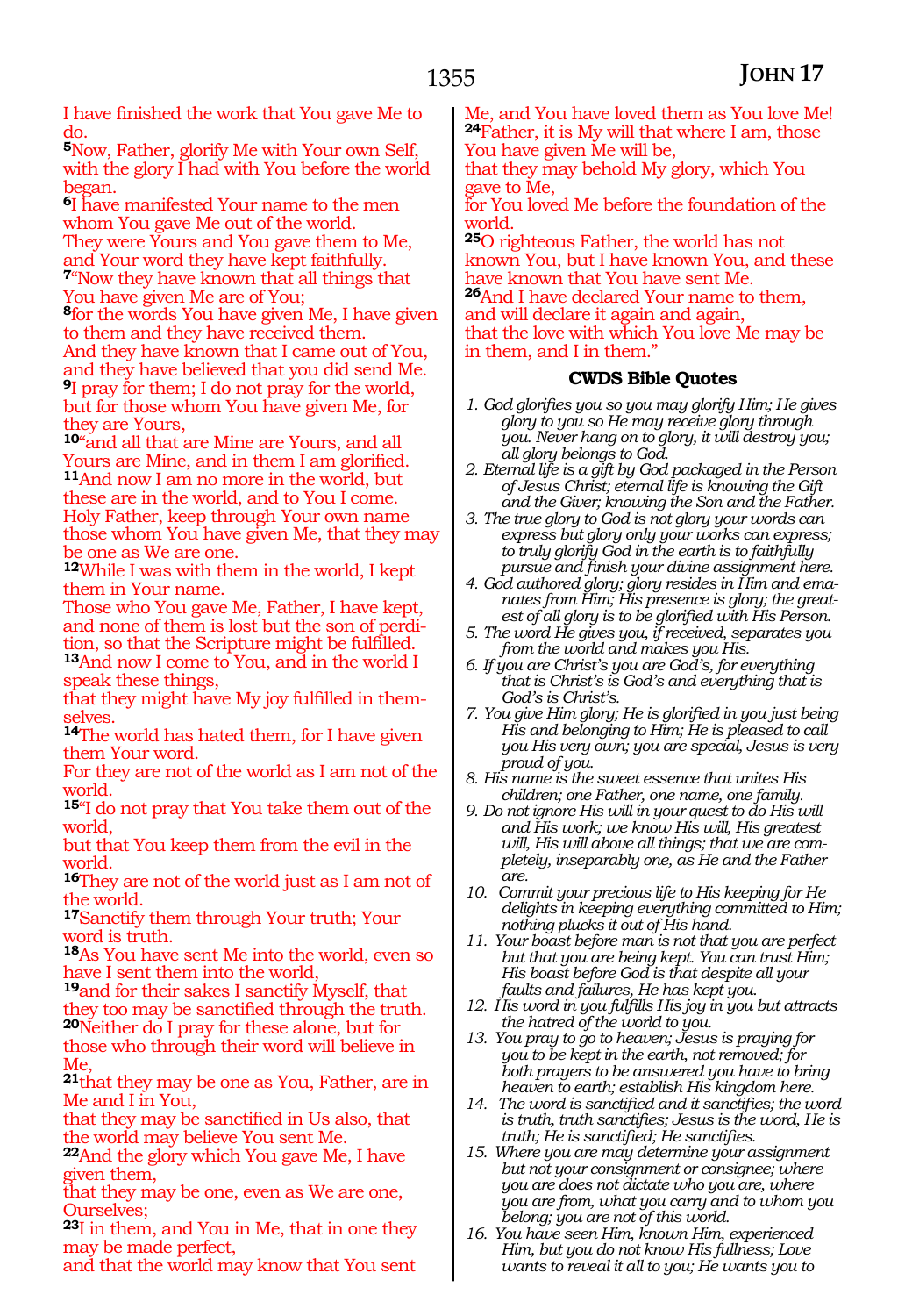I have finished the work that You gave Me to do.

**5**Now, Father, glorify Me with Your own Self, with the glory I had with You before the world began.

**6**I have manifested Your name to the men whom You gave Me out of the world.
They were Yours and You gave them to Me, and Your word they have kept faithfully.

**7**"Now they have known that all things that You have given Me are of You;

**8**for the words You have given Me, I have given to them and they have received them.
And they have known that I came out of You, and they have believed that you did send Me.

**9**I pray for them; I do not pray for the world, but for those whom You have given Me, for they are Yours,

**10**"and all that are Mine are Yours, and all Yours are Mine, and in them I am glorified.

**11**And now I am no more in the world, but these are in the world, and to You I come.
Holy Father, keep through Your own name those whom You have given Me, that they may be one as We are one.

**12**While I was with them in the world, I kept them in Your name.
Those who You gave Me, Father, I have kept, and none of them is lost but the son of perdition, so that the Scripture might be fulfilled.

**13**And now I come to You, and in the world I speak these things,
that they might have My joy fulfilled in themselves.

**14**The world has hated them, for I have given them Your word.
For they are not of the world as I am not of the world.

**15**"I do not pray that You take them out of the world,
but that You keep them from the evil in the world.

**16**They are not of the world just as I am not of the world.

**17**Sanctify them through Your truth; Your word is truth.

**18**As You have sent Me into the world, even so have I sent them into the world,

**19**and for their sakes I sanctify Myself, that they too may be sanctified through the truth.

**20**Neither do I pray for these alone, but for those who through their word will believe in Me,

**21**that they may be one as You, Father, are in Me and I in You,
that they may be sanctified in Us also, that the world may believe You sent Me.

**22**And the glory which You gave Me, I have given them,
that they may be one, even as We are one, Ourselves;

**23**I in them, and You in Me, that in one they may be made perfect,
and that the world may know that You sent Me, and You have loved them as You love Me!

**24**Father, it is My will that where I am, those You have given Me will be,
that they may behold My glory, which You gave to Me,
for You loved Me before the foundation of the world.

**25**O righteous Father, the world has not known You, but I have known You, and these have known that You have sent Me.

**26**And I have declared Your name to them, and will declare it again and again,
that the love with which You love Me may be in them, and I in them."

### CWDS Bible Quotes

1. *God glorifies you so you may glorify Him; He gives glory to you so He may receive glory through you. Never hang on to glory, it will destroy you; all glory belongs to God.*
2. *Eternal life is a gift by God packaged in the Person of Jesus Christ; eternal life is knowing the Gift and the Giver; knowing the Son and the Father.*
3. *The true glory to God is not glory your words can express but glory only your works can express; to truly glorify God in the earth is to faithfully pursue and finish your divine assignment here.*
4. *God authored glory; glory resides in Him and emanates from Him; His presence is glory; the greatest of all glory is to be glorified with His Person.*
5. *The word He gives you, if received, separates you from the world and makes you His.*
6. *If you are Christ's you are God's, for everything that is Christ's is God's and everything that is God's is Christ's.*
7. *You give Him glory; He is glorified in you just being His and belonging to Him; He is pleased to call you His very own; you are special, Jesus is very proud of you.*
8. *His name is the sweet essence that unites His children; one Father, one name, one family.*
9. *Do not ignore His will in your quest to do His will and His work; we know His will, His greatest will, His will above all things; that we are completely, inseparably one, as He and the Father are.*
10. *Commit your precious life to His keeping for He delights in keeping everything committed to Him; nothing plucks it out of His hand.*
11. *Your boast before man is not that you are perfect but that you are being kept. You can trust Him; His boast before God is that despite all your faults and failures, He has kept you.*
12. *His word in you fulfills His joy in you but attracts the hatred of the world to you.*
13. *You pray to go to heaven; Jesus is praying for you to be kept in the earth, not removed; for both prayers to be answered you have to bring heaven to earth; establish His kingdom here.*
14. *The word is sanctified and it sanctifies; the word is truth, truth sanctifies; Jesus is the word, He is truth; He is sanctified; He sanctifies.*
15. *Where you are may determine your assignment but not your consignment or consignee; where you are does not dictate who you are, where you are from, what you carry and to whom you belong; you are not of this world.*
16. *You have seen Him, known Him, experienced Him, but you do not know His fullness; Love wants to reveal it all to you; He wants you to*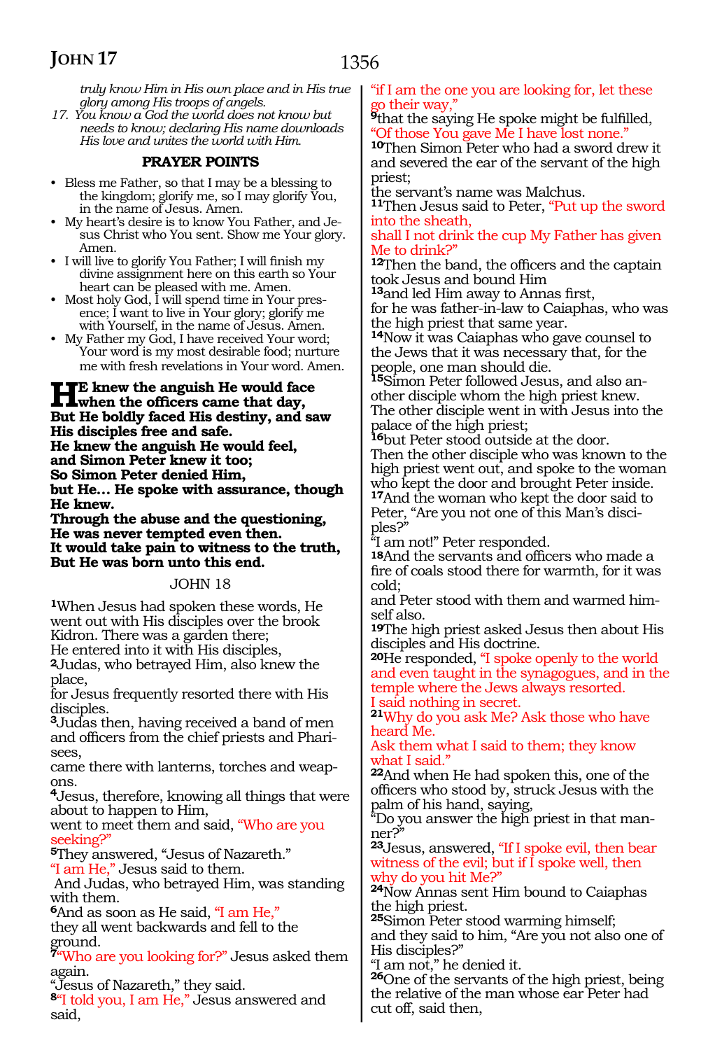*truly know Him in His own place and in His true glory among His troops of angels.*

17. *You know a God the world does not know but needs to know; declaring His name downloads His love and unites the world with Him.*

### PRAYER POINTS

- Bless me Father, so that I may be a blessing to the kingdom; glorify me, so I may glorify You, in the name of Jesus. Amen.
- My heart's desire is to know You Father, and Jesus Christ who You sent. Show me Your glory. Amen.
- I will live to glorify You Father; I will finish my divine assignment here on this earth so Your heart can be pleased with me. Amen.
- Most holy God, I will spend time in Your presence; I want to live in Your glory; glorify me with Yourself, in the name of Jesus. Amen.
- My Father my God, I have received Your word; Your word is my most desirable food; nurture me with fresh revelations in Your word. Amen.

**HE knew the anguish He would face when the officers came that day,**
**But He boldly faced His destiny, and saw His disciples free and safe.**
**He knew the anguish He would feel,**
**and Simon Peter knew it too;**
**So Simon Peter denied Him,**
**but He… He spoke with assurance, though He knew.**
**Through the abuse and the questioning,**
**He was never tempted even then.**
**It would take pain to witness to the truth,**
**But He was born unto this end.**

## JOHN 18

[1]When Jesus had spoken these words, He went out with His disciples over the brook Kidron. There was a garden there;
He entered into it with His disciples,
[2]Judas, who betrayed Him, also knew the place,
for Jesus frequently resorted there with His disciples.
[3]Judas then, having received a band of men and officers from the chief priests and Pharisees,
came there with lanterns, torches and weapons.
[4]Jesus, therefore, knowing all things that were about to happen to Him,
went to meet them and said, "Who are you seeking?"
[5]They answered, "Jesus of Nazareth."
"I am He," Jesus said to them.
And Judas, who betrayed Him, was standing with them.
[6]And as soon as He said, "I am He,"
they all went backwards and fell to the ground.
[7]"Who are you looking for?" Jesus asked them again.
"Jesus of Nazareth," they said.
[8]"I told you, I am He," Jesus answered and said,
"if I am the one you are looking for, let these go their way,"
[9]that the saying He spoke might be fulfilled,
"Of those You gave Me I have lost none."
[10]Then Simon Peter who had a sword drew it and severed the ear of the servant of the high priest;
the servant's name was Malchus.
[11]Then Jesus said to Peter, "Put up the sword into the sheath,
shall I not drink the cup My Father has given Me to drink?"
[12]Then the band, the officers and the captain took Jesus and bound Him
[13]and led Him away to Annas first,
for he was father-in-law to Caiaphas, who was the high priest that same year.
[14]Now it was Caiaphas who gave counsel to the Jews that it was necessary that, for the people, one man should die.
[15]Simon Peter followed Jesus, and also another disciple whom the high priest knew.
The other disciple went in with Jesus into the palace of the high priest;
[16]but Peter stood outside at the door.
Then the other disciple who was known to the high priest went out, and spoke to the woman who kept the door and brought Peter inside.
[17]And the woman who kept the door said to Peter, "Are you not one of this Man's disciples?"
"I am not!" Peter responded.
[18]And the servants and officers who made a fire of coals stood there for warmth, for it was cold;
and Peter stood with them and warmed himself also.
[19]The high priest asked Jesus then about His disciples and His doctrine.
[20]He responded, "I spoke openly to the world and even taught in the synagogues, and in the temple where the Jews always resorted.
I said nothing in secret.
[21]Why do you ask Me? Ask those who have heard Me.
Ask them what I said to them; they know what I said."
[22]And when He had spoken this, one of the officers who stood by, struck Jesus with the palm of his hand, saying,
"Do you answer the high priest in that manner?"
[23]Jesus, answered, "If I spoke evil, then bear witness of the evil; but if I spoke well, then why do you hit Me?"
[24]Now Annas sent Him bound to Caiaphas the high priest.
[25]Simon Peter stood warming himself;
and they said to him, "Are you not also one of His disciples?"
"I am not," he denied it.
[26]One of the servants of the high priest, being the relative of the man whose ear Peter had cut off, said then,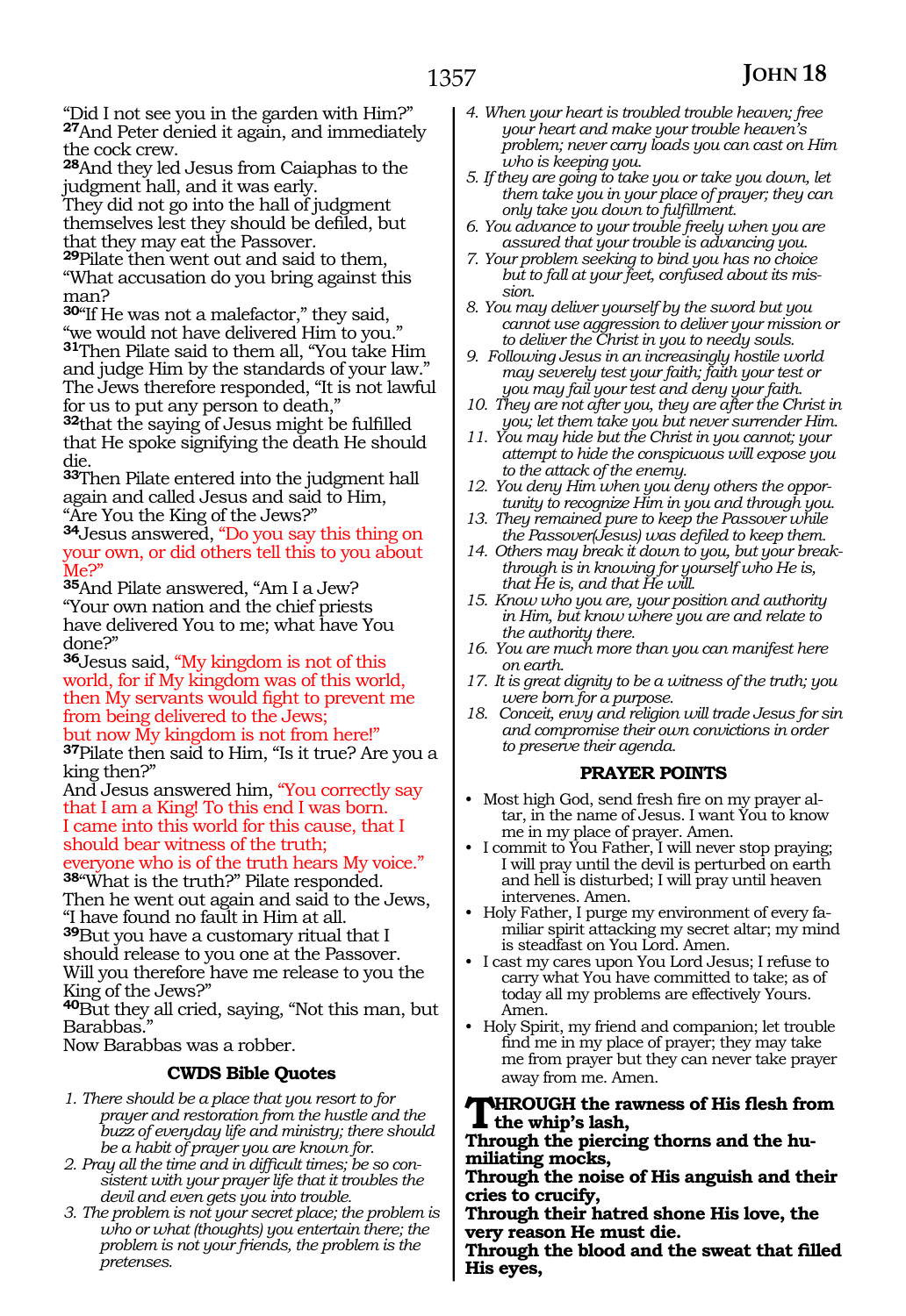"Did I not see you in the garden with Him?"
**27**And Peter denied it again, and immediately the cock crew.
**28**And they led Jesus from Caiaphas to the judgment hall, and it was early.
They did not go into the hall of judgment themselves lest they should be defiled, but that they may eat the Passover.
**29**Pilate then went out and said to them, "What accusation do you bring against this man?
**30**"If He was not a malefactor," they said, "we would not have delivered Him to you."
**31**Then Pilate said to them all, "You take Him and judge Him by the standards of your law."
The Jews therefore responded, "It is not lawful for us to put any person to death,"
**32**that the saying of Jesus might be fulfilled that He spoke signifying the death He should die.
**33**Then Pilate entered into the judgment hall again and called Jesus and said to Him, "Are You the King of the Jews?"
**34**Jesus answered, "Do you say this thing on your own, or did others tell this to you about Me?"
**35**And Pilate answered, "Am I a Jew? "Your own nation and the chief priests have delivered You to me; what have You done?"
**36**Jesus said, "My kingdom is not of this world, for if My kingdom was of this world, then My servants would fight to prevent me from being delivered to the Jews;
but now My kingdom is not from here!"
**37**Pilate then said to Him, "Is it true? Are you a king then?"
And Jesus answered him, "You correctly say that I am a King! To this end I was born.
I came into this world for this cause, that I should bear witness of the truth;
everyone who is of the truth hears My voice."
**38**"What is the truth?" Pilate responded.
Then he went out again and said to the Jews, "I have found no fault in Him at all.
**39**But you have a customary ritual that I should release to you one at the Passover.
Will you therefore have me release to you the King of the Jews?"
**40**But they all cried, saying, "Not this man, but Barabbas."
Now Barabbas was a robber.

### CWDS Bible Quotes

1. *There should be a place that you resort to for prayer and restoration from the hustle and the buzz of everyday life and ministry; there should be a habit of prayer you are known for.*
2. *Pray all the time and in difficult times; be so consistent with your prayer life that it troubles the devil and even gets you into trouble.*
3. *The problem is not your secret place; the problem is who or what (thoughts) you entertain there; the problem is not your friends, the problem is the pretenses.*
4. *When your heart is troubled trouble heaven; free your heart and make your trouble heaven's problem; never carry loads you can cast on Him who is keeping you.*
5. *If they are going to take you or take you down, let them take you in your place of prayer; they can only take you down to fulfillment.*
6. *You advance to your trouble freely when you are assured that your trouble is advancing you.*
7. *Your problem seeking to bind you has no choice but to fall at your feet, confused about its mission.*
8. *You may deliver yourself by the sword but you cannot use aggression to deliver your mission or to deliver the Christ in you to needy souls.*
9. *Following Jesus in an increasingly hostile world may severely test your faith; faith your test or you may fail your test and deny your faith.*
10. *They are not after you, they are after the Christ in you; let them take you but never surrender Him.*
11. *You may hide but the Christ in you cannot; your attempt to hide the conspicuous will expose you to the attack of the enemy.*
12. *You deny Him when you deny others the opportunity to recognize Him in you and through you.*
13. *They remained pure to keep the Passover while the Passover(Jesus) was defiled to keep them.*
14. *Others may break it down to you, but your breakthrough is in knowing for yourself who He is, that He is, and that He will.*
15. *Know who you are, your position and authority in Him, but know where you are and relate to the authority there.*
16. *You are much more than you can manifest here on earth.*
17. *It is great dignity to be a witness of the truth; you were born for a purpose.*
18. *Conceit, envy and religion will trade Jesus for sin and compromise their own convictions in order to preserve their agenda.*

### PRAYER POINTS

- Most high God, send fresh fire on my prayer altar, in the name of Jesus. I want You to know me in my place of prayer. Amen.
- I commit to You Father, I will never stop praying; I will pray until the devil is perturbed on earth and hell is disturbed; I will pray until heaven intervenes. Amen.
- Holy Father, I purge my environment of every familiar spirit attacking my secret altar; my mind is steadfast on You Lord. Amen.
- I cast my cares upon You Lord Jesus; I refuse to carry what You have committed to take; as of today all my problems are effectively Yours. Amen.
- Holy Spirit, my friend and companion; let trouble find me in my place of prayer; they may take me from prayer but they can never take prayer away from me. Amen.

**Through the rawness of His flesh from the whip's lash,**
**Through the piercing thorns and the humiliating mocks,**
**Through the noise of His anguish and their cries to crucify,**
**Through their hatred shone His love, the very reason He must die.**
**Through the blood and the sweat that filled His eyes,**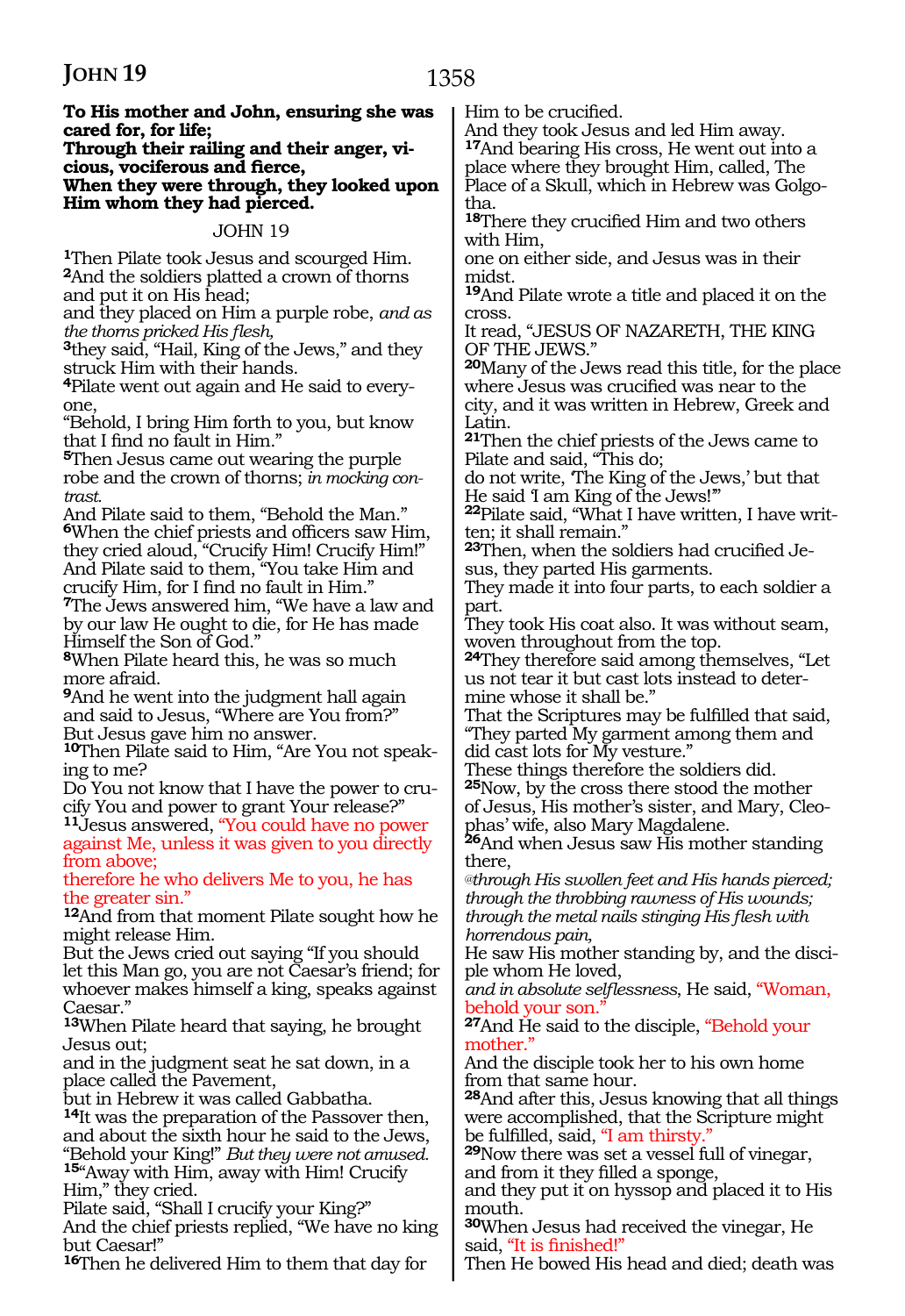**To His mother and John, ensuring she was cared for, for life;**
**Through their railing and their anger, vicious, vociferous and fierce,**
**When they were through, they looked upon Him whom they had pierced.**

## JOHN 19

[1]Then Pilate took Jesus and scourged Him.
[2]And the soldiers platted a crown of thorns and put it on His head;
and they placed on Him a purple robe, *and as the thorns pricked His flesh,*
[3]they said, "Hail, King of the Jews," and they struck Him with their hands.
[4]Pilate went out again and He said to everyone,
"Behold, I bring Him forth to you, but know that I find no fault in Him."
[5]Then Jesus came out wearing the purple robe and the crown of thorns; *in mocking contrast.*
And Pilate said to them, "Behold the Man."
[6]When the chief priests and officers saw Him, they cried aloud, "Crucify Him! Crucify Him!"
And Pilate said to them, "You take Him and crucify Him, for I find no fault in Him."
[7]The Jews answered him, "We have a law and by our law He ought to die, for He has made Himself the Son of God."
[8]When Pilate heard this, he was so much more afraid.
[9]And he went into the judgment hall again and said to Jesus, "Where are You from?"
But Jesus gave him no answer.
[10]Then Pilate said to Him, "Are You not speaking to me?
Do You not know that I have the power to crucify You and power to grant Your release?"
[11]Jesus answered, "You could have no power against Me, unless it was given to you directly from above;
therefore he who delivers Me to you, he has the greater sin."
[12]And from that moment Pilate sought how he might release Him.
But the Jews cried out saying "If you should let this Man go, you are not Caesar's friend; for whoever makes himself a king, speaks against Caesar."
[13]When Pilate heard that saying, he brought Jesus out;
and in the judgment seat he sat down, in a place called the Pavement,
but in Hebrew it was called Gabbatha.
[14]It was the preparation of the Passover then, and about the sixth hour he said to the Jews,
"Behold your King!" *But they were not amused.*
[15]"Away with Him, away with Him! Crucify Him," they cried.
Pilate said, "Shall I crucify your King?"
And the chief priests replied, "We have no king but Caesar!"
[16]Then he delivered Him to them that day for Him to be crucified.
And they took Jesus and led Him away.
[17]And bearing His cross, He went out into a place where they brought Him, called, The Place of a Skull, which in Hebrew was Golgotha.
[18]There they crucified Him and two others with Him,
one on either side, and Jesus was in their midst.
[19]And Pilate wrote a title and placed it on the cross.
It read, "JESUS OF NAZARETH, THE KING OF THE JEWS."
[20]Many of the Jews read this title, for the place where Jesus was crucified was near to the city, and it was written in Hebrew, Greek and Latin.
[21]Then the chief priests of the Jews came to Pilate and said, "This do;
do not write, 'The King of the Jews,' but that He said 'I am King of the Jews!'"
[22]Pilate said, "What I have written, I have written; it shall remain."
[23]Then, when the soldiers had crucified Jesus, they parted His garments.
They made it into four parts, to each soldier a part.
They took His coat also. It was without seam, woven throughout from the top.
[24]They therefore said among themselves, "Let us not tear it but cast lots instead to determine whose it shall be."
That the Scriptures may be fulfilled that said, "They parted My garment among them and did cast lots for My vesture."
These things therefore the soldiers did.
[25]Now, by the cross there stood the mother of Jesus, His mother's sister, and Mary, Cleophas' wife, also Mary Magdalene.
[26]And when Jesus saw His mother standing there,
*@through His swollen feet and His hands pierced;*
*through the throbbing rawness of His wounds;*
*through the metal nails stinging His flesh with horrendous pain,*
He saw His mother standing by, and the disciple whom He loved,
*and in absolute selflessness*, He said, "Woman, behold your son."
[27]And He said to the disciple, "Behold your mother."
And the disciple took her to his own home from that same hour.
[28]And after this, Jesus knowing that all things were accomplished, that the Scripture might be fulfilled, said, "I am thirsty."
[29]Now there was set a vessel full of vinegar, and from it they filled a sponge,
and they put it on hyssop and placed it to His mouth.
[30]When Jesus had received the vinegar, He said, "It is finished!"
Then He bowed His head and died; death was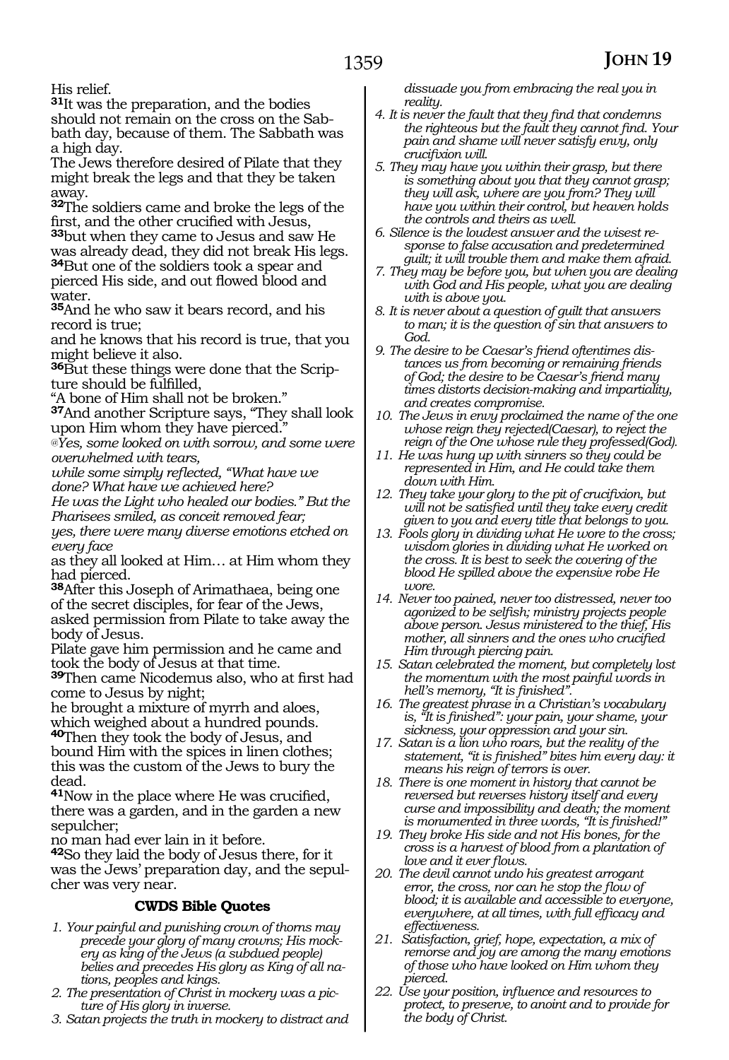His relief.

**31**It was the preparation, and the bodies should not remain on the cross on the Sabbath day, because of them. The Sabbath was a high day.

The Jews therefore desired of Pilate that they might break the legs and that they be taken away.

**32**The soldiers came and broke the legs of the first, and the other crucified with Jesus, **33**but when they came to Jesus and saw He was already dead, they did not break His legs. **34**But one of the soldiers took a spear and pierced His side, and out flowed blood and water.

**35**And he who saw it bears record, and his record is true;

and he knows that his record is true, that you might believe it also.

**36**But these things were done that the Scripture should be fulfilled,

"A bone of Him shall not be broken."

**37**And another Scripture says, "They shall look upon Him whom they have pierced."

*@Yes, some looked on with sorrow, and some were overwhelmed with tears,*

*while some simply reflected, "What have we done? What have we achieved here?*

*He was the Light who healed our bodies." But the Pharisees smiled, as conceit removed fear;*

*yes, there were many diverse emotions etched on every face*

as they all looked at Him… at Him whom they had pierced.

**38**After this Joseph of Arimathaea, being one of the secret disciples, for fear of the Jews, asked permission from Pilate to take away the body of Jesus.

Pilate gave him permission and he came and took the body of Jesus at that time.

**39**Then came Nicodemus also, who at first had come to Jesus by night;

he brought a mixture of myrrh and aloes, which weighed about a hundred pounds.

**40**Then they took the body of Jesus, and bound Him with the spices in linen clothes; this was the custom of the Jews to bury the dead.

**41**Now in the place where He was crucified, there was a garden, and in the garden a new sepulcher;

no man had ever lain in it before.

**42**So they laid the body of Jesus there, for it was the Jews' preparation day, and the sepulcher was very near.

### CWDS Bible Quotes

1. *Your painful and punishing crown of thorns may precede your glory of many crowns; His mockery as king of the Jews (a subdued people) belies and precedes His glory as King of all nations, peoples and kings.*
2. *The presentation of Christ in mockery was a picture of His glory in inverse.*
3. *Satan projects the truth in mockery to distract and dissuade you from embracing the real you in reality.*
4. *It is never the fault that they find that condemns the righteous but the fault they cannot find. Your pain and shame will never satisfy envy, only crucifixion will.*
5. *They may have you within their grasp, but there is something about you that they cannot grasp; they will ask, where are you from? They will have you within their control, but heaven holds the controls and theirs as well.*
6. *Silence is the loudest answer and the wisest response to false accusation and predetermined guilt; it will trouble them and make them afraid.*
7. *They may be before you, but when you are dealing with God and His people, what you are dealing with is above you.*
8. *It is never about a question of guilt that answers to man; it is the question of sin that answers to God.*
9. *The desire to be Caesar's friend oftentimes distances us from becoming or remaining friends of God; the desire to be Caesar's friend many times distorts decision-making and impartiality, and creates compromise.*
10. *The Jews in envy proclaimed the name of the one whose reign they rejected(Caesar), to reject the reign of the One whose rule they professed(God).*
11. *He was hung up with sinners so they could be represented in Him, and He could take them down with Him.*
12. *They take your glory to the pit of crucifixion, but will not be satisfied until they take every credit given to you and every title that belongs to you.*
13. *Fools glory in dividing what He wore to the cross; wisdom glories in dividing what He worked on the cross. It is best to seek the covering of the blood He spilled above the expensive robe He wore.*
14. *Never too pained, never too distressed, never too agonized to be selfish; ministry projects people above person. Jesus ministered to the thief, His mother, all sinners and the ones who crucified Him through piercing pain.*
15. *Satan celebrated the moment, but completely lost the momentum with the most painful words in hell's memory, "It is finished".*
16. *The greatest phrase in a Christian's vocabulary is, "It is finished": your pain, your shame, your sickness, your oppression and your sin.*
17. *Satan is a lion who roars, but the reality of the statement, "it is finished" bites him every day: it means his reign of terrors is over.*
18. *There is one moment in history that cannot be reversed but reverses history itself and every curse and impossibility and death; the moment is monumented in three words, "It is finished!"*
19. *They broke His side and not His bones, for the cross is a harvest of blood from a plantation of love and it ever flows.*
20. *The devil cannot undo his greatest arrogant error, the cross, nor can he stop the flow of blood; it is available and accessible to everyone, everywhere, at all times, with full efficacy and effectiveness.*
21. *Satisfaction, grief, hope, expectation, a mix of remorse and joy are among the many emotions of those who have looked on Him whom they pierced.*
22. *Use your position, influence and resources to protect, to preserve, to anoint and to provide for the body of Christ.*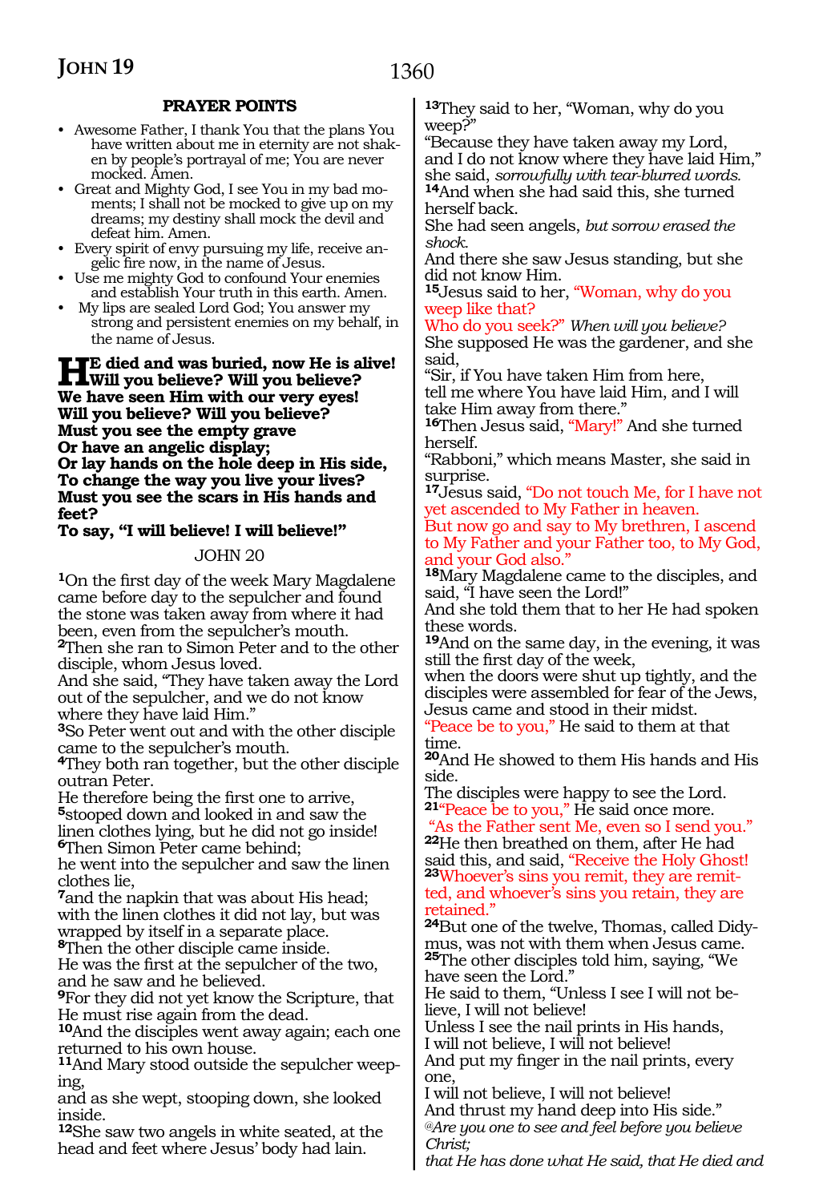## PRAYER POINTS

- Awesome Father, I thank You that the plans You have written about me in eternity are not shaken by people's portrayal of me; You are never mocked. Amen.
- Great and Mighty God, I see You in my bad moments; I shall not be mocked to give up on my dreams; my destiny shall mock the devil and defeat him. Amen.
- Every spirit of envy pursuing my life, receive angelic fire now, in the name of Jesus.
- Use me mighty God to confound Your enemies and establish Your truth in this earth. Amen.
- My lips are sealed Lord God; You answer my strong and persistent enemies on my behalf, in the name of Jesus.

**HE died and was buried, now He is alive!**
**Will you believe? Will you believe?**
**We have seen Him with our very eyes!**
**Will you believe? Will you believe?**
**Must you see the empty grave**
**Or have an angelic display;**
**Or lay hands on the hole deep in His side,**
**To change the way you live your lives?**
**Must you see the scars in His hands and feet?**
**To say, "I will believe! I will believe!"**

JOHN 20

**1**On the first day of the week Mary Magdalene came before day to the sepulcher and found the stone was taken away from where it had been, even from the sepulcher's mouth.
**2**Then she ran to Simon Peter and to the other disciple, whom Jesus loved.
And she said, "They have taken away the Lord out of the sepulcher, and we do not know where they have laid Him."
**3**So Peter went out and with the other disciple came to the sepulcher's mouth.
**4**They both ran together, but the other disciple outran Peter.
He therefore being the first one to arrive,
**5**stooped down and looked in and saw the linen clothes lying, but he did not go inside!
**6**Then Simon Peter came behind;
he went into the sepulcher and saw the linen clothes lie,
**7**and the napkin that was about His head;
with the linen clothes it did not lay, but was wrapped by itself in a separate place.
**8**Then the other disciple came inside.
He was the first at the sepulcher of the two,
and he saw and he believed.
**9**For they did not yet know the Scripture, that He must rise again from the dead.
**10**And the disciples went away again; each one returned to his own house.
**11**And Mary stood outside the sepulcher weeping,
and as she wept, stooping down, she looked inside.
**12**She saw two angels in white seated, at the head and feet where Jesus' body had lain.
**13**They said to her, "Woman, why do you weep?"
"Because they have taken away my Lord,
and I do not know where they have laid Him,"
she said, *sorrowfully with tear-blurred words.*
**14**And when she had said this, she turned herself back.
She had seen angels, *but sorrow erased the shock.*
And there she saw Jesus standing, but she did not know Him.
**15**Jesus said to her, "Woman, why do you weep like that?
Who do you seek?" *When will you believe?*
She supposed He was the gardener, and she said,
"Sir, if You have taken Him from here,
tell me where You have laid Him, and I will take Him away from there."
**16**Then Jesus said, "Mary!" And she turned herself.
"Rabboni," which means Master, she said in surprise.
**17**Jesus said, "Do not touch Me, for I have not yet ascended to My Father in heaven.
But now go and say to My brethren, I ascend to My Father and your Father too, to My God, and your God also."
**18**Mary Magdalene came to the disciples, and said, "I have seen the Lord!"
And she told them that to her He had spoken these words.
**19**And on the same day, in the evening, it was still the first day of the week,
when the doors were shut up tightly, and the disciples were assembled for fear of the Jews,
Jesus came and stood in their midst.
"Peace be to you," He said to them at that time.
**20**And He showed to them His hands and His side.
The disciples were happy to see the Lord.
**21**"Peace be to you," He said once more.
"As the Father sent Me, even so I send you."
**22**He then breathed on them, after He had said this, and said, "Receive the Holy Ghost!
**23**Whoever's sins you remit, they are remitted, and whoever's sins you retain, they are retained."
**24**But one of the twelve, Thomas, called Didymus, was not with them when Jesus came.
**25**The other disciples told him, saying, "We have seen the Lord."
He said to them, "Unless I see I will not believe, I will not believe!
Unless I see the nail prints in His hands,
I will not believe, I will not believe!
And put my finger in the nail prints, every one,
I will not believe, I will not believe!
And thrust my hand deep into His side."
*@Are you one to see and feel before you believe Christ;*
*that He has done what He said, that He died and*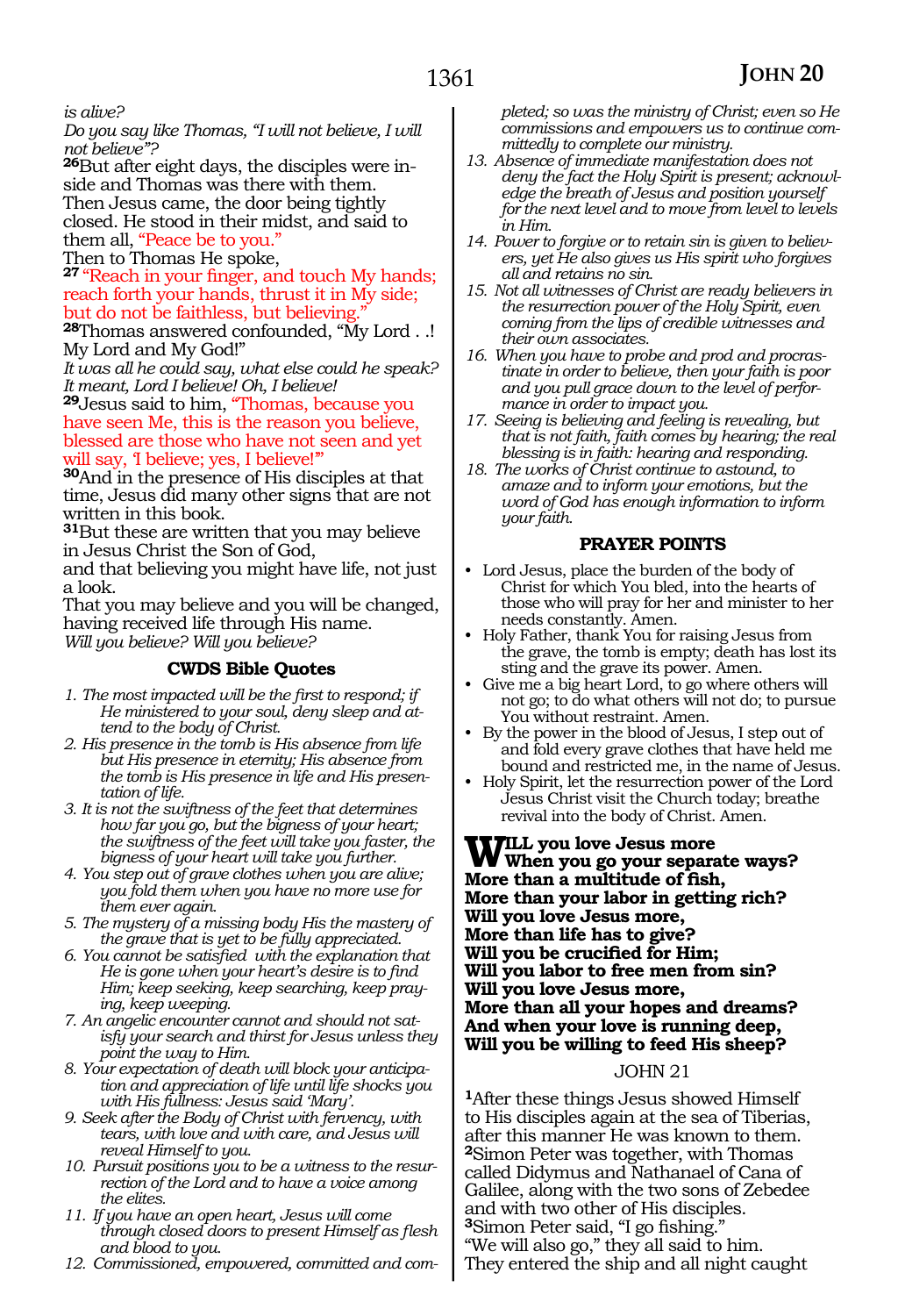*is alive?*

*Do you say like Thomas, "I will not believe, I will not believe"?*

[26]But after eight days, the disciples were inside and Thomas was there with them.
Then Jesus came, the door being tightly closed. He stood in their midst, and said to them all, "Peace be to you."
Then to Thomas He spoke,
[27] "Reach in your finger, and touch My hands; reach forth your hands, and thrust it in My side; but do not be faithless, but believing."
[28]Thomas answered confounded, "My Lord . .! My Lord and My God!"

*It was all he could say, what else could he speak? It meant, Lord I believe! Oh, I believe!*

[29]Jesus said to him, "Thomas, because you have seen Me, this is the reason you believe, blessed are those who have not seen and yet will say, 'I believe; yes, I believe!'"
[30]And in the presence of His disciples at that time, Jesus did many other signs that are not written in this book.
[31]But these are written that you may believe in Jesus Christ the Son of God,
and that believing you might have life, not just a look.
That you may believe and you will be changed, having received life through His name.

*Will you believe? Will you believe?*

### CWDS Bible Quotes

1. *The most impacted will be the first to respond; if He ministered to your soul, deny sleep and attend to the body of Christ.*
2. *His presence in the tomb is His absence from life but His presence in eternity; His absence from the tomb is His presence in life and His presentation of life.*
3. *It is not the swiftness of the feet that determines how far you go, but the bigness of your heart; the swiftness of the feet will take you faster, the bigness of your heart will take you further.*
4. *You step out of grave clothes when you are alive; you fold them when you have no more use for them ever again.*
5. *The mystery of a missing body His the mastery of the grave that is yet to be fully appreciated.*
6. *You cannot be satisfied with the explanation that He is gone when your heart's desire is to find Him; keep seeking, keep searching, keep praying, keep weeping.*
7. *An angelic encounter cannot and should not satisfy your search and thirst for Jesus unless they point the way to Him.*
8. *Your expectation of death will block your anticipation and appreciation of life until life shocks you with His fullness: Jesus said 'Mary'.*
9. *Seek after the Body of Christ with fervency, with tears, with love and with care, and Jesus will reveal Himself to you.*
10. *Pursuit positions you to be a witness to the resurrection of the Lord and to have a voice among the elites.*
11. *If you have an open heart, Jesus will come through closed doors to present Himself as flesh and blood to you.*
12. *Commissioned, empowered, committed and completed; so was the ministry of Christ; even so He commissions and empowers us to continue committedly to complete our ministry.*
13. *Absence of immediate manifestation does not deny the fact the Holy Spirit is present; acknowledge the breath of Jesus and position yourself for the next level and to move from level to levels in Him.*
14. *Power to forgive or to retain sin is given to believers, yet He also gives us His spirit who forgives all and retains no sin.*
15. *Not all witnesses of Christ are ready believers in the resurrection power of the Holy Spirit, even coming from the lips of credible witnesses and their own associates.*
16. *When you have to probe and prod and procrastinate in order to believe, then your faith is poor and you pull grace down to the level of performance in order to impact you.*
17. *Seeing is believing and feeling is revealing, but that is not faith, faith comes by hearing; the real blessing is in faith: hearing and responding.*
18. *The works of Christ continue to astound, to amaze and to inform your emotions, but the word of God has enough information to inform your faith.*

### PRAYER POINTS

- Lord Jesus, place the burden of the body of Christ for which You bled, into the hearts of those who will pray for her and minister to her needs constantly. Amen.
- Holy Father, thank You for raising Jesus from the grave, the tomb is empty; death has lost its sting and the grave its power. Amen.
- Give me a big heart Lord, to go where others will not go; to do what others will not do; to pursue You without restraint. Amen.
- By the power in the blood of Jesus, I step out of and fold every grave clothes that have held me bound and restricted me, in the name of Jesus.
- Holy Spirit, let the resurrection power of the Lord Jesus Christ visit the Church today; breathe revival into the body of Christ. Amen.

**WILL you love Jesus more**
**When you go your separate ways?**
**More than a multitude of fish,**
**More than your labor in getting rich?**
**Will you love Jesus more,**
**More than life has to give?**
**Will you be crucified for Him;**
**Will you labor to free men from sin?**
**Will you love Jesus more,**
**More than all your hopes and dreams?**
**And when your love is running deep,**
**Will you be willing to feed His sheep?**

## JOHN 21

[1]After these things Jesus showed Himself to His disciples again at the sea of Tiberias, after this manner He was known to them.
[2]Simon Peter was together, with Thomas called Didymus and Nathanael of Cana of Galilee, along with the two sons of Zebedee and with two other of His disciples.
[3]Simon Peter said, "I go fishing."
"We will also go," they all said to him.
They entered the ship and all night caught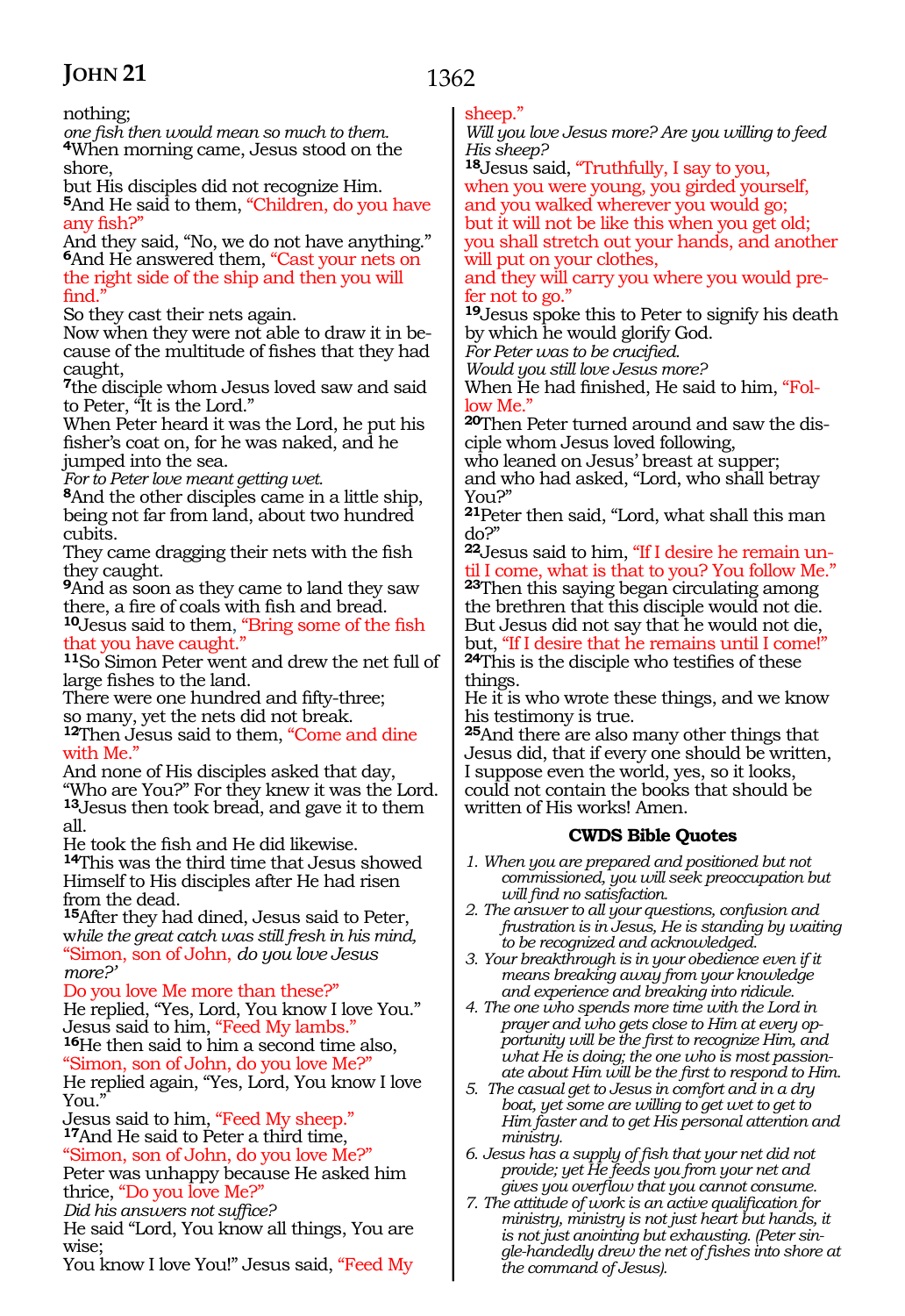nothing;
*one fish then would mean so much to them.*
**4**When morning came, Jesus stood on the shore,
but His disciples did not recognize Him.
**5**And He said to them, "Children, do you have any fish?"
And they said, "No, we do not have anything."
**6**And He answered them, "Cast your nets on the right side of the ship and then you will find."
So they cast their nets again.
Now when they were not able to draw it in because of the multitude of fishes that they had caught,
**7**the disciple whom Jesus loved saw and said to Peter, "It is the Lord."
When Peter heard it was the Lord, he put his fisher's coat on, for he was naked, and he jumped into the sea.
*For to Peter love meant getting wet.*
**8**And the other disciples came in a little ship, being not far from land, about two hundred cubits.
They came dragging their nets with the fish they caught.
**9**And as soon as they came to land they saw there, a fire of coals with fish and bread.
**10**Jesus said to them, "Bring some of the fish that you have caught."
**11**So Simon Peter went and drew the net full of large fishes to the land.
There were one hundred and fifty-three;
so many, yet the nets did not break.
**12**Then Jesus said to them, "Come and dine with Me."
And none of His disciples asked that day, "Who are You?" For they knew it was the Lord.
**13**Jesus then took bread, and gave it to them all.
He took the fish and He did likewise.
**14**This was the third time that Jesus showed Himself to His disciples after He had risen from the dead.
**15**After they had dined, Jesus said to Peter,
*while the great catch was still fresh in his mind,*
"Simon, son of John, *do you love Jesus more?'*
Do you love Me more than these?"
He replied, "Yes, Lord, You know I love You."
Jesus said to him, "Feed My lambs."
**16**He then said to him a second time also,
"Simon, son of John, do you love Me?"
He replied again, "Yes, Lord, You know I love You."
Jesus said to him, "Feed My sheep."
**17**And He said to Peter a third time,
"Simon, son of John, do you love Me?"
Peter was unhappy because He asked him thrice, "Do you love Me?"
*Did his answers not suffice?*
He said "Lord, You know all things, You are wise;
You know I love You!" Jesus said, "Feed My sheep."
*Will you love Jesus more? Are you willing to feed His sheep?*
**18**Jesus said, "Truthfully, I say to you,
when you were young, you girded yourself,
and you walked wherever you would go;
but it will not be like this when you get old;
you shall stretch out your hands, and another will put on your clothes,
and they will carry you where you would prefer not to go."
**19**Jesus spoke this to Peter to signify his death by which he would glorify God.
*For Peter was to be crucified.*
*Would you still love Jesus more?*
When He had finished, He said to him, "Follow Me."
**20**Then Peter turned around and saw the disciple whom Jesus loved following,
who leaned on Jesus' breast at supper;
and who had asked, "Lord, who shall betray You?"
**21**Peter then said, "Lord, what shall this man do?"
**22**Jesus said to him, "If I desire he remain until I come, what is that to you? You follow Me."
**23**Then this saying began circulating among the brethren that this disciple would not die.
But Jesus did not say that he would not die,
but, "If I desire that he remains until I come!"
**24**This is the disciple who testifies of these things.
He it is who wrote these things, and we know his testimony is true.
**25**And there are also many other things that Jesus did, that if every one should be written,
I suppose even the world, yes, so it looks,
could not contain the books that should be written of His works! Amen.

### CWDS Bible Quotes

1. *When you are prepared and positioned but not commissioned, you will seek preoccupation but will find no satisfaction.*
2. *The answer to all your questions, confusion and frustration is in Jesus, He is standing by waiting to be recognized and acknowledged.*
3. *Your breakthrough is in your obedience even if it means breaking away from your knowledge and experience and breaking into ridicule.*
4. *The one who spends more time with the Lord in prayer and who gets close to Him at every opportunity will be the first to recognize Him, and what He is doing; the one who is most passionate about Him will be the first to respond to Him.*
5. *The casual get to Jesus in comfort and in a dry boat, yet some are willing to get wet to get to Him faster and to get His personal attention and ministry.*
6. *Jesus has a supply of fish that your net did not provide; yet He feeds you from your net and gives you overflow that you cannot consume.*
7. *The attitude of work is an active qualification for ministry, ministry is not just heart but hands, it is not just anointing but exhausting. (Peter single-handedly drew the net of fishes into shore at the command of Jesus).*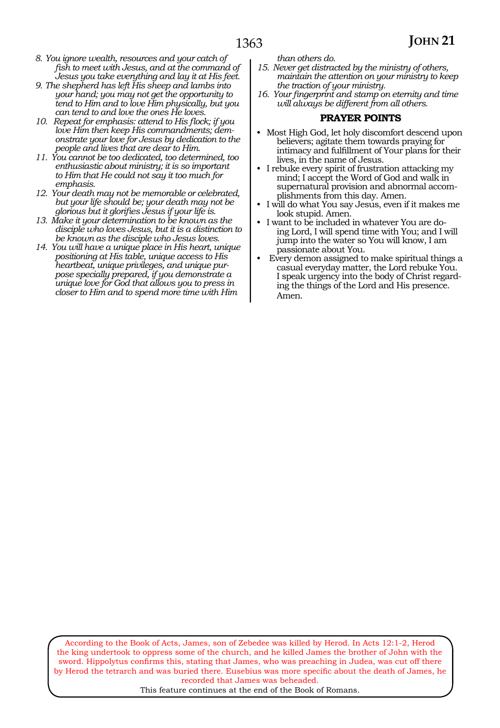*8. You ignore wealth, resources and your catch of fish to meet with Jesus, and at the command of Jesus you take everything and lay it at His feet.*

*9. The shepherd has left His sheep and lambs into your hand; you may not get the opportunity to tend to Him and to love Him physically, but you can tend to and love the ones He loves.*

*10. Repeat for emphasis: attend to His flock; if you love Him then keep His commandments; demonstrate your love for Jesus by dedication to the people and lives that are dear to Him.*

*11. You cannot be too dedicated, too determined, too enthusiastic about ministry; it is so important to Him that He could not say it too much for emphasis.*

*12. Your death may not be memorable or celebrated, but your life should be; your death may not be glorious but it glorifies Jesus if your life is.*

*13. Make it your determination to be known as the disciple who loves Jesus, but it is a distinction to be known as the disciple who Jesus loves.*

*14. You will have a unique place in His heart, unique positioning at His table, unique access to His heartbeat, unique privileges, and unique purpose specially prepared, if you demonstrate a unique love for God that allows you to press in closer to Him and to spend more time with Him than others do.*

*15. Never get distracted by the ministry of others, maintain the attention on your ministry to keep the traction of your ministry.*

*16. Your fingerprint and stamp on eternity and time will always be different from all others.*

## PRAYER POINTS

- Most High God, let holy discomfort descend upon believers; agitate them towards praying for intimacy and fulfillment of Your plans for their lives, in the name of Jesus.
- I rebuke every spirit of frustration attacking my mind; I accept the Word of God and walk in supernatural provision and abnormal accomplishments from this day. Amen.
- I will do what You say Jesus, even if it makes me look stupid. Amen.
- I want to be included in whatever You are doing Lord, I will spend time with You; and I will jump into the water so You will know, I am passionate about You.
- Every demon assigned to make spiritual things a casual everyday matter, the Lord rebuke You. I speak urgency into the body of Christ regarding the things of the Lord and His presence. Amen.

According to the Book of Acts, James, son of Zebedee was killed by Herod. In Acts 12:1-2, Herod the king undertook to oppress some of the church, and he killed James the brother of John with the sword. Hippolytus confirms this, stating that James, who was preaching in Judea, was cut off there by Herod the tetrarch and was buried there. Eusebius was more specific about the death of James, he recorded that James was beheaded.

This feature continues at the end of the Book of Romans.